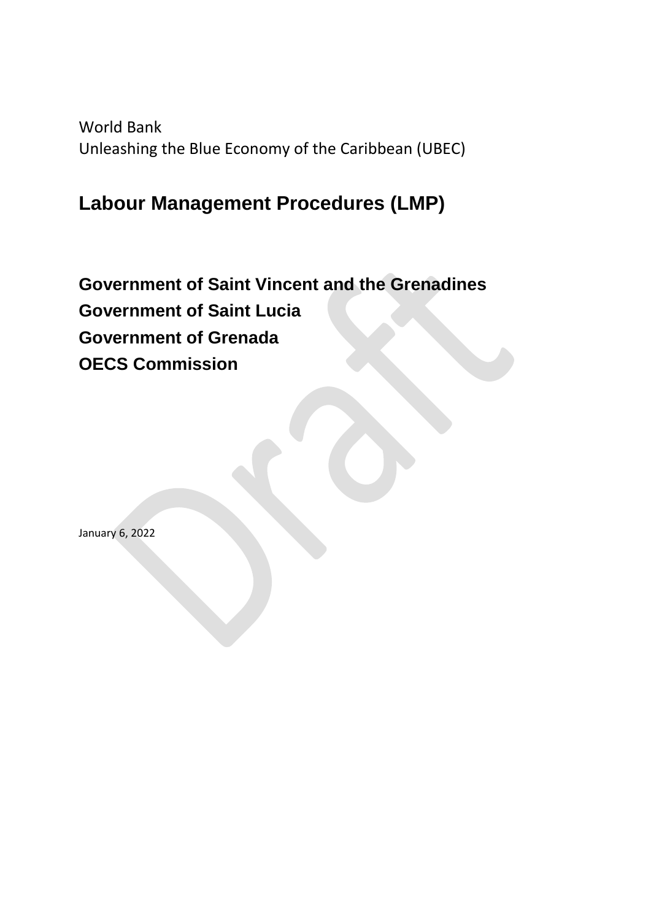World Bank
Unleashing the Blue Economy of the Caribbean (UBEC)

# Labour Management Procedures (LMP)

**Government of Saint Vincent and the Grenadines**
**Government of Saint Lucia**
**Government of Grenada**
**OECS Commission**

January 6, 2022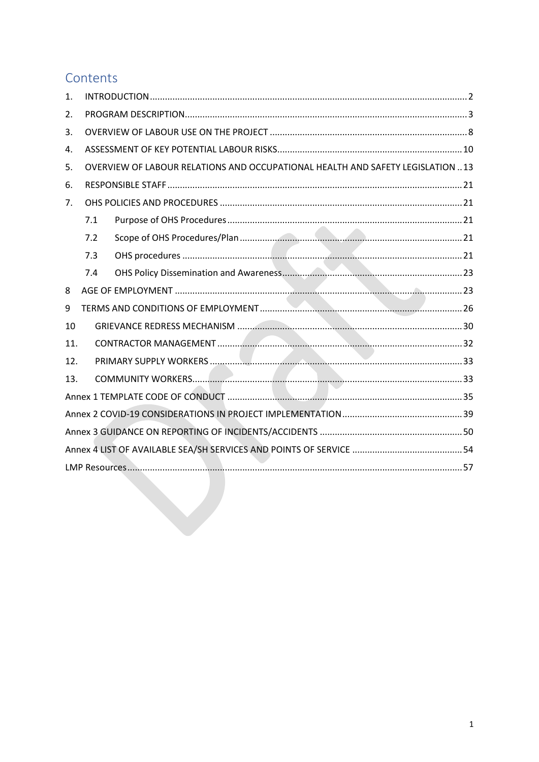# Contents

1. INTRODUCTION .......... 2
2. PROGRAM DESCRIPTION .......... 3
3. OVERVIEW OF LABOUR USE ON THE PROJECT .......... 8
4. ASSESSMENT OF KEY POTENTIAL LABOUR RISKS .......... 10
5. OVERVIEW OF LABOUR RELATIONS AND OCCUPATIONAL HEALTH AND SAFETY LEGISLATION .......... 13
6. RESPONSIBLE STAFF .......... 21
7. OHS POLICIES AND PROCEDURES .......... 21
   - 7.1 Purpose of OHS Procedures .......... 21
   - 7.2 Scope of OHS Procedures/Plan .......... 21
   - 7.3 OHS procedures .......... 21
   - 7.4 OHS Policy Dissemination and Awareness .......... 23
8. AGE OF EMPLOYMENT .......... 23
9. TERMS AND CONDITIONS OF EMPLOYMENT .......... 26
10. GRIEVANCE REDRESS MECHANISM .......... 30
11. CONTRACTOR MANAGEMENT .......... 32
12. PRIMARY SUPPLY WORKERS .......... 33
13. COMMUNITY WORKERS .......... 33

Annex 1 TEMPLATE CODE OF CONDUCT .......... 35

Annex 2 COVID-19 CONSIDERATIONS IN PROJECT IMPLEMENTATION .......... 39

Annex 3 GUIDANCE ON REPORTING OF INCIDENTS/ACCIDENTS .......... 50

Annex 4 LIST OF AVAILABLE SEA/SH SERVICES AND POINTS OF SERVICE .......... 54

LMP Resources .......... 57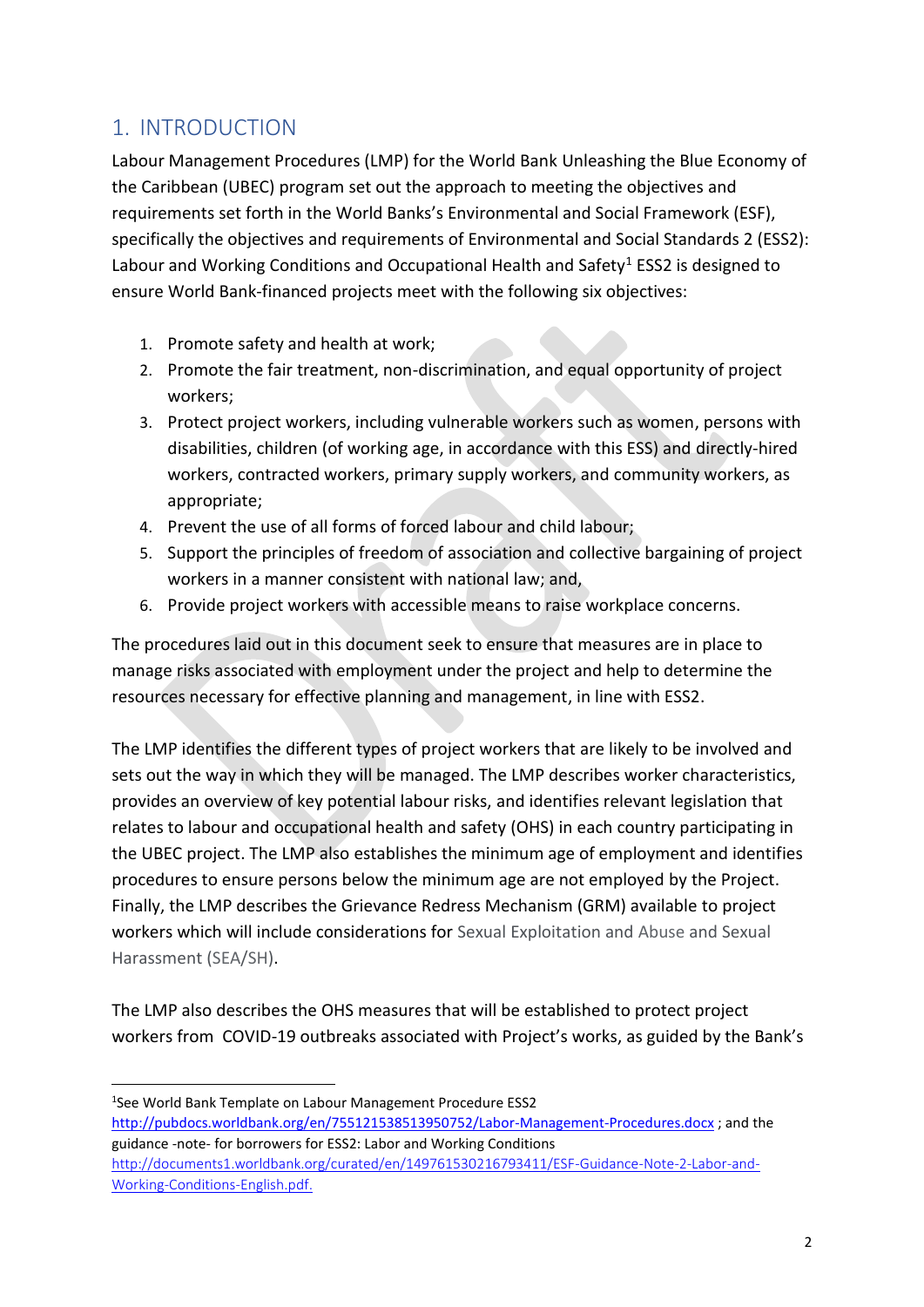# 1. INTRODUCTION

Labour Management Procedures (LMP) for the World Bank Unleashing the Blue Economy of the Caribbean (UBEC) program set out the approach to meeting the objectives and requirements set forth in the World Banks's Environmental and Social Framework (ESF), specifically the objectives and requirements of Environmental and Social Standards 2 (ESS2): Labour and Working Conditions and Occupational Health and Safety[1] ESS2 is designed to ensure World Bank-financed projects meet with the following six objectives:

1. Promote safety and health at work;
2. Promote the fair treatment, non-discrimination, and equal opportunity of project workers;
3. Protect project workers, including vulnerable workers such as women, persons with disabilities, children (of working age, in accordance with this ESS) and directly-hired workers, contracted workers, primary supply workers, and community workers, as appropriate;
4. Prevent the use of all forms of forced labour and child labour;
5. Support the principles of freedom of association and collective bargaining of project workers in a manner consistent with national law; and,
6. Provide project workers with accessible means to raise workplace concerns.

The procedures laid out in this document seek to ensure that measures are in place to manage risks associated with employment under the project and help to determine the resources necessary for effective planning and management, in line with ESS2.

The LMP identifies the different types of project workers that are likely to be involved and sets out the way in which they will be managed. The LMP describes worker characteristics, provides an overview of key potential labour risks, and identifies relevant legislation that relates to labour and occupational health and safety (OHS) in each country participating in the UBEC project. The LMP also establishes the minimum age of employment and identifies procedures to ensure persons below the minimum age are not employed by the Project. Finally, the LMP describes the Grievance Redress Mechanism (GRM) available to project workers which will include considerations for Sexual Exploitation and Abuse and Sexual Harassment (SEA/SH).

The LMP also describes the OHS measures that will be established to protect project workers from COVID-19 outbreaks associated with Project's works, as guided by the Bank's

[1]See World Bank Template on Labour Management Procedure ESS2 http://pubdocs.worldbank.org/en/755121538513950752/Labor-Management-Procedures.docx ; and the guidance -note- for borrowers for ESS2: Labor and Working Conditions http://documents1.worldbank.org/curated/en/149761530216793411/ESF-Guidance-Note-2-Labor-and-Working-Conditions-English.pdf.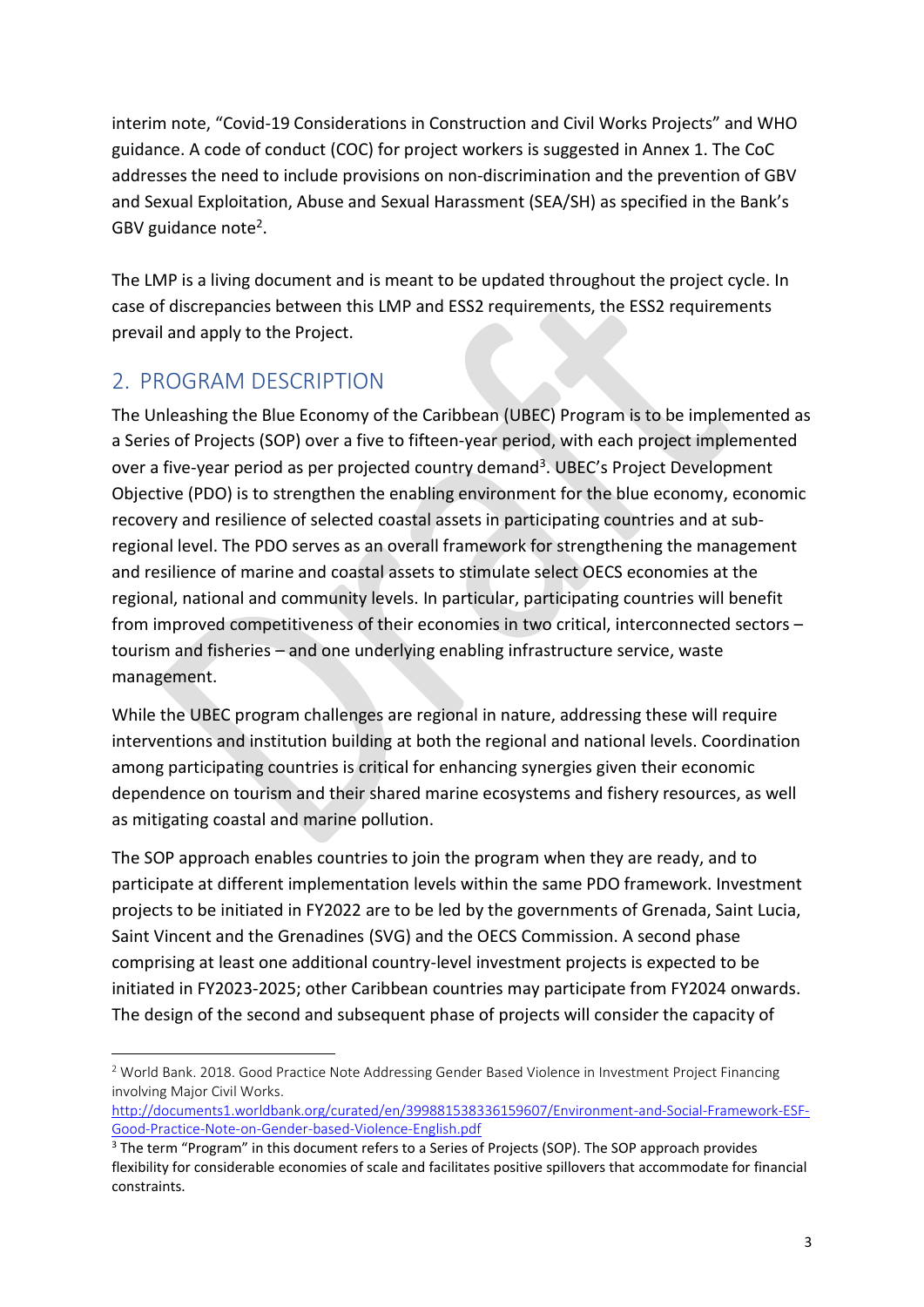interim note, "Covid-19 Considerations in Construction and Civil Works Projects" and WHO guidance. A code of conduct (COC) for project workers is suggested in Annex 1. The CoC addresses the need to include provisions on non-discrimination and the prevention of GBV and Sexual Exploitation, Abuse and Sexual Harassment (SEA/SH) as specified in the Bank's GBV guidance note[2].

The LMP is a living document and is meant to be updated throughout the project cycle. In case of discrepancies between this LMP and ESS2 requirements, the ESS2 requirements prevail and apply to the Project.

## 2. PROGRAM DESCRIPTION

The Unleashing the Blue Economy of the Caribbean (UBEC) Program is to be implemented as a Series of Projects (SOP) over a five to fifteen-year period, with each project implemented over a five-year period as per projected country demand[3]. UBEC's Project Development Objective (PDO) is to strengthen the enabling environment for the blue economy, economic recovery and resilience of selected coastal assets in participating countries and at sub-regional level. The PDO serves as an overall framework for strengthening the management and resilience of marine and coastal assets to stimulate select OECS economies at the regional, national and community levels. In particular, participating countries will benefit from improved competitiveness of their economies in two critical, interconnected sectors – tourism and fisheries – and one underlying enabling infrastructure service, waste management.

While the UBEC program challenges are regional in nature, addressing these will require interventions and institution building at both the regional and national levels. Coordination among participating countries is critical for enhancing synergies given their economic dependence on tourism and their shared marine ecosystems and fishery resources, as well as mitigating coastal and marine pollution.

The SOP approach enables countries to join the program when they are ready, and to participate at different implementation levels within the same PDO framework. Investment projects to be initiated in FY2022 are to be led by the governments of Grenada, Saint Lucia, Saint Vincent and the Grenadines (SVG) and the OECS Commission. A second phase comprising at least one additional country-level investment projects is expected to be initiated in FY2023-2025; other Caribbean countries may participate from FY2024 onwards. The design of the second and subsequent phase of projects will consider the capacity of

---

[2] World Bank. 2018. Good Practice Note Addressing Gender Based Violence in Investment Project Financing involving Major Civil Works. http://documents1.worldbank.org/curated/en/399881538336159607/Environment-and-Social-Framework-ESF-Good-Practice-Note-on-Gender-based-Violence-English.pdf

[3] The term "Program" in this document refers to a Series of Projects (SOP). The SOP approach provides flexibility for considerable economies of scale and facilitates positive spillovers that accommodate for financial constraints.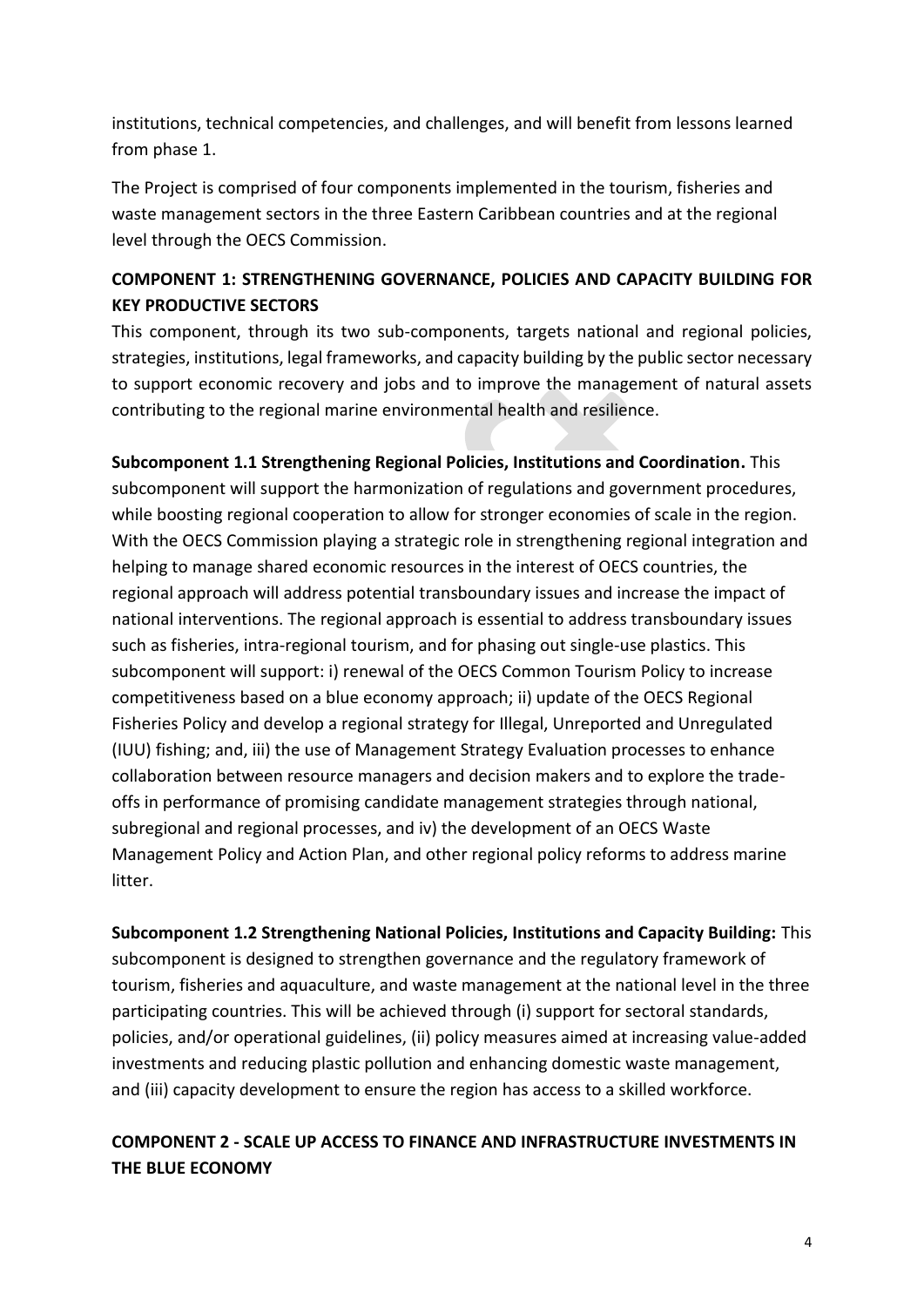institutions, technical competencies, and challenges, and will benefit from lessons learned from phase 1.

The Project is comprised of four components implemented in the tourism, fisheries and waste management sectors in the three Eastern Caribbean countries and at the regional level through the OECS Commission.

## COMPONENT 1: STRENGTHENING GOVERNANCE, POLICIES AND CAPACITY BUILDING FOR KEY PRODUCTIVE SECTORS

This component, through its two sub-components, targets national and regional policies, strategies, institutions, legal frameworks, and capacity building by the public sector necessary to support economic recovery and jobs and to improve the management of natural assets contributing to the regional marine environmental health and resilience.

**Subcomponent 1.1 Strengthening Regional Policies, Institutions and Coordination.** This subcomponent will support the harmonization of regulations and government procedures, while boosting regional cooperation to allow for stronger economies of scale in the region. With the OECS Commission playing a strategic role in strengthening regional integration and helping to manage shared economic resources in the interest of OECS countries, the regional approach will address potential transboundary issues and increase the impact of national interventions. The regional approach is essential to address transboundary issues such as fisheries, intra-regional tourism, and for phasing out single-use plastics. This subcomponent will support: i) renewal of the OECS Common Tourism Policy to increase competitiveness based on a blue economy approach; ii) update of the OECS Regional Fisheries Policy and develop a regional strategy for Illegal, Unreported and Unregulated (IUU) fishing; and, iii) the use of Management Strategy Evaluation processes to enhance collaboration between resource managers and decision makers and to explore the trade-offs in performance of promising candidate management strategies through national, subregional and regional processes, and iv) the development of an OECS Waste Management Policy and Action Plan, and other regional policy reforms to address marine litter.

**Subcomponent 1.2 Strengthening National Policies, Institutions and Capacity Building:** This subcomponent is designed to strengthen governance and the regulatory framework of tourism, fisheries and aquaculture, and waste management at the national level in the three participating countries. This will be achieved through (i) support for sectoral standards, policies, and/or operational guidelines, (ii) policy measures aimed at increasing value-added investments and reducing plastic pollution and enhancing domestic waste management, and (iii) capacity development to ensure the region has access to a skilled workforce.

## COMPONENT 2 - SCALE UP ACCESS TO FINANCE AND INFRASTRUCTURE INVESTMENTS IN THE BLUE ECONOMY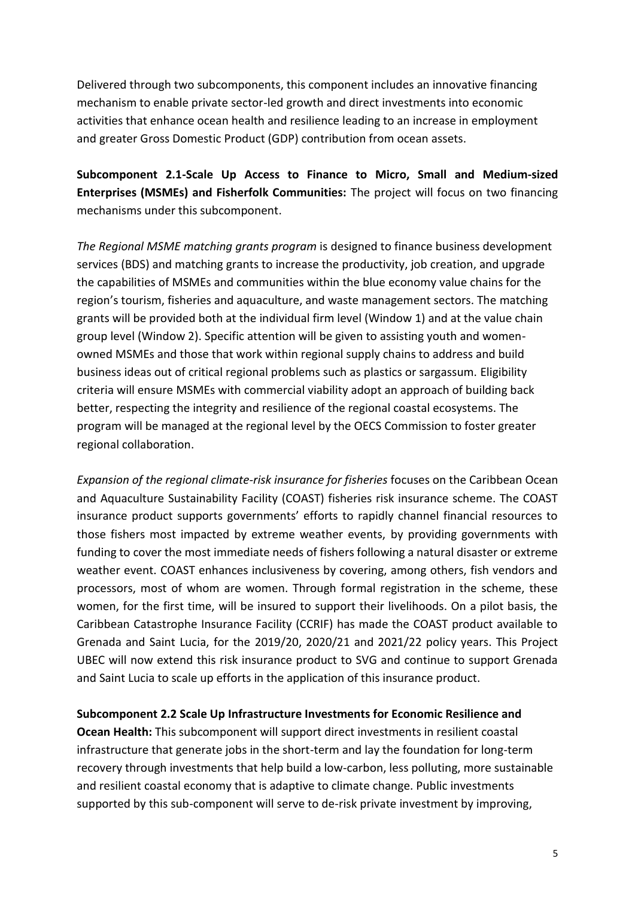Delivered through two subcomponents, this component includes an innovative financing mechanism to enable private sector-led growth and direct investments into economic activities that enhance ocean health and resilience leading to an increase in employment and greater Gross Domestic Product (GDP) contribution from ocean assets.

**Subcomponent 2.1-Scale Up Access to Finance to Micro, Small and Medium-sized Enterprises (MSMEs) and Fisherfolk Communities:** The project will focus on two financing mechanisms under this subcomponent.

*The Regional MSME matching grants program* is designed to finance business development services (BDS) and matching grants to increase the productivity, job creation, and upgrade the capabilities of MSMEs and communities within the blue economy value chains for the region's tourism, fisheries and aquaculture, and waste management sectors. The matching grants will be provided both at the individual firm level (Window 1) and at the value chain group level (Window 2). Specific attention will be given to assisting youth and women-owned MSMEs and those that work within regional supply chains to address and build business ideas out of critical regional problems such as plastics or sargassum. Eligibility criteria will ensure MSMEs with commercial viability adopt an approach of building back better, respecting the integrity and resilience of the regional coastal ecosystems. The program will be managed at the regional level by the OECS Commission to foster greater regional collaboration.

*Expansion of the regional climate-risk insurance for fisheries* focuses on the Caribbean Ocean and Aquaculture Sustainability Facility (COAST) fisheries risk insurance scheme. The COAST insurance product supports governments' efforts to rapidly channel financial resources to those fishers most impacted by extreme weather events, by providing governments with funding to cover the most immediate needs of fishers following a natural disaster or extreme weather event. COAST enhances inclusiveness by covering, among others, fish vendors and processors, most of whom are women. Through formal registration in the scheme, these women, for the first time, will be insured to support their livelihoods. On a pilot basis, the Caribbean Catastrophe Insurance Facility (CCRIF) has made the COAST product available to Grenada and Saint Lucia, for the 2019/20, 2020/21 and 2021/22 policy years. This Project UBEC will now extend this risk insurance product to SVG and continue to support Grenada and Saint Lucia to scale up efforts in the application of this insurance product.

**Subcomponent 2.2 Scale Up Infrastructure Investments for Economic Resilience and Ocean Health:** This subcomponent will support direct investments in resilient coastal infrastructure that generate jobs in the short-term and lay the foundation for long-term recovery through investments that help build a low-carbon, less polluting, more sustainable and resilient coastal economy that is adaptive to climate change. Public investments supported by this sub-component will serve to de-risk private investment by improving,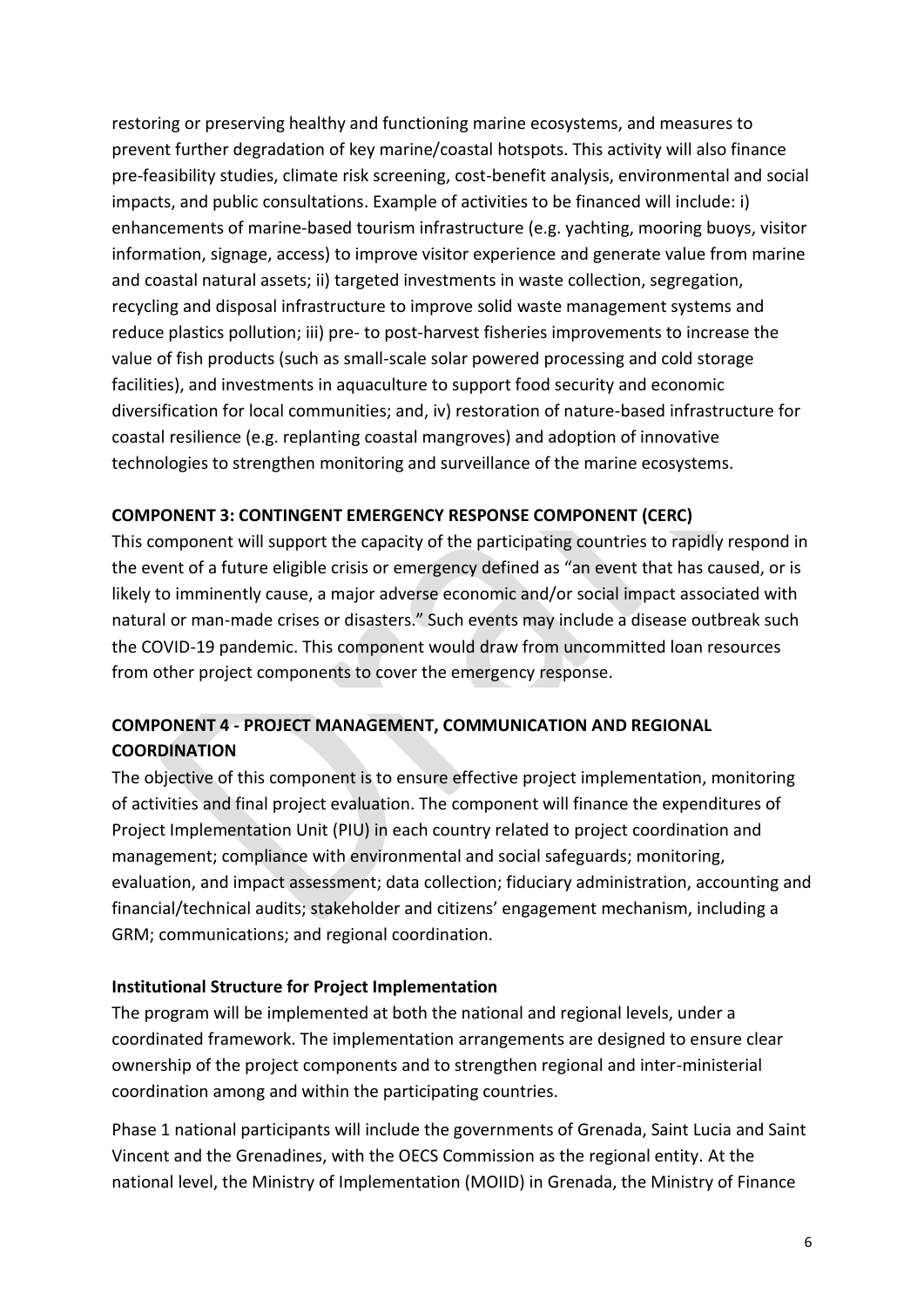restoring or preserving healthy and functioning marine ecosystems, and measures to prevent further degradation of key marine/coastal hotspots. This activity will also finance pre-feasibility studies, climate risk screening, cost-benefit analysis, environmental and social impacts, and public consultations. Example of activities to be financed will include: i) enhancements of marine-based tourism infrastructure (e.g. yachting, mooring buoys, visitor information, signage, access) to improve visitor experience and generate value from marine and coastal natural assets; ii) targeted investments in waste collection, segregation, recycling and disposal infrastructure to improve solid waste management systems and reduce plastics pollution; iii) pre- to post-harvest fisheries improvements to increase the value of fish products (such as small-scale solar powered processing and cold storage facilities), and investments in aquaculture to support food security and economic diversification for local communities; and, iv) restoration of nature-based infrastructure for coastal resilience (e.g. replanting coastal mangroves) and adoption of innovative technologies to strengthen monitoring and surveillance of the marine ecosystems.

**COMPONENT 3: CONTINGENT EMERGENCY RESPONSE COMPONENT (CERC)**

This component will support the capacity of the participating countries to rapidly respond in the event of a future eligible crisis or emergency defined as "an event that has caused, or is likely to imminently cause, a major adverse economic and/or social impact associated with natural or man-made crises or disasters." Such events may include a disease outbreak such the COVID-19 pandemic. This component would draw from uncommitted loan resources from other project components to cover the emergency response.

**COMPONENT 4 - PROJECT MANAGEMENT, COMMUNICATION AND REGIONAL COORDINATION**

The objective of this component is to ensure effective project implementation, monitoring of activities and final project evaluation. The component will finance the expenditures of Project Implementation Unit (PIU) in each country related to project coordination and management; compliance with environmental and social safeguards; monitoring, evaluation, and impact assessment; data collection; fiduciary administration, accounting and financial/technical audits; stakeholder and citizens' engagement mechanism, including a GRM; communications; and regional coordination.

**Institutional Structure for Project Implementation**

The program will be implemented at both the national and regional levels, under a coordinated framework. The implementation arrangements are designed to ensure clear ownership of the project components and to strengthen regional and inter-ministerial coordination among and within the participating countries.

Phase 1 national participants will include the governments of Grenada, Saint Lucia and Saint Vincent and the Grenadines, with the OECS Commission as the regional entity. At the national level, the Ministry of Implementation (MOIID) in Grenada, the Ministry of Finance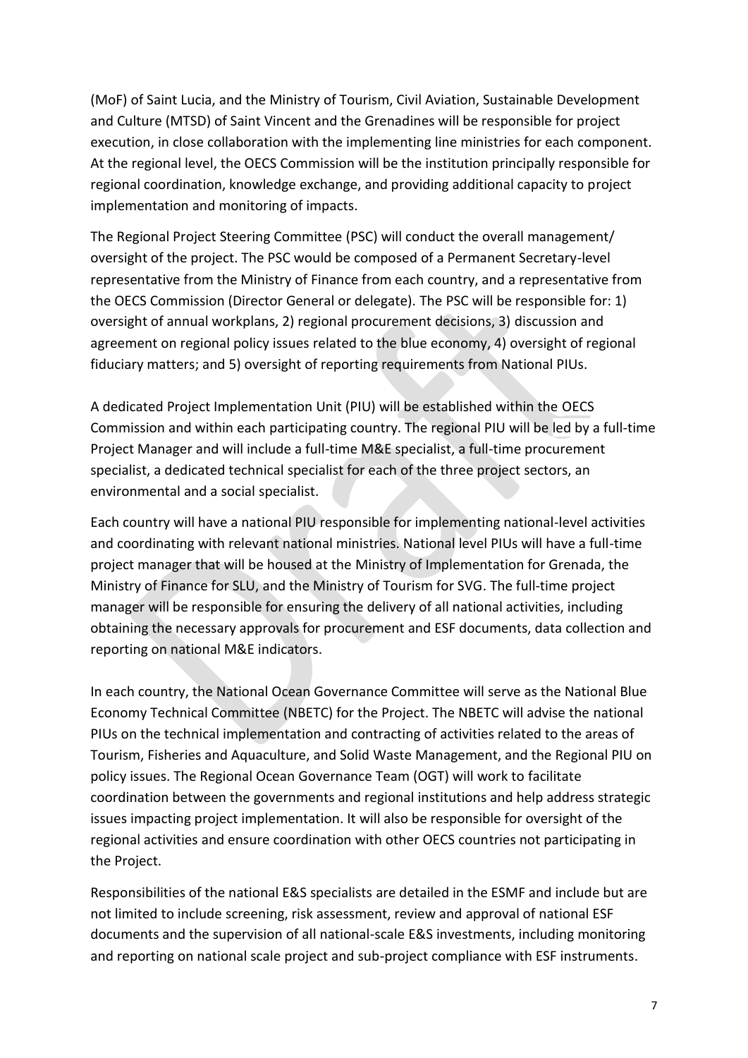(MoF) of Saint Lucia, and the Ministry of Tourism, Civil Aviation, Sustainable Development and Culture (MTSD) of Saint Vincent and the Grenadines will be responsible for project execution, in close collaboration with the implementing line ministries for each component. At the regional level, the OECS Commission will be the institution principally responsible for regional coordination, knowledge exchange, and providing additional capacity to project implementation and monitoring of impacts.

The Regional Project Steering Committee (PSC) will conduct the overall management/ oversight of the project. The PSC would be composed of a Permanent Secretary-level representative from the Ministry of Finance from each country, and a representative from the OECS Commission (Director General or delegate). The PSC will be responsible for: 1) oversight of annual workplans, 2) regional procurement decisions, 3) discussion and agreement on regional policy issues related to the blue economy, 4) oversight of regional fiduciary matters; and 5) oversight of reporting requirements from National PIUs.

A dedicated Project Implementation Unit (PIU) will be established within the OECS Commission and within each participating country. The regional PIU will be led by a full-time Project Manager and will include a full-time M&E specialist, a full-time procurement specialist, a dedicated technical specialist for each of the three project sectors, an environmental and a social specialist.

Each country will have a national PIU responsible for implementing national-level activities and coordinating with relevant national ministries. National level PIUs will have a full-time project manager that will be housed at the Ministry of Implementation for Grenada, the Ministry of Finance for SLU, and the Ministry of Tourism for SVG. The full-time project manager will be responsible for ensuring the delivery of all national activities, including obtaining the necessary approvals for procurement and ESF documents, data collection and reporting on national M&E indicators.

In each country, the National Ocean Governance Committee will serve as the National Blue Economy Technical Committee (NBETC) for the Project. The NBETC will advise the national PIUs on the technical implementation and contracting of activities related to the areas of Tourism, Fisheries and Aquaculture, and Solid Waste Management, and the Regional PIU on policy issues. The Regional Ocean Governance Team (OGT) will work to facilitate coordination between the governments and regional institutions and help address strategic issues impacting project implementation. It will also be responsible for oversight of the regional activities and ensure coordination with other OECS countries not participating in the Project.

Responsibilities of the national E&S specialists are detailed in the ESMF and include but are not limited to include screening, risk assessment, review and approval of national ESF documents and the supervision of all national-scale E&S investments, including monitoring and reporting on national scale project and sub-project compliance with ESF instruments.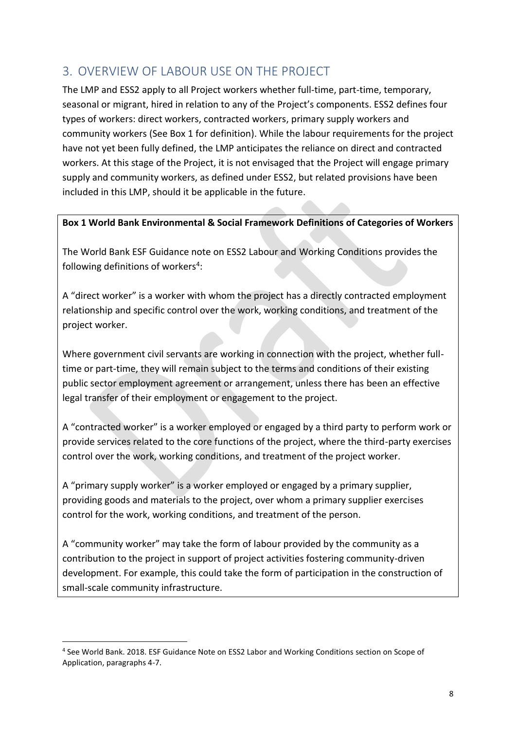## 3. OVERVIEW OF LABOUR USE ON THE PROJECT

The LMP and ESS2 apply to all Project workers whether full-time, part-time, temporary, seasonal or migrant, hired in relation to any of the Project's components. ESS2 defines four types of workers: direct workers, contracted workers, primary supply workers and community workers (See Box 1 for definition). While the labour requirements for the project have not yet been fully defined, the LMP anticipates the reliance on direct and contracted workers. At this stage of the Project, it is not envisaged that the Project will engage primary supply and community workers, as defined under ESS2, but related provisions have been included in this LMP, should it be applicable in the future.

**Box 1 World Bank Environmental & Social Framework Definitions of Categories of Workers**

The World Bank ESF Guidance note on ESS2 Labour and Working Conditions provides the following definitions of workers[4]:

A "direct worker" is a worker with whom the project has a directly contracted employment relationship and specific control over the work, working conditions, and treatment of the project worker.

Where government civil servants are working in connection with the project, whether full-time or part-time, they will remain subject to the terms and conditions of their existing public sector employment agreement or arrangement, unless there has been an effective legal transfer of their employment or engagement to the project.

A "contracted worker" is a worker employed or engaged by a third party to perform work or provide services related to the core functions of the project, where the third-party exercises control over the work, working conditions, and treatment of the project worker.

A "primary supply worker" is a worker employed or engaged by a primary supplier, providing goods and materials to the project, over whom a primary supplier exercises control for the work, working conditions, and treatment of the person.

A "community worker" may take the form of labour provided by the community as a contribution to the project in support of project activities fostering community-driven development. For example, this could take the form of participation in the construction of small-scale community infrastructure.

[4] See World Bank. 2018. ESF Guidance Note on ESS2 Labor and Working Conditions section on Scope of Application, paragraphs 4-7.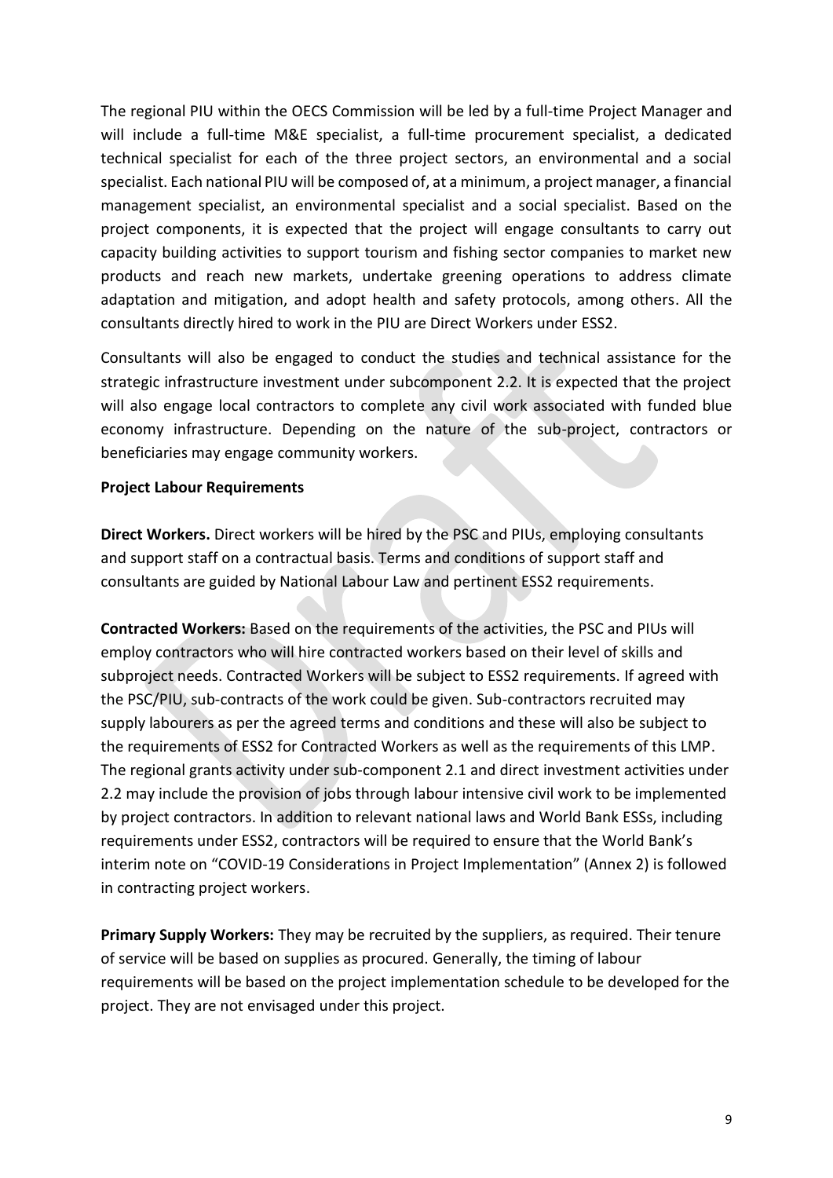The regional PIU within the OECS Commission will be led by a full-time Project Manager and will include a full-time M&E specialist, a full-time procurement specialist, a dedicated technical specialist for each of the three project sectors, an environmental and a social specialist. Each national PIU will be composed of, at a minimum, a project manager, a financial management specialist, an environmental specialist and a social specialist. Based on the project components, it is expected that the project will engage consultants to carry out capacity building activities to support tourism and fishing sector companies to market new products and reach new markets, undertake greening operations to address climate adaptation and mitigation, and adopt health and safety protocols, among others. All the consultants directly hired to work in the PIU are Direct Workers under ESS2.

Consultants will also be engaged to conduct the studies and technical assistance for the strategic infrastructure investment under subcomponent 2.2. It is expected that the project will also engage local contractors to complete any civil work associated with funded blue economy infrastructure. Depending on the nature of the sub-project, contractors or beneficiaries may engage community workers.

**Project Labour Requirements**

**Direct Workers.** Direct workers will be hired by the PSC and PIUs, employing consultants and support staff on a contractual basis. Terms and conditions of support staff and consultants are guided by National Labour Law and pertinent ESS2 requirements.

**Contracted Workers:** Based on the requirements of the activities, the PSC and PIUs will employ contractors who will hire contracted workers based on their level of skills and subproject needs. Contracted Workers will be subject to ESS2 requirements. If agreed with the PSC/PIU, sub-contracts of the work could be given. Sub-contractors recruited may supply labourers as per the agreed terms and conditions and these will also be subject to the requirements of ESS2 for Contracted Workers as well as the requirements of this LMP. The regional grants activity under sub-component 2.1 and direct investment activities under 2.2 may include the provision of jobs through labour intensive civil work to be implemented by project contractors. In addition to relevant national laws and World Bank ESSs, including requirements under ESS2, contractors will be required to ensure that the World Bank's interim note on "COVID-19 Considerations in Project Implementation" (Annex 2) is followed in contracting project workers.

**Primary Supply Workers:** They may be recruited by the suppliers, as required. Their tenure of service will be based on supplies as procured. Generally, the timing of labour requirements will be based on the project implementation schedule to be developed for the project. They are not envisaged under this project.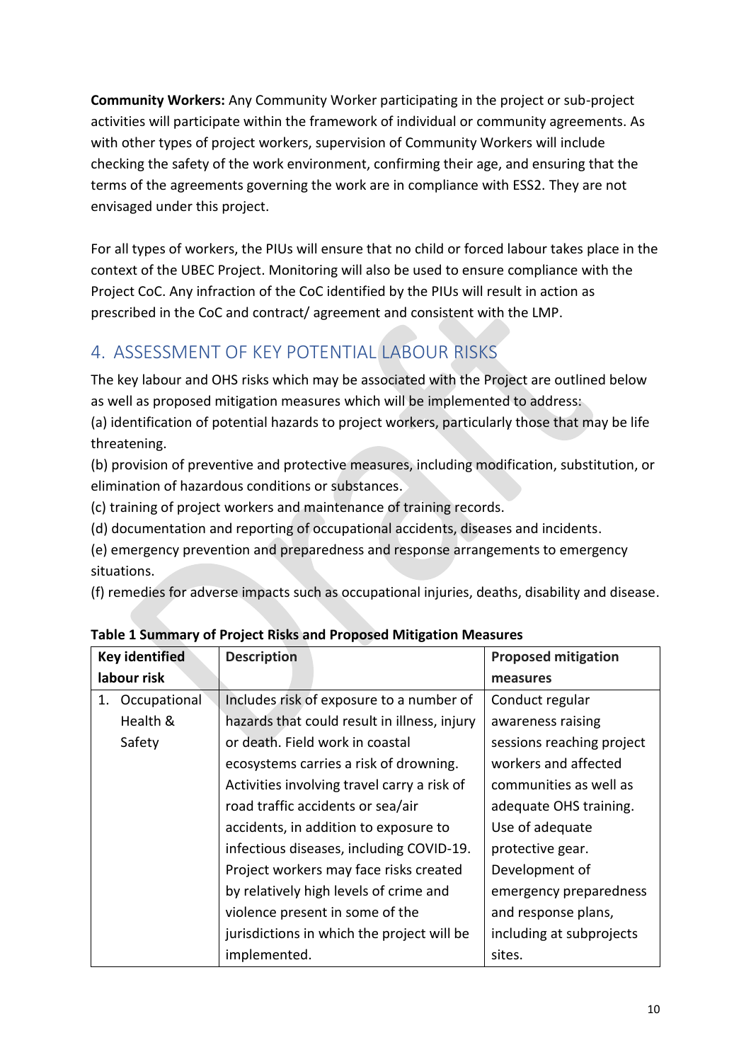**Community Workers:** Any Community Worker participating in the project or sub-project activities will participate within the framework of individual or community agreements. As with other types of project workers, supervision of Community Workers will include checking the safety of the work environment, confirming their age, and ensuring that the terms of the agreements governing the work are in compliance with ESS2. They are not envisaged under this project.

For all types of workers, the PIUs will ensure that no child or forced labour takes place in the context of the UBEC Project. Monitoring will also be used to ensure compliance with the Project CoC. Any infraction of the CoC identified by the PIUs will result in action as prescribed in the CoC and contract/ agreement and consistent with the LMP.

## 4. ASSESSMENT OF KEY POTENTIAL LABOUR RISKS

The key labour and OHS risks which may be associated with the Project are outlined below as well as proposed mitigation measures which will be implemented to address:
(a) identification of potential hazards to project workers, particularly those that may be life threatening.
(b) provision of preventive and protective measures, including modification, substitution, or elimination of hazardous conditions or substances.
(c) training of project workers and maintenance of training records.
(d) documentation and reporting of occupational accidents, diseases and incidents.
(e) emergency prevention and preparedness and response arrangements to emergency situations.
(f) remedies for adverse impacts such as occupational injuries, deaths, disability and disease.

**Table 1 Summary of Project Risks and Proposed Mitigation Measures**

| Key identified labour risk | Description | Proposed mitigation measures |
|---|---|---|
| 1. Occupational Health & Safety | Includes risk of exposure to a number of hazards that could result in illness, injury or death. Field work in coastal ecosystems carries a risk of drowning. Activities involving travel carry a risk of road traffic accidents or sea/air accidents, in addition to exposure to infectious diseases, including COVID-19. Project workers may face risks created by relatively high levels of crime and violence present in some of the jurisdictions in which the project will be implemented. | Conduct regular awareness raising sessions reaching project workers and affected communities as well as adequate OHS training. Use of adequate protective gear. Development of emergency preparedness and response plans, including at subprojects sites. |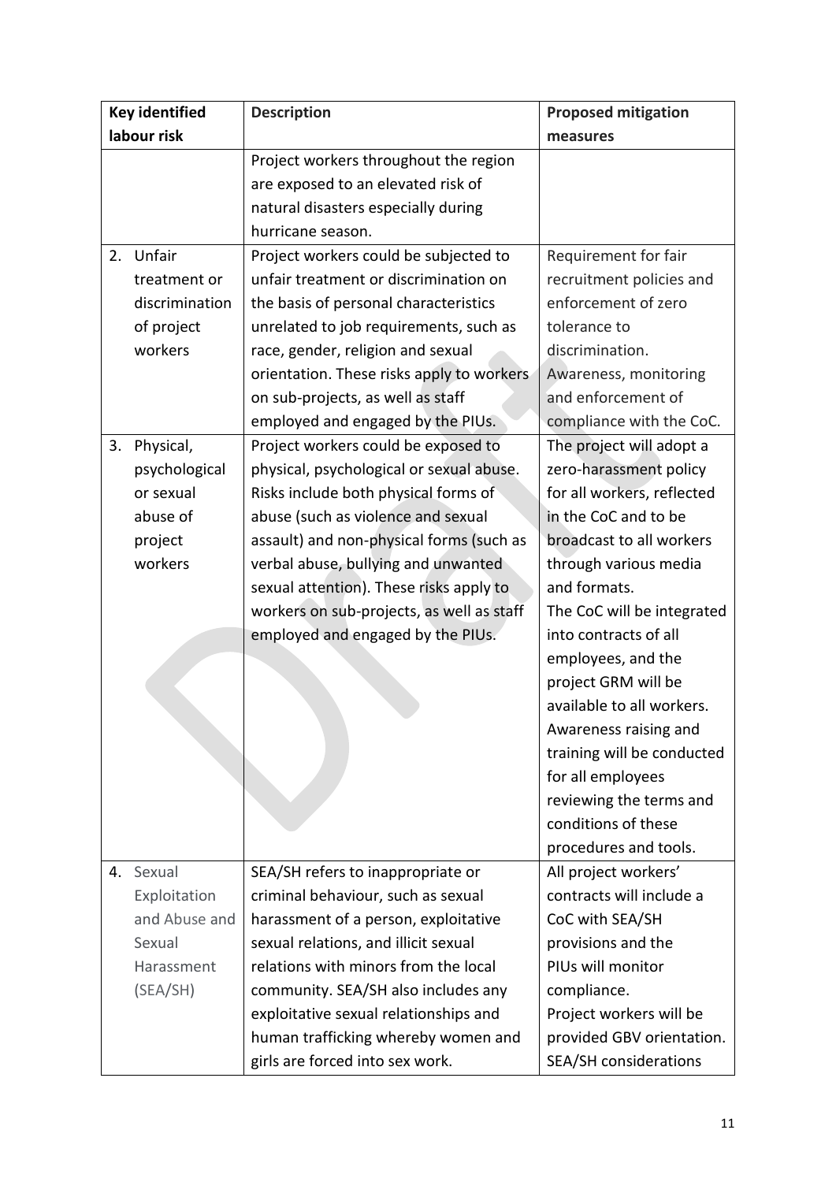| Key identified labour risk | Description | Proposed mitigation measures |
|---|---|---|
| | Project workers throughout the region are exposed to an elevated risk of natural disasters especially during hurricane season. | |
| 2. Unfair treatment or discrimination of project workers | Project workers could be subjected to unfair treatment or discrimination on the basis of personal characteristics unrelated to job requirements, such as race, gender, religion and sexual orientation. These risks apply to workers on sub-projects, as well as staff employed and engaged by the PIUs. | Requirement for fair recruitment policies and enforcement of zero tolerance to discrimination. Awareness, monitoring and enforcement of compliance with the CoC. |
| 3. Physical, psychological or sexual abuse of project workers | Project workers could be exposed to physical, psychological or sexual abuse. Risks include both physical forms of abuse (such as violence and sexual assault) and non-physical forms (such as verbal abuse, bullying and unwanted sexual attention). These risks apply to workers on sub-projects, as well as staff employed and engaged by the PIUs. | The project will adopt a zero-harassment policy for all workers, reflected in the CoC and to be broadcast to all workers through various media and formats. The CoC will be integrated into contracts of all employees, and the project GRM will be available to all workers. Awareness raising and training will be conducted for all employees reviewing the terms and conditions of these procedures and tools. |
| 4. Sexual Exploitation and Abuse and Sexual Harassment (SEA/SH) | SEA/SH refers to inappropriate or criminal behaviour, such as sexual harassment of a person, exploitative sexual relations, and illicit sexual relations with minors from the local community. SEA/SH also includes any exploitative sexual relationships and human trafficking whereby women and girls are forced into sex work. | All project workers' contracts will include a CoC with SEA/SH provisions and the PIUs will monitor compliance. Project workers will be provided GBV orientation. SEA/SH considerations |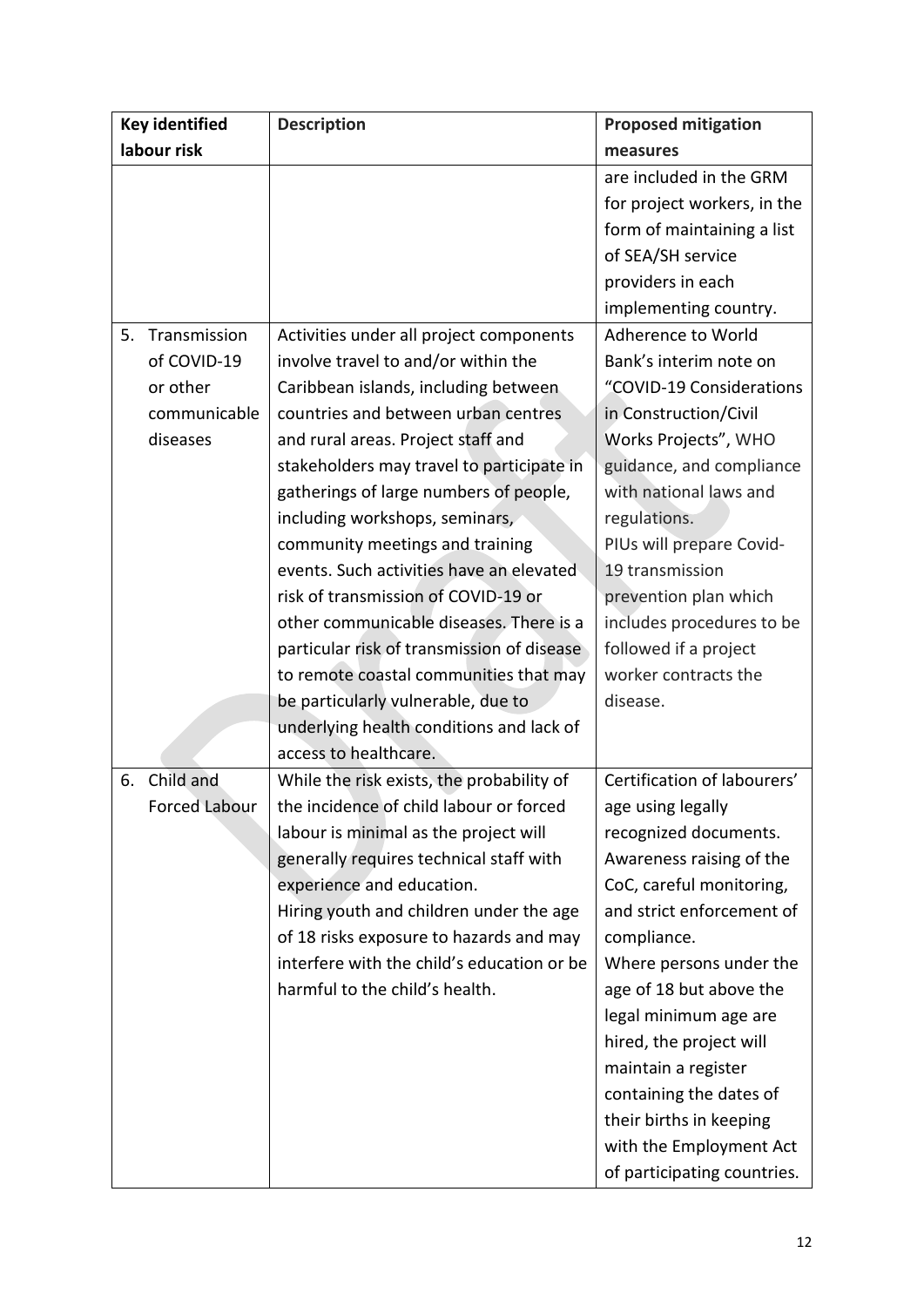| Key identified labour risk | Description | Proposed mitigation measures |
| --- | --- | --- |
| | | are included in the GRM for project workers, in the form of maintaining a list of SEA/SH service providers in each implementing country. |
| 5. Transmission of COVID-19 or other communicable diseases | Activities under all project components involve travel to and/or within the Caribbean islands, including between countries and between urban centres and rural areas. Project staff and stakeholders may travel to participate in gatherings of large numbers of people, including workshops, seminars, community meetings and training events. Such activities have an elevated risk of transmission of COVID-19 or other communicable diseases. There is a particular risk of transmission of disease to remote coastal communities that may be particularly vulnerable, due to underlying health conditions and lack of access to healthcare. | Adherence to World Bank's interim note on "COVID-19 Considerations in Construction/Civil Works Projects", WHO guidance, and compliance with national laws and regulations.<br>PIUs will prepare Covid-19 transmission prevention plan which includes procedures to be followed if a project worker contracts the disease. |
| 6. Child and Forced Labour | While the risk exists, the probability of the incidence of child labour or forced labour is minimal as the project will generally requires technical staff with experience and education.<br>Hiring youth and children under the age of 18 risks exposure to hazards and may interfere with the child's education or be harmful to the child's health. | Certification of labourers' age using legally recognized documents.<br>Awareness raising of the CoC, careful monitoring, and strict enforcement of compliance.<br>Where persons under the age of 18 but above the legal minimum age are hired, the project will maintain a register containing the dates of their births in keeping with the Employment Act of participating countries. |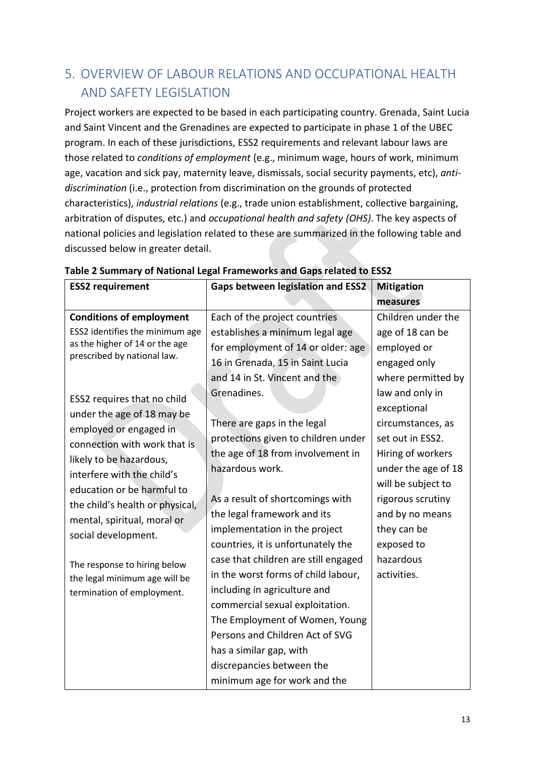## 5. OVERVIEW OF LABOUR RELATIONS AND OCCUPATIONAL HEALTH AND SAFETY LEGISLATION

Project workers are expected to be based in each participating country. Grenada, Saint Lucia and Saint Vincent and the Grenadines are expected to participate in phase 1 of the UBEC program. In each of these jurisdictions, ESS2 requirements and relevant labour laws are those related to *conditions of employment* (e.g., minimum wage, hours of work, minimum age, vacation and sick pay, maternity leave, dismissals, social security payments, etc), *anti-discrimination* (i.e., protection from discrimination on the grounds of protected characteristics), *industrial relations* (e.g., trade union establishment, collective bargaining, arbitration of disputes, etc.) and *occupational health and safety (OHS)*. The key aspects of national policies and legislation related to these are summarized in the following table and discussed below in greater detail.

**Table 2 Summary of National Legal Frameworks and Gaps related to ESS2**

| ESS2 requirement | Gaps between legislation and ESS2 | Mitigation measures |
|---|---|---|
| **Conditions of employment**<br>ESS2 identifies the minimum age as the higher of 14 or the age prescribed by national law.<br><br>ESS2 requires that no child under the age of 18 may be employed or engaged in connection with work that is likely to be hazardous, interfere with the child's education or be harmful to the child's health or physical, mental, spiritual, moral or social development.<br><br>The response to hiring below the legal minimum age will be termination of employment. | Each of the project countries establishes a minimum legal age for employment of 14 or older: age 16 in Grenada, 15 in Saint Lucia and 14 in St. Vincent and the Grenadines.<br><br>There are gaps in the legal protections given to children under the age of 18 from involvement in hazardous work.<br><br>As a result of shortcomings with the legal framework and its implementation in the project countries, it is unfortunately the case that children are still engaged in the worst forms of child labour, including in agriculture and commercial sexual exploitation. The Employment of Women, Young Persons and Children Act of SVG has a similar gap, with discrepancies between the minimum age for work and the | Children under the age of 18 can be employed or engaged only where permitted by law and only in exceptional circumstances, as set out in ESS2. Hiring of workers under the age of 18 will be subject to rigorous scrutiny and by no means they can be exposed to hazardous activities. |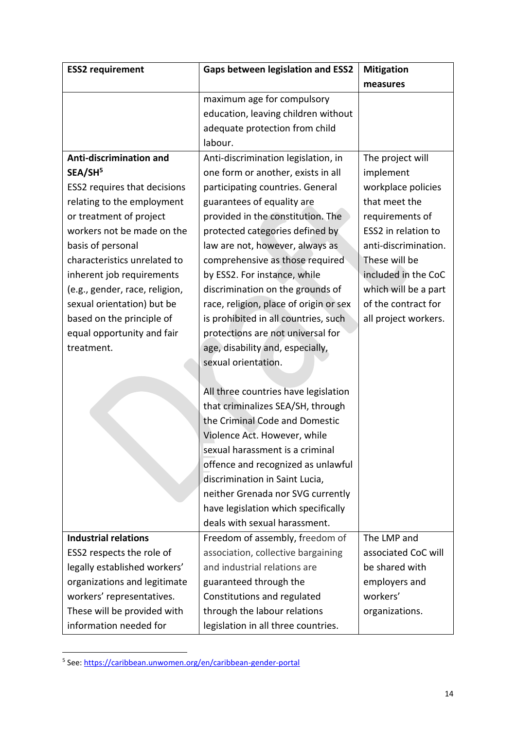| ESS2 requirement | Gaps between legislation and ESS2 | Mitigation measures |
|---|---|---|
| | maximum age for compulsory education, leaving children without adequate protection from child labour. | |
| **Anti-discrimination and SEA/SH**[5] ESS2 requires that decisions relating to the employment or treatment of project workers not be made on the basis of personal characteristics unrelated to inherent job requirements (e.g., gender, race, religion, sexual orientation) but be based on the principle of equal opportunity and fair treatment. | Anti-discrimination legislation, in one form or another, exists in all participating countries. General guarantees of equality are provided in the constitution. The protected categories defined by law are not, however, always as comprehensive as those required by ESS2. For instance, while discrimination on the grounds of race, religion, place of origin or sex is prohibited in all countries, such protections are not universal for age, disability and, especially, sexual orientation. <br><br> All three countries have legislation that criminalizes SEA/SH, through the Criminal Code and Domestic Violence Act. However, while sexual harassment is a criminal offence and recognized as unlawful discrimination in Saint Lucia, neither Grenada nor SVG currently have legislation which specifically deals with sexual harassment. | The project will implement workplace policies that meet the requirements of ESS2 in relation to anti-discrimination. These will be included in the CoC which will be a part of the contract for all project workers. |
| **Industrial relations** ESS2 respects the role of legally established workers' organizations and legitimate workers' representatives. These will be provided with information needed for | Freedom of assembly, freedom of association, collective bargaining and industrial relations are guaranteed through the Constitutions and regulated through the labour relations legislation in all three countries. | The LMP and associated CoC will be shared with employers and workers' organizations. |

[5] See: https://caribbean.unwomen.org/en/caribbean-gender-portal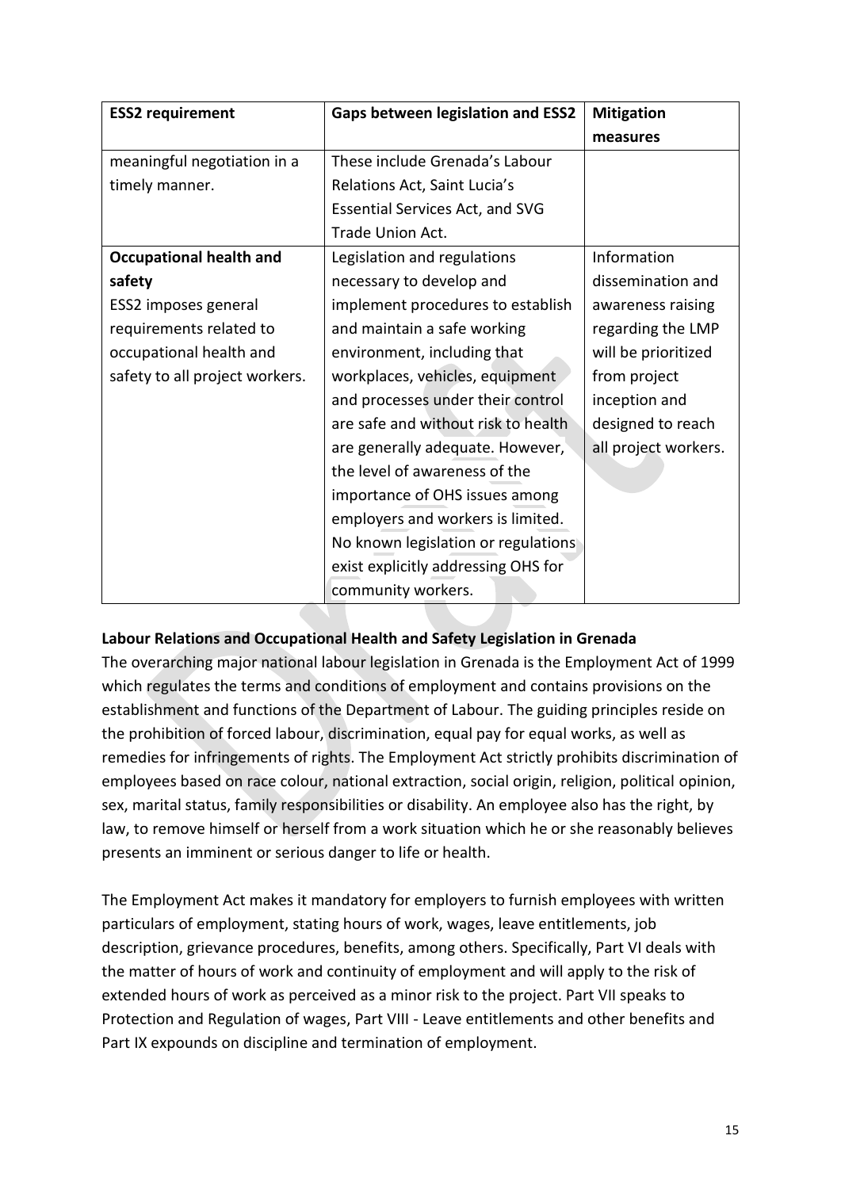| ESS2 requirement | Gaps between legislation and ESS2 | Mitigation measures |
|---|---|---|
| meaningful negotiation in a timely manner. | These include Grenada's Labour Relations Act, Saint Lucia's Essential Services Act, and SVG Trade Union Act. | |
| **Occupational health and safety** ESS2 imposes general requirements related to occupational health and safety to all project workers. | Legislation and regulations necessary to develop and implement procedures to establish and maintain a safe working environment, including that workplaces, vehicles, equipment and processes under their control are safe and without risk to health are generally adequate. However, the level of awareness of the importance of OHS issues among employers and workers is limited. No known legislation or regulations exist explicitly addressing OHS for community workers. | Information dissemination and awareness raising regarding the LMP will be prioritized from project inception and designed to reach all project workers. |

**Labour Relations and Occupational Health and Safety Legislation in Grenada**

The overarching major national labour legislation in Grenada is the Employment Act of 1999 which regulates the terms and conditions of employment and contains provisions on the establishment and functions of the Department of Labour. The guiding principles reside on the prohibition of forced labour, discrimination, equal pay for equal works, as well as remedies for infringements of rights. The Employment Act strictly prohibits discrimination of employees based on race colour, national extraction, social origin, religion, political opinion, sex, marital status, family responsibilities or disability. An employee also has the right, by law, to remove himself or herself from a work situation which he or she reasonably believes presents an imminent or serious danger to life or health.

The Employment Act makes it mandatory for employers to furnish employees with written particulars of employment, stating hours of work, wages, leave entitlements, job description, grievance procedures, benefits, among others. Specifically, Part VI deals with the matter of hours of work and continuity of employment and will apply to the risk of extended hours of work as perceived as a minor risk to the project. Part VII speaks to Protection and Regulation of wages, Part VIII - Leave entitlements and other benefits and Part IX expounds on discipline and termination of employment.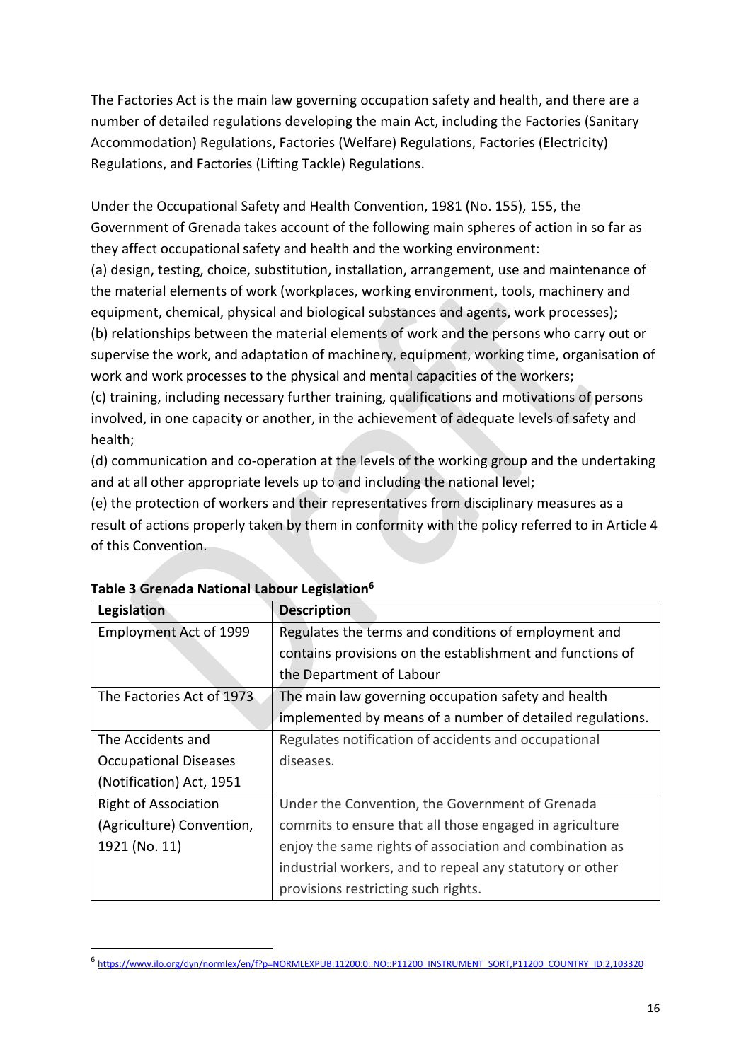The Factories Act is the main law governing occupation safety and health, and there are a number of detailed regulations developing the main Act, including the Factories (Sanitary Accommodation) Regulations, Factories (Welfare) Regulations, Factories (Electricity) Regulations, and Factories (Lifting Tackle) Regulations.

Under the Occupational Safety and Health Convention, 1981 (No. 155), 155, the Government of Grenada takes account of the following main spheres of action in so far as they affect occupational safety and health and the working environment:
(a) design, testing, choice, substitution, installation, arrangement, use and maintenance of the material elements of work (workplaces, working environment, tools, machinery and equipment, chemical, physical and biological substances and agents, work processes);
(b) relationships between the material elements of work and the persons who carry out or supervise the work, and adaptation of machinery, equipment, working time, organisation of work and work processes to the physical and mental capacities of the workers;
(c) training, including necessary further training, qualifications and motivations of persons involved, in one capacity or another, in the achievement of adequate levels of safety and health;
(d) communication and co-operation at the levels of the working group and the undertaking and at all other appropriate levels up to and including the national level;
(e) the protection of workers and their representatives from disciplinary measures as a result of actions properly taken by them in conformity with the policy referred to in Article 4 of this Convention.

**Table 3 Grenada National Labour Legislation**[6]

| Legislation | Description |
|---|---|
| Employment Act of 1999 | Regulates the terms and conditions of employment and contains provisions on the establishment and functions of the Department of Labour |
| The Factories Act of 1973 | The main law governing occupation safety and health implemented by means of a number of detailed regulations. |
| The Accidents and Occupational Diseases (Notification) Act, 1951 | Regulates notification of accidents and occupational diseases. |
| Right of Association (Agriculture) Convention, 1921 (No. 11) | Under the Convention, the Government of Grenada commits to ensure that all those engaged in agriculture enjoy the same rights of association and combination as industrial workers, and to repeal any statutory or other provisions restricting such rights. |

[6] https://www.ilo.org/dyn/normlex/en/f?p=NORMLEXPUB:11200:0::NO::P11200_INSTRUMENT_SORT,P11200_COUNTRY_ID:2,103320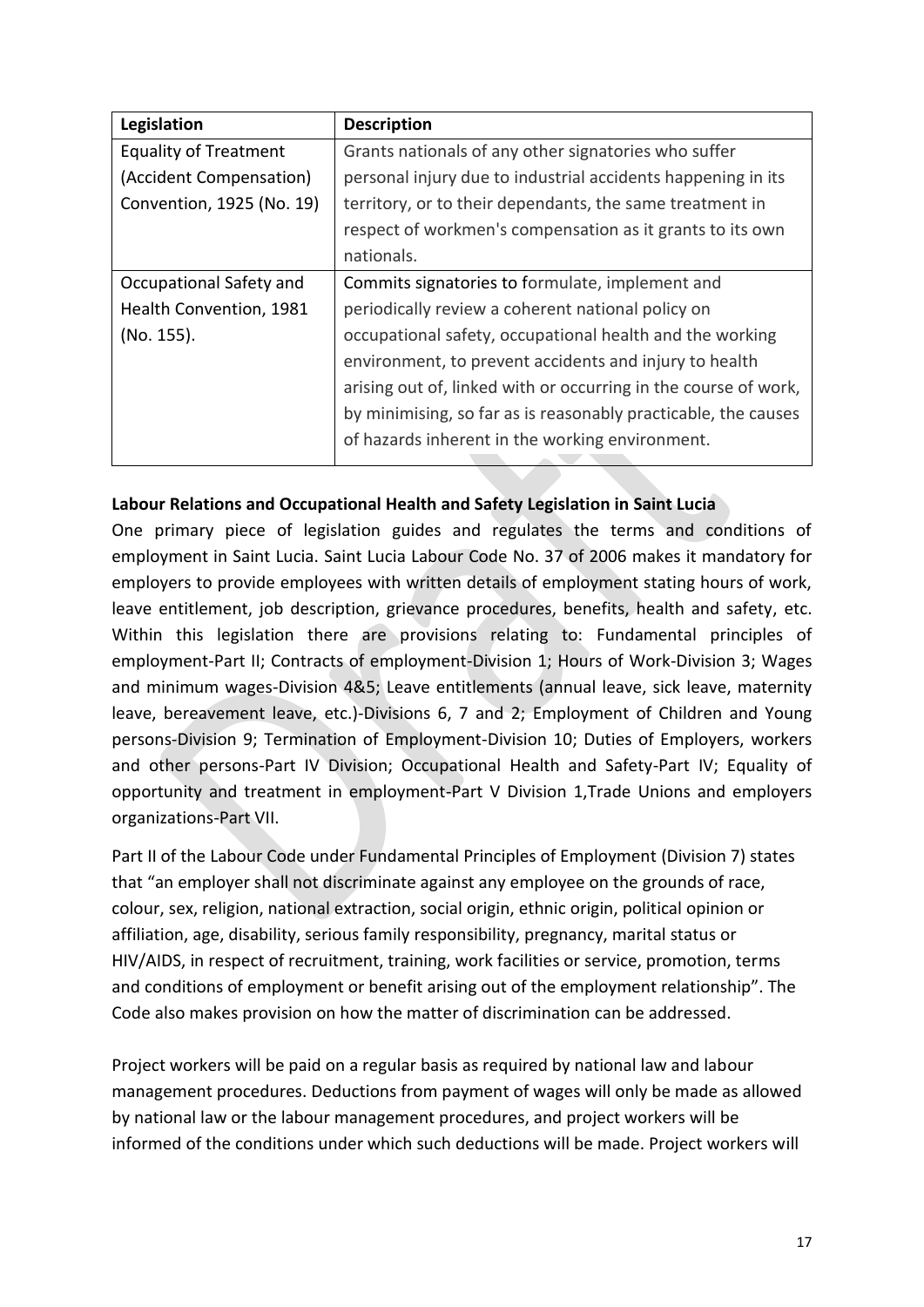| Legislation | Description |
|---|---|
| Equality of Treatment (Accident Compensation) Convention, 1925 (No. 19) | Grants nationals of any other signatories who suffer personal injury due to industrial accidents happening in its territory, or to their dependants, the same treatment in respect of workmen's compensation as it grants to its own nationals. |
| Occupational Safety and Health Convention, 1981 (No. 155). | Commits signatories to formulate, implement and periodically review a coherent national policy on occupational safety, occupational health and the working environment, to prevent accidents and injury to health arising out of, linked with or occurring in the course of work, by minimising, so far as is reasonably practicable, the causes of hazards inherent in the working environment. |

**Labour Relations and Occupational Health and Safety Legislation in Saint Lucia**

One primary piece of legislation guides and regulates the terms and conditions of employment in Saint Lucia. Saint Lucia Labour Code No. 37 of 2006 makes it mandatory for employers to provide employees with written details of employment stating hours of work, leave entitlement, job description, grievance procedures, benefits, health and safety, etc. Within this legislation there are provisions relating to: Fundamental principles of employment-Part II; Contracts of employment-Division 1; Hours of Work-Division 3; Wages and minimum wages-Division 4&5; Leave entitlements (annual leave, sick leave, maternity leave, bereavement leave, etc.)-Divisions 6, 7 and 2; Employment of Children and Young persons-Division 9; Termination of Employment-Division 10; Duties of Employers, workers and other persons-Part IV Division; Occupational Health and Safety-Part IV; Equality of opportunity and treatment in employment-Part V Division 1,Trade Unions and employers organizations-Part VII.

Part II of the Labour Code under Fundamental Principles of Employment (Division 7) states that "an employer shall not discriminate against any employee on the grounds of race, colour, sex, religion, national extraction, social origin, ethnic origin, political opinion or affiliation, age, disability, serious family responsibility, pregnancy, marital status or HIV/AIDS, in respect of recruitment, training, work facilities or service, promotion, terms and conditions of employment or benefit arising out of the employment relationship". The Code also makes provision on how the matter of discrimination can be addressed.

Project workers will be paid on a regular basis as required by national law and labour management procedures. Deductions from payment of wages will only be made as allowed by national law or the labour management procedures, and project workers will be informed of the conditions under which such deductions will be made. Project workers will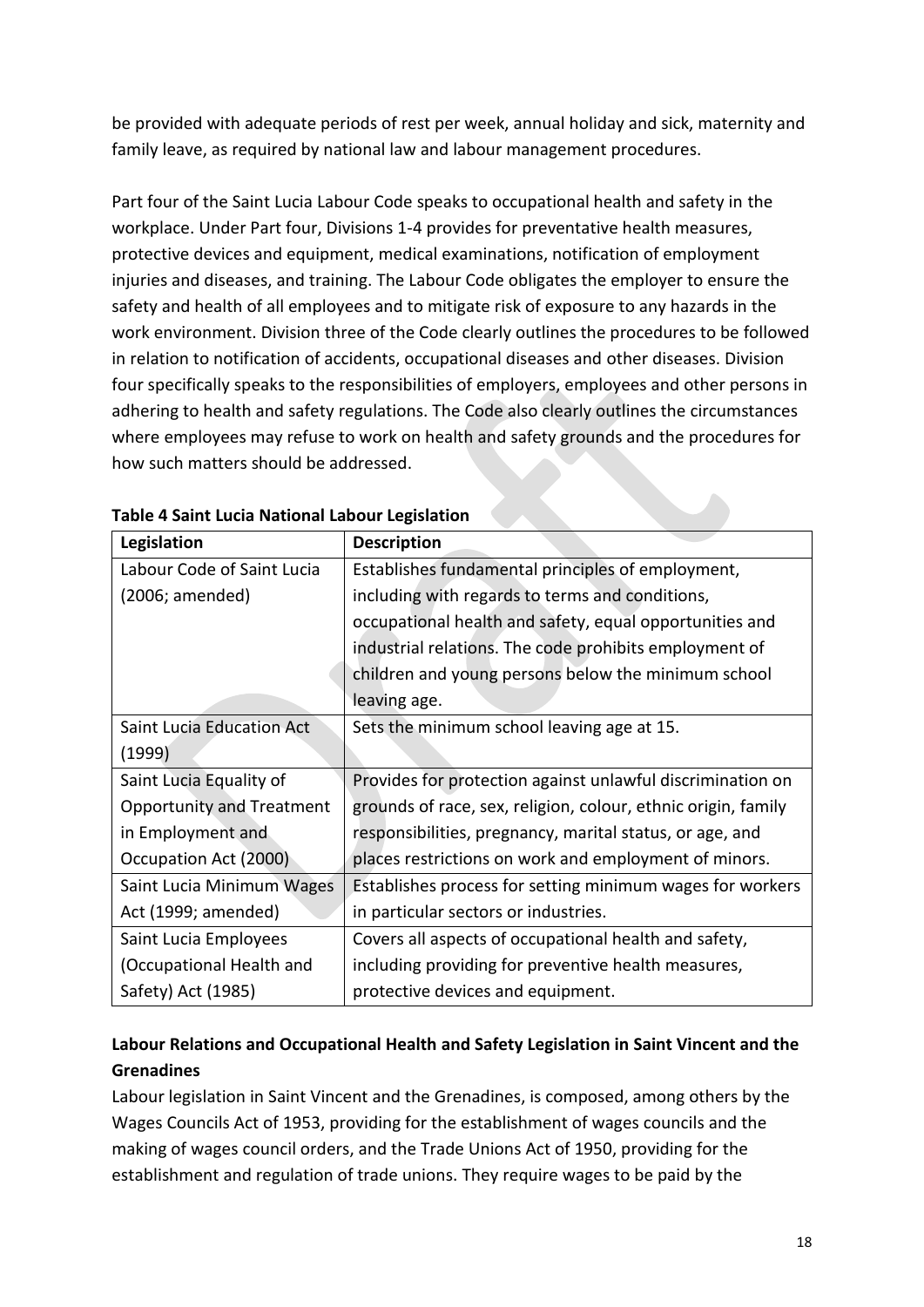be provided with adequate periods of rest per week, annual holiday and sick, maternity and family leave, as required by national law and labour management procedures.

Part four of the Saint Lucia Labour Code speaks to occupational health and safety in the workplace. Under Part four, Divisions 1-4 provides for preventative health measures, protective devices and equipment, medical examinations, notification of employment injuries and diseases, and training. The Labour Code obligates the employer to ensure the safety and health of all employees and to mitigate risk of exposure to any hazards in the work environment. Division three of the Code clearly outlines the procedures to be followed in relation to notification of accidents, occupational diseases and other diseases. Division four specifically speaks to the responsibilities of employers, employees and other persons in adhering to health and safety regulations. The Code also clearly outlines the circumstances where employees may refuse to work on health and safety grounds and the procedures for how such matters should be addressed.

**Table 4 Saint Lucia National Labour Legislation**

| Legislation | Description |
|---|---|
| Labour Code of Saint Lucia (2006; amended) | Establishes fundamental principles of employment, including with regards to terms and conditions, occupational health and safety, equal opportunities and industrial relations. The code prohibits employment of children and young persons below the minimum school leaving age. |
| Saint Lucia Education Act (1999) | Sets the minimum school leaving age at 15. |
| Saint Lucia Equality of Opportunity and Treatment in Employment and Occupation Act (2000) | Provides for protection against unlawful discrimination on grounds of race, sex, religion, colour, ethnic origin, family responsibilities, pregnancy, marital status, or age, and places restrictions on work and employment of minors. |
| Saint Lucia Minimum Wages Act (1999; amended) | Establishes process for setting minimum wages for workers in particular sectors or industries. |
| Saint Lucia Employees (Occupational Health and Safety) Act (1985) | Covers all aspects of occupational health and safety, including providing for preventive health measures, protective devices and equipment. |

**Labour Relations and Occupational Health and Safety Legislation in Saint Vincent and the Grenadines**

Labour legislation in Saint Vincent and the Grenadines, is composed, among others by the Wages Councils Act of 1953, providing for the establishment of wages councils and the making of wages council orders, and the Trade Unions Act of 1950, providing for the establishment and regulation of trade unions. They require wages to be paid by the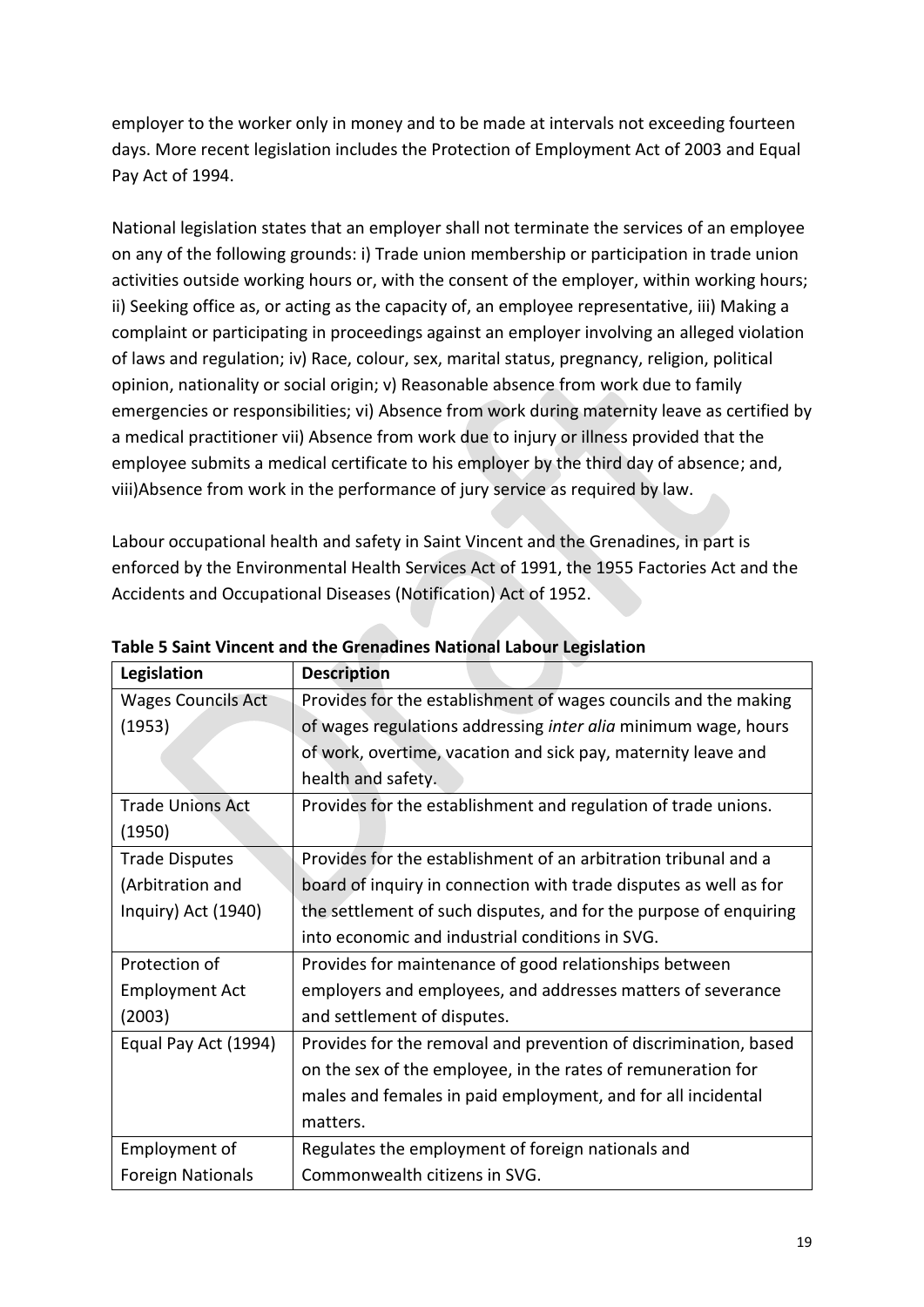employer to the worker only in money and to be made at intervals not exceeding fourteen days. More recent legislation includes the Protection of Employment Act of 2003 and Equal Pay Act of 1994.

National legislation states that an employer shall not terminate the services of an employee on any of the following grounds: i) Trade union membership or participation in trade union activities outside working hours or, with the consent of the employer, within working hours; ii) Seeking office as, or acting as the capacity of, an employee representative, iii) Making a complaint or participating in proceedings against an employer involving an alleged violation of laws and regulation; iv) Race, colour, sex, marital status, pregnancy, religion, political opinion, nationality or social origin; v) Reasonable absence from work due to family emergencies or responsibilities; vi) Absence from work during maternity leave as certified by a medical practitioner vii) Absence from work due to injury or illness provided that the employee submits a medical certificate to his employer by the third day of absence; and, viii)Absence from work in the performance of jury service as required by law.

Labour occupational health and safety in Saint Vincent and the Grenadines, in part is enforced by the Environmental Health Services Act of 1991, the 1955 Factories Act and the Accidents and Occupational Diseases (Notification) Act of 1952.

**Table 5 Saint Vincent and the Grenadines National Labour Legislation**

| Legislation | Description |
|---|---|
| Wages Councils Act (1953) | Provides for the establishment of wages councils and the making of wages regulations addressing *inter alia* minimum wage, hours of work, overtime, vacation and sick pay, maternity leave and health and safety. |
| Trade Unions Act (1950) | Provides for the establishment and regulation of trade unions. |
| Trade Disputes (Arbitration and Inquiry) Act (1940) | Provides for the establishment of an arbitration tribunal and a board of inquiry in connection with trade disputes as well as for the settlement of such disputes, and for the purpose of enquiring into economic and industrial conditions in SVG. |
| Protection of Employment Act (2003) | Provides for maintenance of good relationships between employers and employees, and addresses matters of severance and settlement of disputes. |
| Equal Pay Act (1994) | Provides for the removal and prevention of discrimination, based on the sex of the employee, in the rates of remuneration for males and females in paid employment, and for all incidental matters. |
| Employment of Foreign Nationals | Regulates the employment of foreign nationals and Commonwealth citizens in SVG. |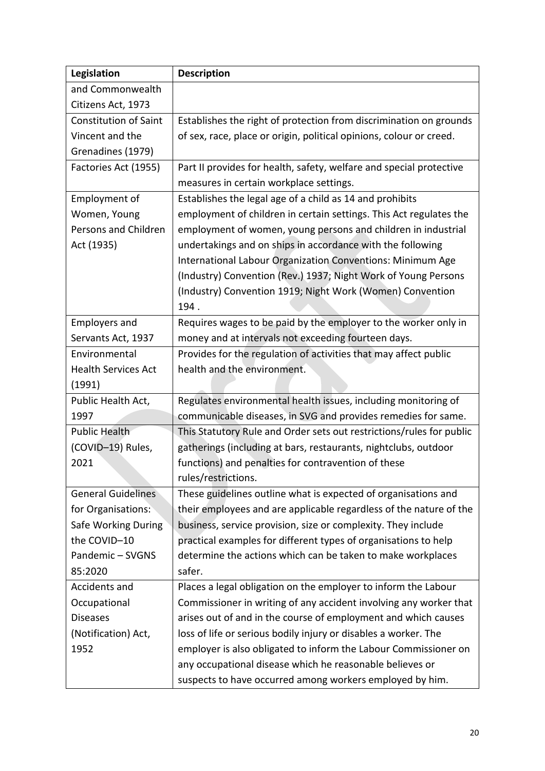| Legislation | Description |
| --- | --- |
| and Commonwealth Citizens Act, 1973 | |
| Constitution of Saint Vincent and the Grenadines (1979) | Establishes the right of protection from discrimination on grounds of sex, race, place or origin, political opinions, colour or creed. |
| Factories Act (1955) | Part II provides for health, safety, welfare and special protective measures in certain workplace settings. |
| Employment of Women, Young Persons and Children Act (1935) | Establishes the legal age of a child as 14 and prohibits employment of children in certain settings. This Act regulates the employment of women, young persons and children in industrial undertakings and on ships in accordance with the following International Labour Organization Conventions: Minimum Age (Industry) Convention (Rev.) 1937; Night Work of Young Persons (Industry) Convention 1919; Night Work (Women) Convention 194 . |
| Employers and Servants Act, 1937 | Requires wages to be paid by the employer to the worker only in money and at intervals not exceeding fourteen days. |
| Environmental Health Services Act (1991) | Provides for the regulation of activities that may affect public health and the environment. |
| Public Health Act, 1997 | Regulates environmental health issues, including monitoring of communicable diseases, in SVG and provides remedies for same. |
| Public Health (COVID–19) Rules, 2021 | This Statutory Rule and Order sets out restrictions/rules for public gatherings (including at bars, restaurants, nightclubs, outdoor functions) and penalties for contravention of these rules/restrictions. |
| General Guidelines for Organisations: Safe Working During the COVID–10 Pandemic – SVGNS 85:2020 | These guidelines outline what is expected of organisations and their employees and are applicable regardless of the nature of the business, service provision, size or complexity. They include practical examples for different types of organisations to help determine the actions which can be taken to make workplaces safer. |
| Accidents and Occupational Diseases (Notification) Act, 1952 | Places a legal obligation on the employer to inform the Labour Commissioner in writing of any accident involving any worker that arises out of and in the course of employment and which causes loss of life or serious bodily injury or disables a worker. The employer is also obligated to inform the Labour Commissioner on any occupational disease which he reasonable believes or suspects to have occurred among workers employed by him. |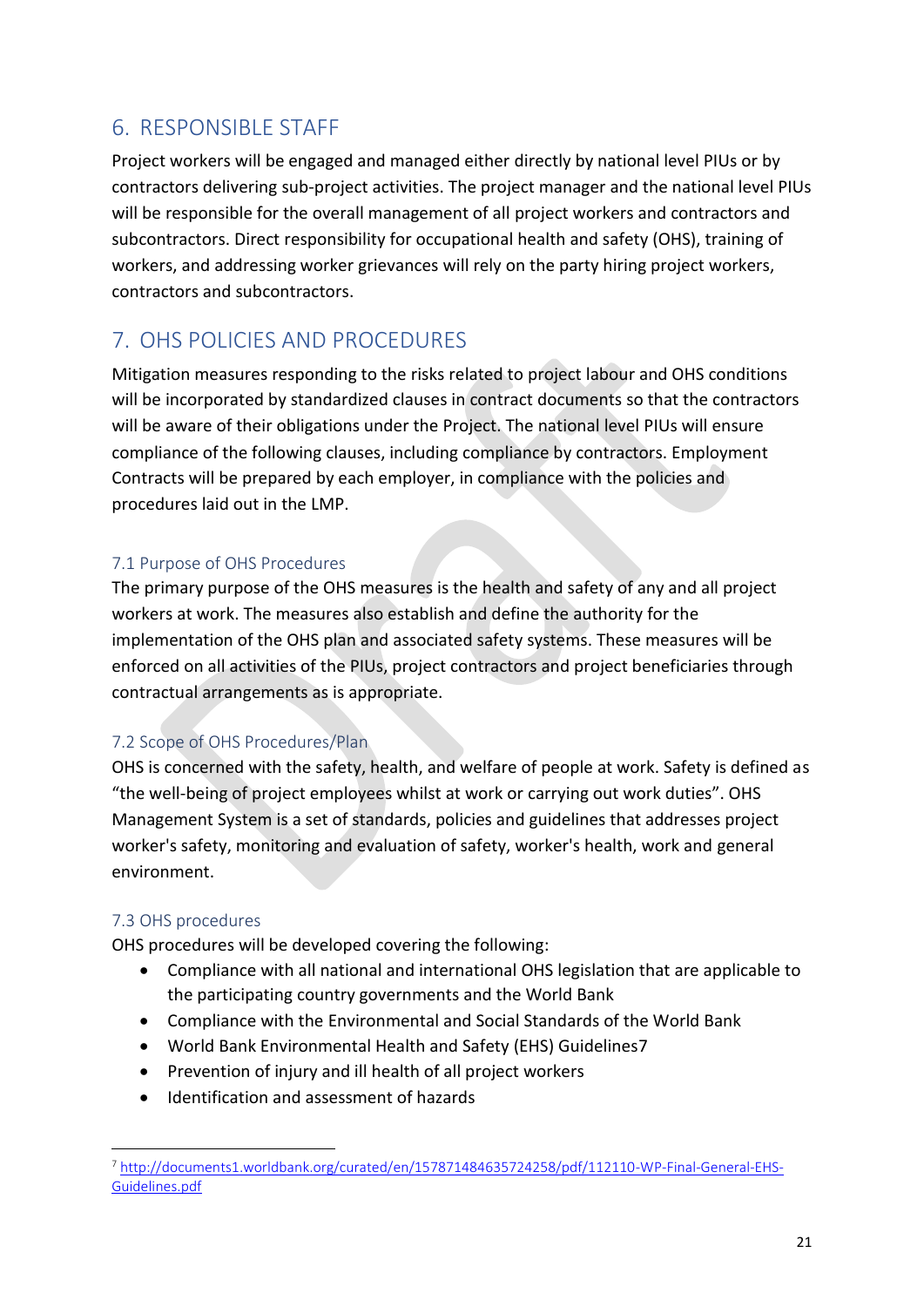## 6. RESPONSIBLE STAFF

Project workers will be engaged and managed either directly by national level PIUs or by contractors delivering sub-project activities. The project manager and the national level PIUs will be responsible for the overall management of all project workers and contractors and subcontractors. Direct responsibility for occupational health and safety (OHS), training of workers, and addressing worker grievances will rely on the party hiring project workers, contractors and subcontractors.

## 7. OHS POLICIES AND PROCEDURES

Mitigation measures responding to the risks related to project labour and OHS conditions will be incorporated by standardized clauses in contract documents so that the contractors will be aware of their obligations under the Project. The national level PIUs will ensure compliance of the following clauses, including compliance by contractors. Employment Contracts will be prepared by each employer, in compliance with the policies and procedures laid out in the LMP.

### 7.1 Purpose of OHS Procedures

The primary purpose of the OHS measures is the health and safety of any and all project workers at work. The measures also establish and define the authority for the implementation of the OHS plan and associated safety systems. These measures will be enforced on all activities of the PIUs, project contractors and project beneficiaries through contractual arrangements as is appropriate.

### 7.2 Scope of OHS Procedures/Plan

OHS is concerned with the safety, health, and welfare of people at work. Safety is defined as "the well-being of project employees whilst at work or carrying out work duties". OHS Management System is a set of standards, policies and guidelines that addresses project worker's safety, monitoring and evaluation of safety, worker's health, work and general environment.

### 7.3 OHS procedures

OHS procedures will be developed covering the following:

- Compliance with all national and international OHS legislation that are applicable to the participating country governments and the World Bank
- Compliance with the Environmental and Social Standards of the World Bank
- World Bank Environmental Health and Safety (EHS) Guidelines[7]
- Prevention of injury and ill health of all project workers
- Identification and assessment of hazards

[7] http://documents1.worldbank.org/curated/en/157871484635724258/pdf/112110-WP-Final-General-EHS-Guidelines.pdf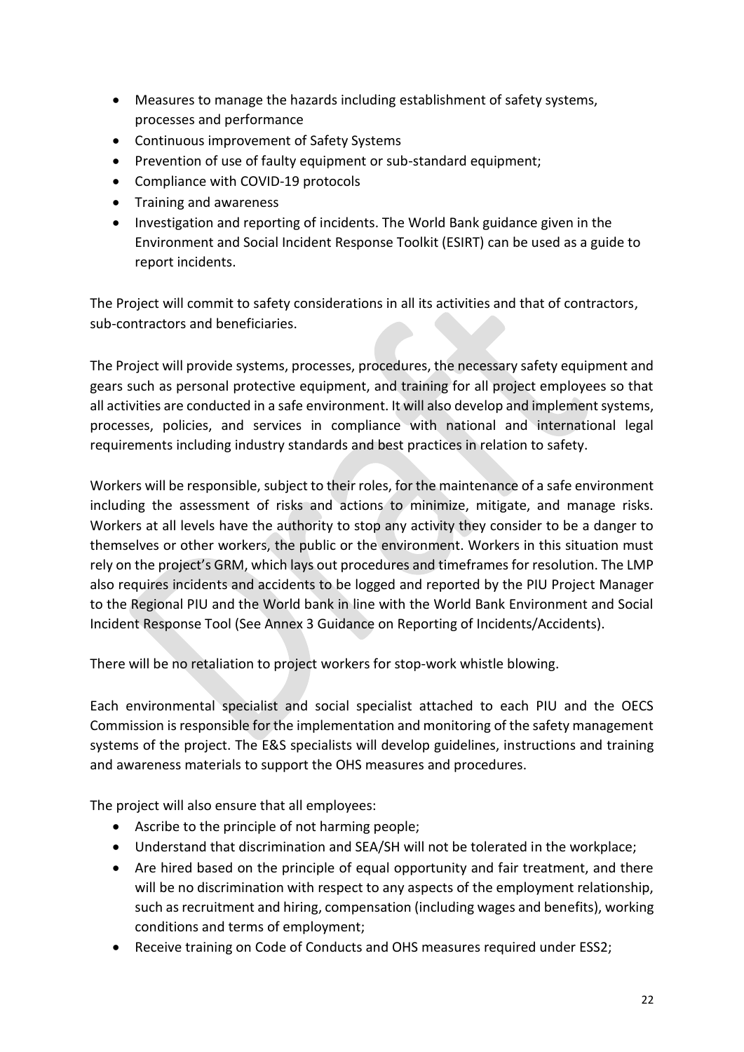- Measures to manage the hazards including establishment of safety systems, processes and performance
- Continuous improvement of Safety Systems
- Prevention of use of faulty equipment or sub-standard equipment;
- Compliance with COVID-19 protocols
- Training and awareness
- Investigation and reporting of incidents. The World Bank guidance given in the Environment and Social Incident Response Toolkit (ESIRT) can be used as a guide to report incidents.

The Project will commit to safety considerations in all its activities and that of contractors, sub-contractors and beneficiaries.

The Project will provide systems, processes, procedures, the necessary safety equipment and gears such as personal protective equipment, and training for all project employees so that all activities are conducted in a safe environment. It will also develop and implement systems, processes, policies, and services in compliance with national and international legal requirements including industry standards and best practices in relation to safety.

Workers will be responsible, subject to their roles, for the maintenance of a safe environment including the assessment of risks and actions to minimize, mitigate, and manage risks. Workers at all levels have the authority to stop any activity they consider to be a danger to themselves or other workers, the public or the environment. Workers in this situation must rely on the project's GRM, which lays out procedures and timeframes for resolution. The LMP also requires incidents and accidents to be logged and reported by the PIU Project Manager to the Regional PIU and the World bank in line with the World Bank Environment and Social Incident Response Tool (See Annex 3 Guidance on Reporting of Incidents/Accidents).

There will be no retaliation to project workers for stop-work whistle blowing.

Each environmental specialist and social specialist attached to each PIU and the OECS Commission is responsible for the implementation and monitoring of the safety management systems of the project. The E&S specialists will develop guidelines, instructions and training and awareness materials to support the OHS measures and procedures.

The project will also ensure that all employees:

- Ascribe to the principle of not harming people;
- Understand that discrimination and SEA/SH will not be tolerated in the workplace;
- Are hired based on the principle of equal opportunity and fair treatment, and there will be no discrimination with respect to any aspects of the employment relationship, such as recruitment and hiring, compensation (including wages and benefits), working conditions and terms of employment;
- Receive training on Code of Conducts and OHS measures required under ESS2;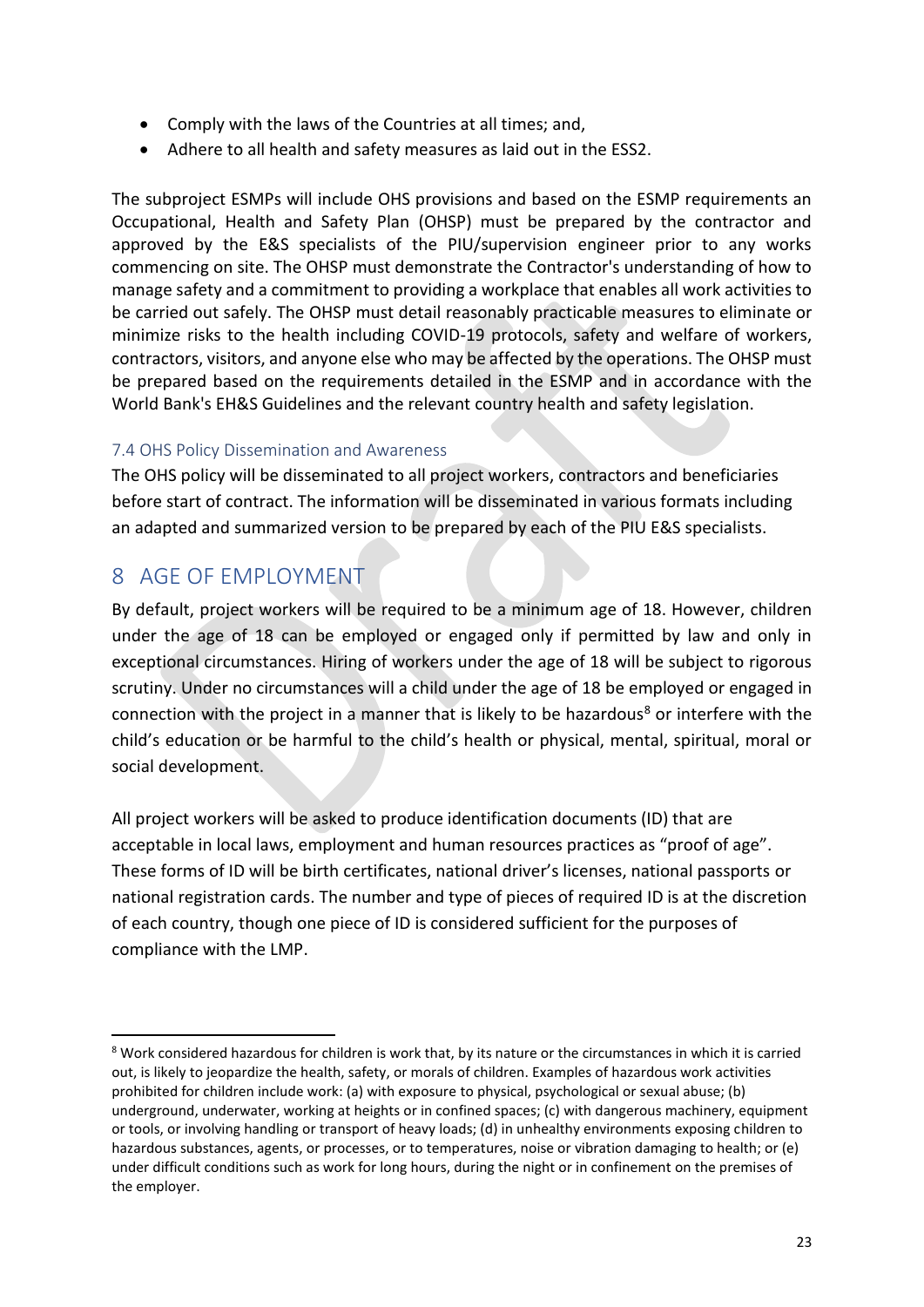- Comply with the laws of the Countries at all times; and,
- Adhere to all health and safety measures as laid out in the ESS2.

The subproject ESMPs will include OHS provisions and based on the ESMP requirements an Occupational, Health and Safety Plan (OHSP) must be prepared by the contractor and approved by the E&S specialists of the PIU/supervision engineer prior to any works commencing on site. The OHSP must demonstrate the Contractor's understanding of how to manage safety and a commitment to providing a workplace that enables all work activities to be carried out safely. The OHSP must detail reasonably practicable measures to eliminate or minimize risks to the health including COVID-19 protocols, safety and welfare of workers, contractors, visitors, and anyone else who may be affected by the operations. The OHSP must be prepared based on the requirements detailed in the ESMP and in accordance with the World Bank's EH&S Guidelines and the relevant country health and safety legislation.

### 7.4 OHS Policy Dissemination and Awareness

The OHS policy will be disseminated to all project workers, contractors and beneficiaries before start of contract. The information will be disseminated in various formats including an adapted and summarized version to be prepared by each of the PIU E&S specialists.

# 8 AGE OF EMPLOYMENT

By default, project workers will be required to be a minimum age of 18. However, children under the age of 18 can be employed or engaged only if permitted by law and only in exceptional circumstances. Hiring of workers under the age of 18 will be subject to rigorous scrutiny. Under no circumstances will a child under the age of 18 be employed or engaged in connection with the project in a manner that is likely to be hazardous[8] or interfere with the child's education or be harmful to the child's health or physical, mental, spiritual, moral or social development.

All project workers will be asked to produce identification documents (ID) that are acceptable in local laws, employment and human resources practices as "proof of age". These forms of ID will be birth certificates, national driver's licenses, national passports or national registration cards. The number and type of pieces of required ID is at the discretion of each country, though one piece of ID is considered sufficient for the purposes of compliance with the LMP.

---

[8] Work considered hazardous for children is work that, by its nature or the circumstances in which it is carried out, is likely to jeopardize the health, safety, or morals of children. Examples of hazardous work activities prohibited for children include work: (a) with exposure to physical, psychological or sexual abuse; (b) underground, underwater, working at heights or in confined spaces; (c) with dangerous machinery, equipment or tools, or involving handling or transport of heavy loads; (d) in unhealthy environments exposing children to hazardous substances, agents, or processes, or to temperatures, noise or vibration damaging to health; or (e) under difficult conditions such as work for long hours, during the night or in confinement on the premises of the employer.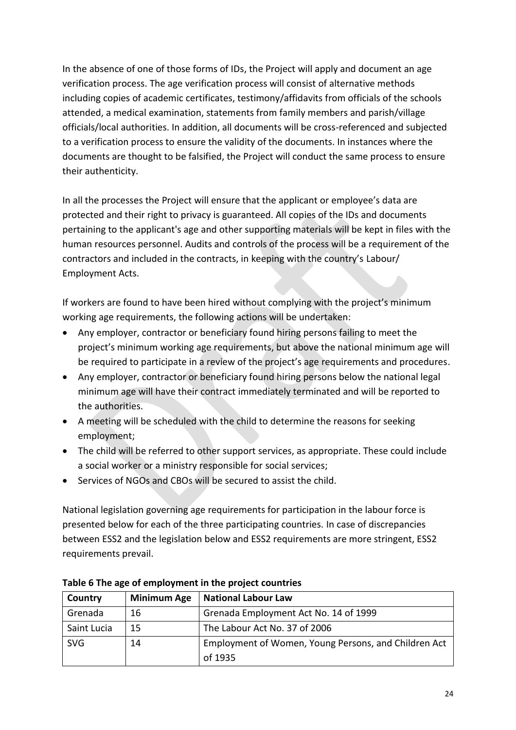In the absence of one of those forms of IDs, the Project will apply and document an age verification process. The age verification process will consist of alternative methods including copies of academic certificates, testimony/affidavits from officials of the schools attended, a medical examination, statements from family members and parish/village officials/local authorities. In addition, all documents will be cross-referenced and subjected to a verification process to ensure the validity of the documents. In instances where the documents are thought to be falsified, the Project will conduct the same process to ensure their authenticity.

In all the processes the Project will ensure that the applicant or employee's data are protected and their right to privacy is guaranteed. All copies of the IDs and documents pertaining to the applicant's age and other supporting materials will be kept in files with the human resources personnel. Audits and controls of the process will be a requirement of the contractors and included in the contracts, in keeping with the country's Labour/ Employment Acts.

If workers are found to have been hired without complying with the project's minimum working age requirements, the following actions will be undertaken:

- Any employer, contractor or beneficiary found hiring persons failing to meet the project's minimum working age requirements, but above the national minimum age will be required to participate in a review of the project's age requirements and procedures.
- Any employer, contractor or beneficiary found hiring persons below the national legal minimum age will have their contract immediately terminated and will be reported to the authorities.
- A meeting will be scheduled with the child to determine the reasons for seeking employment;
- The child will be referred to other support services, as appropriate. These could include a social worker or a ministry responsible for social services;
- Services of NGOs and CBOs will be secured to assist the child.

National legislation governing age requirements for participation in the labour force is presented below for each of the three participating countries. In case of discrepancies between ESS2 and the legislation below and ESS2 requirements are more stringent, ESS2 requirements prevail.

**Table 6 The age of employment in the project countries**

| Country | Minimum Age | National Labour Law |
|---|---|---|
| Grenada | 16 | Grenada Employment Act No. 14 of 1999 |
| Saint Lucia | 15 | The Labour Act No. 37 of 2006 |
| SVG | 14 | Employment of Women, Young Persons, and Children Act of 1935 |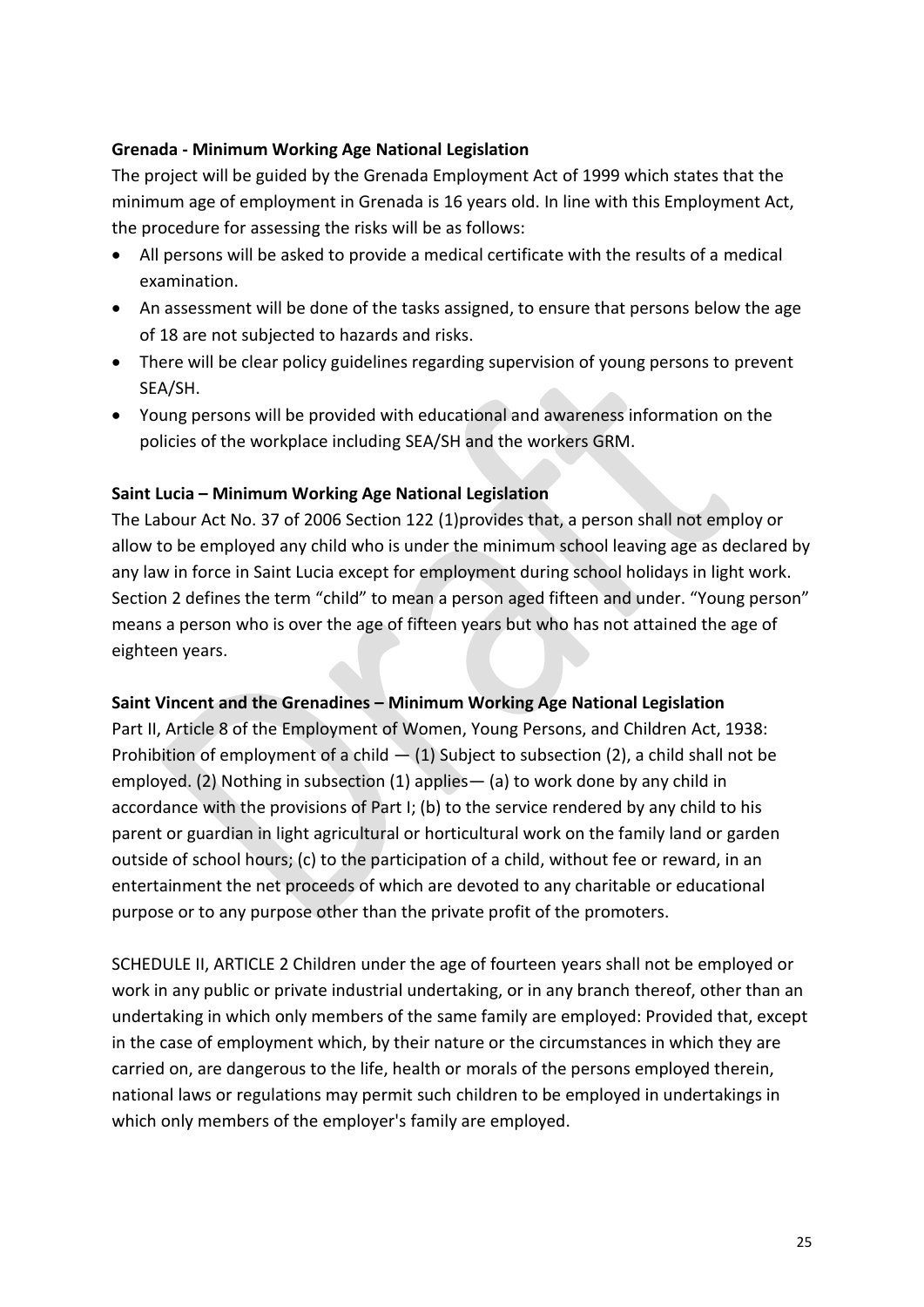**Grenada - Minimum Working Age National Legislation**

The project will be guided by the Grenada Employment Act of 1999 which states that the minimum age of employment in Grenada is 16 years old. In line with this Employment Act, the procedure for assessing the risks will be as follows:

- All persons will be asked to provide a medical certificate with the results of a medical examination.
- An assessment will be done of the tasks assigned, to ensure that persons below the age of 18 are not subjected to hazards and risks.
- There will be clear policy guidelines regarding supervision of young persons to prevent SEA/SH.
- Young persons will be provided with educational and awareness information on the policies of the workplace including SEA/SH and the workers GRM.

**Saint Lucia – Minimum Working Age National Legislation**

The Labour Act No. 37 of 2006 Section 122 (1)provides that, a person shall not employ or allow to be employed any child who is under the minimum school leaving age as declared by any law in force in Saint Lucia except for employment during school holidays in light work. Section 2 defines the term "child" to mean a person aged fifteen and under. "Young person" means a person who is over the age of fifteen years but who has not attained the age of eighteen years.

**Saint Vincent and the Grenadines – Minimum Working Age National Legislation**

Part II, Article 8 of the Employment of Women, Young Persons, and Children Act, 1938: Prohibition of employment of a child — (1) Subject to subsection (2), a child shall not be employed. (2) Nothing in subsection (1) applies— (a) to work done by any child in accordance with the provisions of Part I; (b) to the service rendered by any child to his parent or guardian in light agricultural or horticultural work on the family land or garden outside of school hours; (c) to the participation of a child, without fee or reward, in an entertainment the net proceeds of which are devoted to any charitable or educational purpose or to any purpose other than the private profit of the promoters.

SCHEDULE II, ARTICLE 2 Children under the age of fourteen years shall not be employed or work in any public or private industrial undertaking, or in any branch thereof, other than an undertaking in which only members of the same family are employed: Provided that, except in the case of employment which, by their nature or the circumstances in which they are carried on, are dangerous to the life, health or morals of the persons employed therein, national laws or regulations may permit such children to be employed in undertakings in which only members of the employer's family are employed.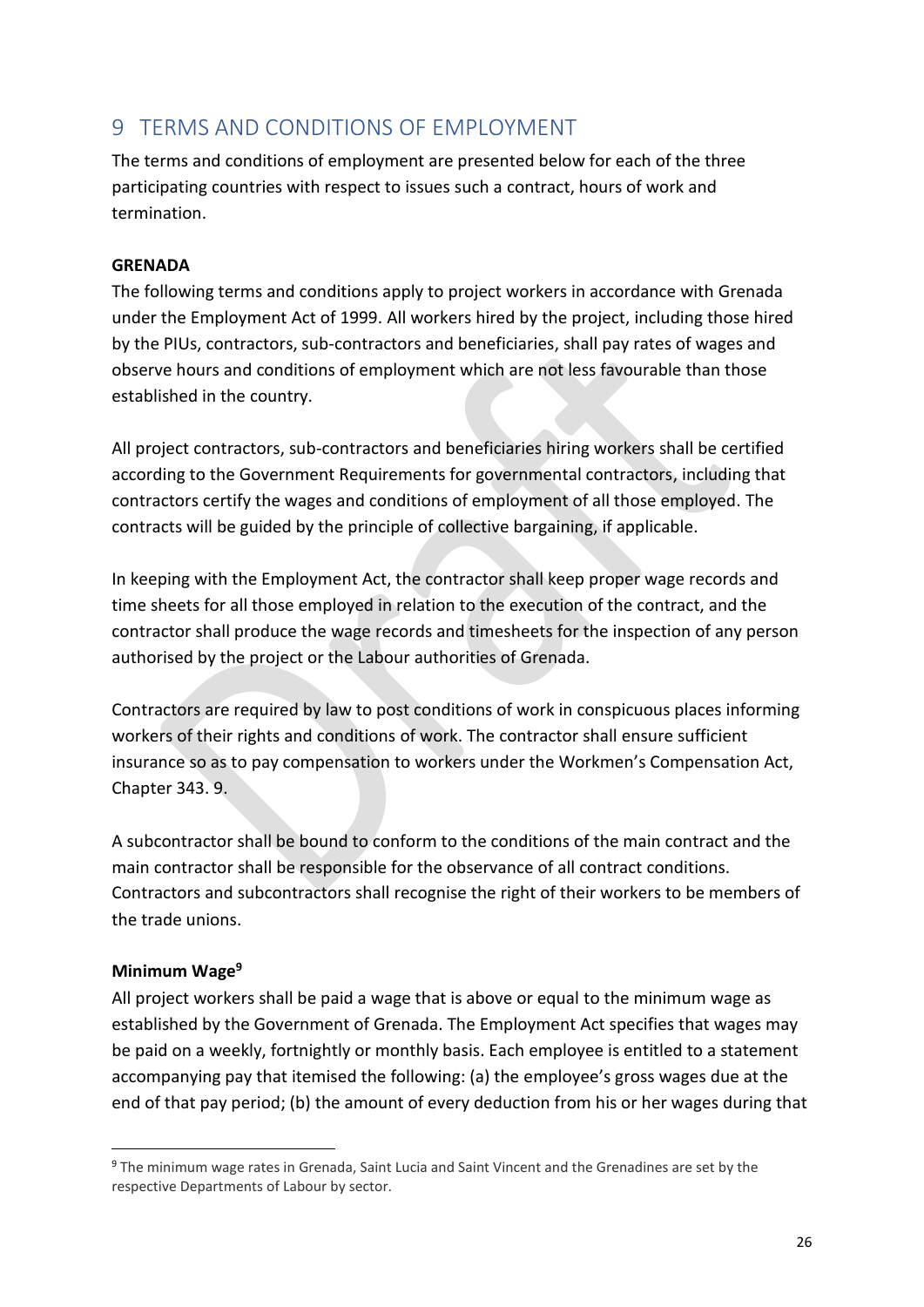# 9 TERMS AND CONDITIONS OF EMPLOYMENT

The terms and conditions of employment are presented below for each of the three participating countries with respect to issues such a contract, hours of work and termination.

**GRENADA**

The following terms and conditions apply to project workers in accordance with Grenada under the Employment Act of 1999. All workers hired by the project, including those hired by the PIUs, contractors, sub-contractors and beneficiaries, shall pay rates of wages and observe hours and conditions of employment which are not less favourable than those established in the country.

All project contractors, sub-contractors and beneficiaries hiring workers shall be certified according to the Government Requirements for governmental contractors, including that contractors certify the wages and conditions of employment of all those employed. The contracts will be guided by the principle of collective bargaining, if applicable.

In keeping with the Employment Act, the contractor shall keep proper wage records and time sheets for all those employed in relation to the execution of the contract, and the contractor shall produce the wage records and timesheets for the inspection of any person authorised by the project or the Labour authorities of Grenada.

Contractors are required by law to post conditions of work in conspicuous places informing workers of their rights and conditions of work. The contractor shall ensure sufficient insurance so as to pay compensation to workers under the Workmen's Compensation Act, Chapter 343. 9.

A subcontractor shall be bound to conform to the conditions of the main contract and the main contractor shall be responsible for the observance of all contract conditions. Contractors and subcontractors shall recognise the right of their workers to be members of the trade unions.

**Minimum Wage**[9]

All project workers shall be paid a wage that is above or equal to the minimum wage as established by the Government of Grenada. The Employment Act specifies that wages may be paid on a weekly, fortnightly or monthly basis. Each employee is entitled to a statement accompanying pay that itemised the following: (a) the employee's gross wages due at the end of that pay period; (b) the amount of every deduction from his or her wages during that

[9] The minimum wage rates in Grenada, Saint Lucia and Saint Vincent and the Grenadines are set by the respective Departments of Labour by sector.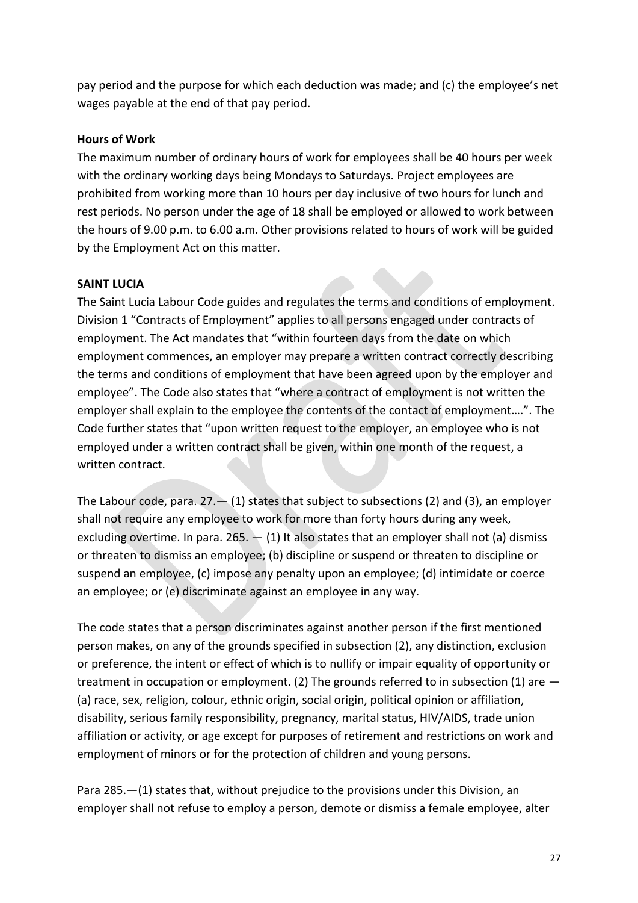pay period and the purpose for which each deduction was made; and (c) the employee's net wages payable at the end of that pay period.

**Hours of Work**

The maximum number of ordinary hours of work for employees shall be 40 hours per week with the ordinary working days being Mondays to Saturdays. Project employees are prohibited from working more than 10 hours per day inclusive of two hours for lunch and rest periods. No person under the age of 18 shall be employed or allowed to work between the hours of 9.00 p.m. to 6.00 a.m. Other provisions related to hours of work will be guided by the Employment Act on this matter.

**SAINT LUCIA**

The Saint Lucia Labour Code guides and regulates the terms and conditions of employment. Division 1 "Contracts of Employment" applies to all persons engaged under contracts of employment. The Act mandates that "within fourteen days from the date on which employment commences, an employer may prepare a written contract correctly describing the terms and conditions of employment that have been agreed upon by the employer and employee". The Code also states that "where a contract of employment is not written the employer shall explain to the employee the contents of the contact of employment….". The Code further states that "upon written request to the employer, an employee who is not employed under a written contract shall be given, within one month of the request, a written contract.

The Labour code, para. 27.— (1) states that subject to subsections (2) and (3), an employer shall not require any employee to work for more than forty hours during any week, excluding overtime. In para. 265. — (1) It also states that an employer shall not (a) dismiss or threaten to dismiss an employee; (b) discipline or suspend or threaten to discipline or suspend an employee, (c) impose any penalty upon an employee; (d) intimidate or coerce an employee; or (e) discriminate against an employee in any way.

The code states that a person discriminates against another person if the first mentioned person makes, on any of the grounds specified in subsection (2), any distinction, exclusion or preference, the intent or effect of which is to nullify or impair equality of opportunity or treatment in occupation or employment. (2) The grounds referred to in subsection (1) are — (a) race, sex, religion, colour, ethnic origin, social origin, political opinion or affiliation, disability, serious family responsibility, pregnancy, marital status, HIV/AIDS, trade union affiliation or activity, or age except for purposes of retirement and restrictions on work and employment of minors or for the protection of children and young persons.

Para 285.—(1) states that, without prejudice to the provisions under this Division, an employer shall not refuse to employ a person, demote or dismiss a female employee, alter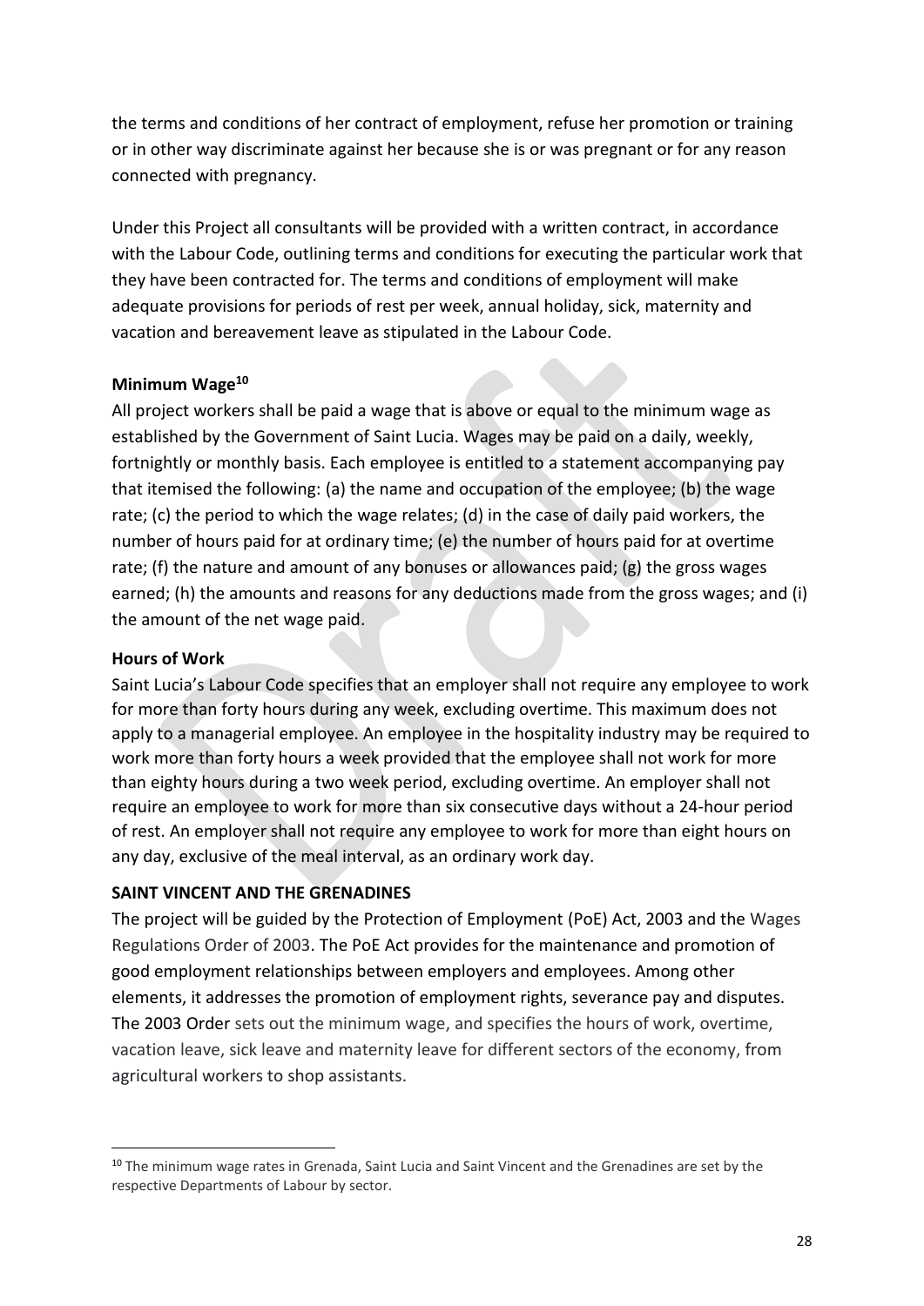the terms and conditions of her contract of employment, refuse her promotion or training or in other way discriminate against her because she is or was pregnant or for any reason connected with pregnancy.

Under this Project all consultants will be provided with a written contract, in accordance with the Labour Code, outlining terms and conditions for executing the particular work that they have been contracted for. The terms and conditions of employment will make adequate provisions for periods of rest per week, annual holiday, sick, maternity and vacation and bereavement leave as stipulated in the Labour Code.

**Minimum Wage**[10]

All project workers shall be paid a wage that is above or equal to the minimum wage as established by the Government of Saint Lucia. Wages may be paid on a daily, weekly, fortnightly or monthly basis. Each employee is entitled to a statement accompanying pay that itemised the following: (a) the name and occupation of the employee; (b) the wage rate; (c) the period to which the wage relates; (d) in the case of daily paid workers, the number of hours paid for at ordinary time; (e) the number of hours paid for at overtime rate; (f) the nature and amount of any bonuses or allowances paid; (g) the gross wages earned; (h) the amounts and reasons for any deductions made from the gross wages; and (i) the amount of the net wage paid.

**Hours of Work**

Saint Lucia's Labour Code specifies that an employer shall not require any employee to work for more than forty hours during any week, excluding overtime. This maximum does not apply to a managerial employee. An employee in the hospitality industry may be required to work more than forty hours a week provided that the employee shall not work for more than eighty hours during a two week period, excluding overtime. An employer shall not require an employee to work for more than six consecutive days without a 24-hour period of rest. An employer shall not require any employee to work for more than eight hours on any day, exclusive of the meal interval, as an ordinary work day.

**SAINT VINCENT AND THE GRENADINES**

The project will be guided by the Protection of Employment (PoE) Act, 2003 and the Wages Regulations Order of 2003. The PoE Act provides for the maintenance and promotion of good employment relationships between employers and employees. Among other elements, it addresses the promotion of employment rights, severance pay and disputes. The 2003 Order sets out the minimum wage, and specifies the hours of work, overtime, vacation leave, sick leave and maternity leave for different sectors of the economy, from agricultural workers to shop assistants.

---

[10] The minimum wage rates in Grenada, Saint Lucia and Saint Vincent and the Grenadines are set by the respective Departments of Labour by sector.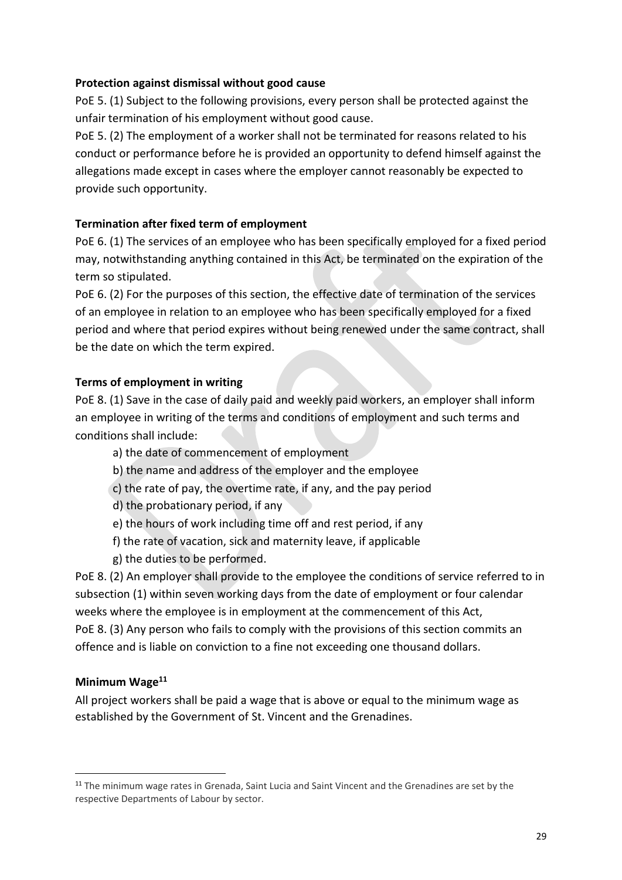**Protection against dismissal without good cause**

PoE 5. (1) Subject to the following provisions, every person shall be protected against the unfair termination of his employment without good cause.

PoE 5. (2) The employment of a worker shall not be terminated for reasons related to his conduct or performance before he is provided an opportunity to defend himself against the allegations made except in cases where the employer cannot reasonably be expected to provide such opportunity.

**Termination after fixed term of employment**

PoE 6. (1) The services of an employee who has been specifically employed for a fixed period may, notwithstanding anything contained in this Act, be terminated on the expiration of the term so stipulated.

PoE 6. (2) For the purposes of this section, the effective date of termination of the services of an employee in relation to an employee who has been specifically employed for a fixed period and where that period expires without being renewed under the same contract, shall be the date on which the term expired.

**Terms of employment in writing**

PoE 8. (1) Save in the case of daily paid and weekly paid workers, an employer shall inform an employee in writing of the terms and conditions of employment and such terms and conditions shall include:

a) the date of commencement of employment
b) the name and address of the employer and the employee
c) the rate of pay, the overtime rate, if any, and the pay period
d) the probationary period, if any
e) the hours of work including time off and rest period, if any
f) the rate of vacation, sick and maternity leave, if applicable
g) the duties to be performed.

PoE 8. (2) An employer shall provide to the employee the conditions of service referred to in subsection (1) within seven working days from the date of employment or four calendar weeks where the employee is in employment at the commencement of this Act,

PoE 8. (3) Any person who fails to comply with the provisions of this section commits an offence and is liable on conviction to a fine not exceeding one thousand dollars.

**Minimum Wage[11]**

All project workers shall be paid a wage that is above or equal to the minimum wage as established by the Government of St. Vincent and the Grenadines.

[11] The minimum wage rates in Grenada, Saint Lucia and Saint Vincent and the Grenadines are set by the respective Departments of Labour by sector.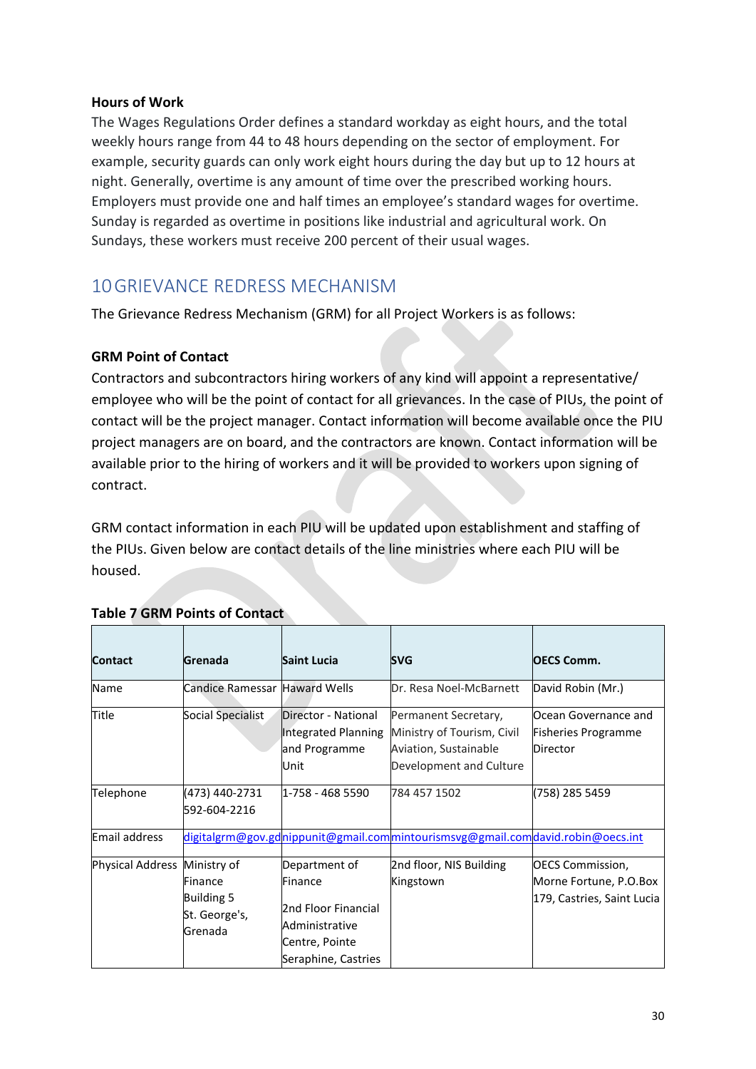**Hours of Work**

The Wages Regulations Order defines a standard workday as eight hours, and the total weekly hours range from 44 to 48 hours depending on the sector of employment. For example, security guards can only work eight hours during the day but up to 12 hours at night. Generally, overtime is any amount of time over the prescribed working hours. Employers must provide one and half times an employee's standard wages for overtime. Sunday is regarded as overtime in positions like industrial and agricultural work. On Sundays, these workers must receive 200 percent of their usual wages.

# 10 GRIEVANCE REDRESS MECHANISM

The Grievance Redress Mechanism (GRM) for all Project Workers is as follows:

**GRM Point of Contact**

Contractors and subcontractors hiring workers of any kind will appoint a representative/ employee who will be the point of contact for all grievances. In the case of PIUs, the point of contact will be the project manager. Contact information will become available once the PIU project managers are on board, and the contractors are known. Contact information will be available prior to the hiring of workers and it will be provided to workers upon signing of contract.

GRM contact information in each PIU will be updated upon establishment and staffing of the PIUs. Given below are contact details of the line ministries where each PIU will be housed.

**Table 7 GRM Points of Contact**

| Contact | Grenada | Saint Lucia | SVG | OECS Comm. |
|---|---|---|---|---|
| Name | Candice Ramessar | Haward Wells | Dr. Resa Noel-McBarnett | David Robin (Mr.) |
| Title | Social Specialist | Director - National Integrated Planning and Programme Unit | Permanent Secretary, Ministry of Tourism, Civil Aviation, Sustainable Development and Culture | Ocean Governance and Fisheries Programme Director |
| Telephone | (473) 440-2731<br>592-604-2216 | 1-758 - 468 5590 | 784 457 1502 | (758) 285 5459 |
| Email address | digitalgrm@gov.gd | nippunit@gmail.com | mintourismsvg@gmail.com | david.robin@oecs.int |
| Physical Address | Ministry of Finance Building 5 St. George's, Grenada | Department of Finance<br>2nd Floor Financial Administrative Centre, Pointe Seraphine, Castries | 2nd floor, NIS Building Kingstown | OECS Commission, Morne Fortune, P.O.Box 179, Castries, Saint Lucia |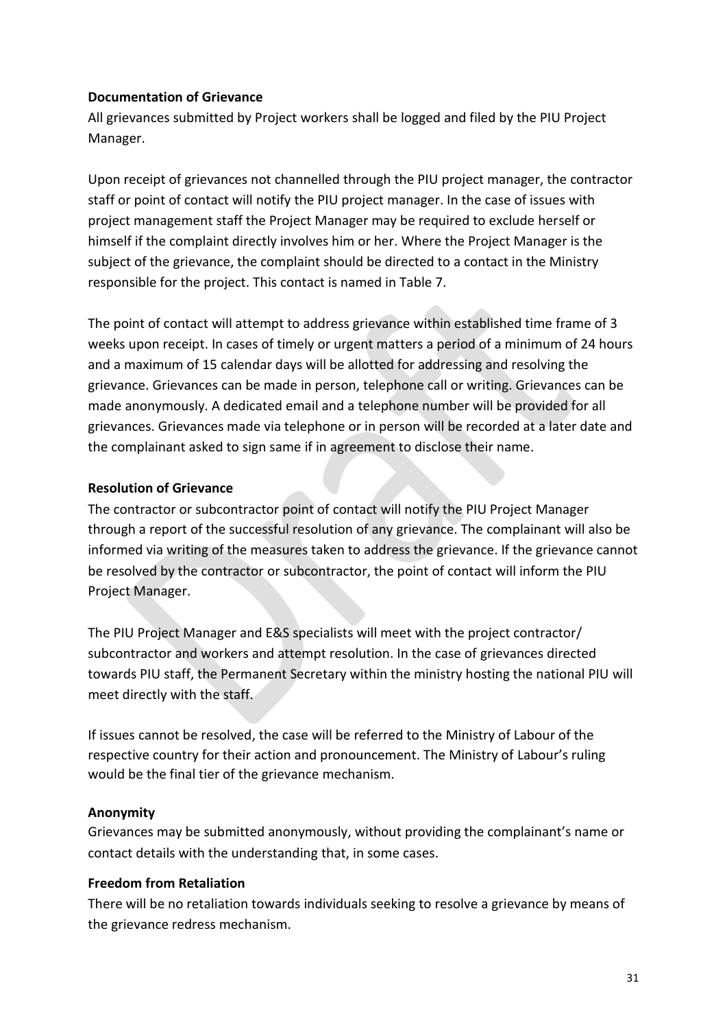**Documentation of Grievance**

All grievances submitted by Project workers shall be logged and filed by the PIU Project Manager.

Upon receipt of grievances not channelled through the PIU project manager, the contractor staff or point of contact will notify the PIU project manager. In the case of issues with project management staff the Project Manager may be required to exclude herself or himself if the complaint directly involves him or her. Where the Project Manager is the subject of the grievance, the complaint should be directed to a contact in the Ministry responsible for the project. This contact is named in Table 7.

The point of contact will attempt to address grievance within established time frame of 3 weeks upon receipt. In cases of timely or urgent matters a period of a minimum of 24 hours and a maximum of 15 calendar days will be allotted for addressing and resolving the grievance. Grievances can be made in person, telephone call or writing. Grievances can be made anonymously. A dedicated email and a telephone number will be provided for all grievances. Grievances made via telephone or in person will be recorded at a later date and the complainant asked to sign same if in agreement to disclose their name.

**Resolution of Grievance**

The contractor or subcontractor point of contact will notify the PIU Project Manager through a report of the successful resolution of any grievance. The complainant will also be informed via writing of the measures taken to address the grievance. If the grievance cannot be resolved by the contractor or subcontractor, the point of contact will inform the PIU Project Manager.

The PIU Project Manager and E&S specialists will meet with the project contractor/ subcontractor and workers and attempt resolution. In the case of grievances directed towards PIU staff, the Permanent Secretary within the ministry hosting the national PIU will meet directly with the staff.

If issues cannot be resolved, the case will be referred to the Ministry of Labour of the respective country for their action and pronouncement. The Ministry of Labour's ruling would be the final tier of the grievance mechanism.

**Anonymity**

Grievances may be submitted anonymously, without providing the complainant's name or contact details with the understanding that, in some cases.

**Freedom from Retaliation**

There will be no retaliation towards individuals seeking to resolve a grievance by means of the grievance redress mechanism.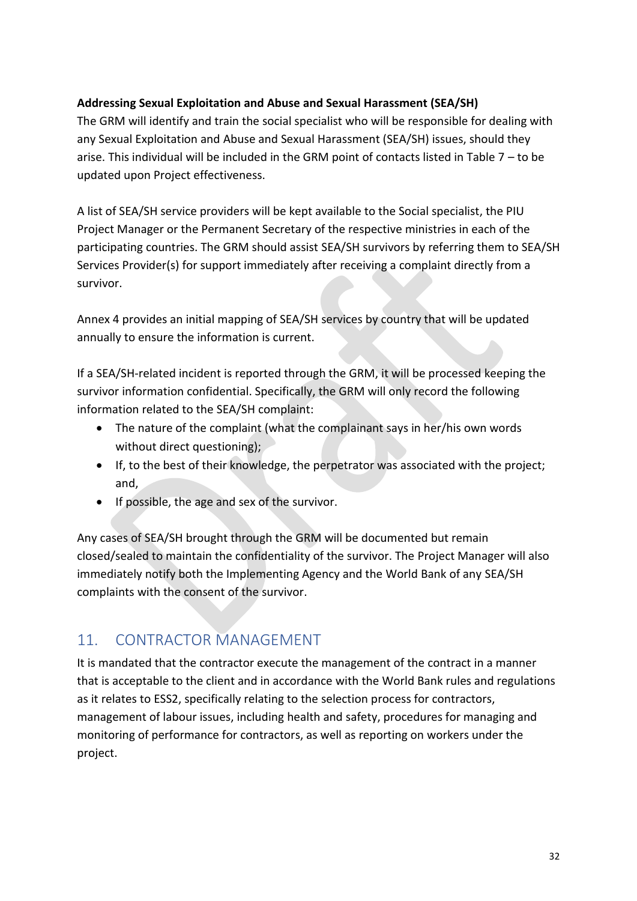**Addressing Sexual Exploitation and Abuse and Sexual Harassment (SEA/SH)**

The GRM will identify and train the social specialist who will be responsible for dealing with any Sexual Exploitation and Abuse and Sexual Harassment (SEA/SH) issues, should they arise. This individual will be included in the GRM point of contacts listed in Table 7 – to be updated upon Project effectiveness.

A list of SEA/SH service providers will be kept available to the Social specialist, the PIU Project Manager or the Permanent Secretary of the respective ministries in each of the participating countries. The GRM should assist SEA/SH survivors by referring them to SEA/SH Services Provider(s) for support immediately after receiving a complaint directly from a survivor.

Annex 4 provides an initial mapping of SEA/SH services by country that will be updated annually to ensure the information is current.

If a SEA/SH-related incident is reported through the GRM, it will be processed keeping the survivor information confidential. Specifically, the GRM will only record the following information related to the SEA/SH complaint:

- The nature of the complaint (what the complainant says in her/his own words without direct questioning);
- If, to the best of their knowledge, the perpetrator was associated with the project; and,
- If possible, the age and sex of the survivor.

Any cases of SEA/SH brought through the GRM will be documented but remain closed/sealed to maintain the confidentiality of the survivor. The Project Manager will also immediately notify both the Implementing Agency and the World Bank of any SEA/SH complaints with the consent of the survivor.

## 11. CONTRACTOR MANAGEMENT

It is mandated that the contractor execute the management of the contract in a manner that is acceptable to the client and in accordance with the World Bank rules and regulations as it relates to ESS2, specifically relating to the selection process for contractors, management of labour issues, including health and safety, procedures for managing and monitoring of performance for contractors, as well as reporting on workers under the project.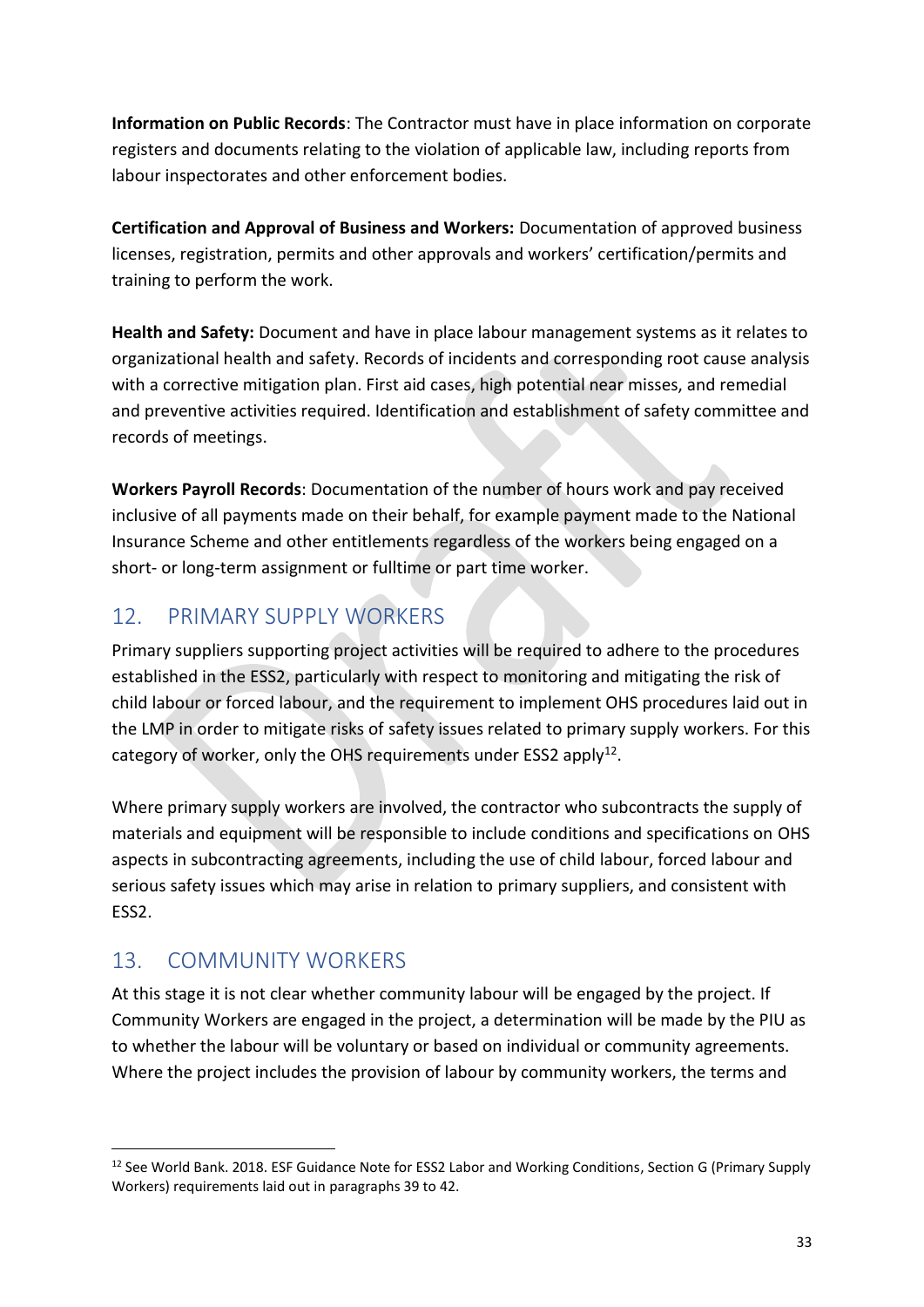**Information on Public Records**: The Contractor must have in place information on corporate registers and documents relating to the violation of applicable law, including reports from labour inspectorates and other enforcement bodies.

**Certification and Approval of Business and Workers:** Documentation of approved business licenses, registration, permits and other approvals and workers' certification/permits and training to perform the work.

**Health and Safety:** Document and have in place labour management systems as it relates to organizational health and safety. Records of incidents and corresponding root cause analysis with a corrective mitigation plan. First aid cases, high potential near misses, and remedial and preventive activities required. Identification and establishment of safety committee and records of meetings.

**Workers Payroll Records**: Documentation of the number of hours work and pay received inclusive of all payments made on their behalf, for example payment made to the National Insurance Scheme and other entitlements regardless of the workers being engaged on a short- or long-term assignment or fulltime or part time worker.

## 12. PRIMARY SUPPLY WORKERS

Primary suppliers supporting project activities will be required to adhere to the procedures established in the ESS2, particularly with respect to monitoring and mitigating the risk of child labour or forced labour, and the requirement to implement OHS procedures laid out in the LMP in order to mitigate risks of safety issues related to primary supply workers. For this category of worker, only the OHS requirements under ESS2 apply[12].

Where primary supply workers are involved, the contractor who subcontracts the supply of materials and equipment will be responsible to include conditions and specifications on OHS aspects in subcontracting agreements, including the use of child labour, forced labour and serious safety issues which may arise in relation to primary suppliers, and consistent with ESS2.

## 13. COMMUNITY WORKERS

At this stage it is not clear whether community labour will be engaged by the project. If Community Workers are engaged in the project, a determination will be made by the PIU as to whether the labour will be voluntary or based on individual or community agreements. Where the project includes the provision of labour by community workers, the terms and

[12] See World Bank. 2018. ESF Guidance Note for ESS2 Labor and Working Conditions, Section G (Primary Supply Workers) requirements laid out in paragraphs 39 to 42.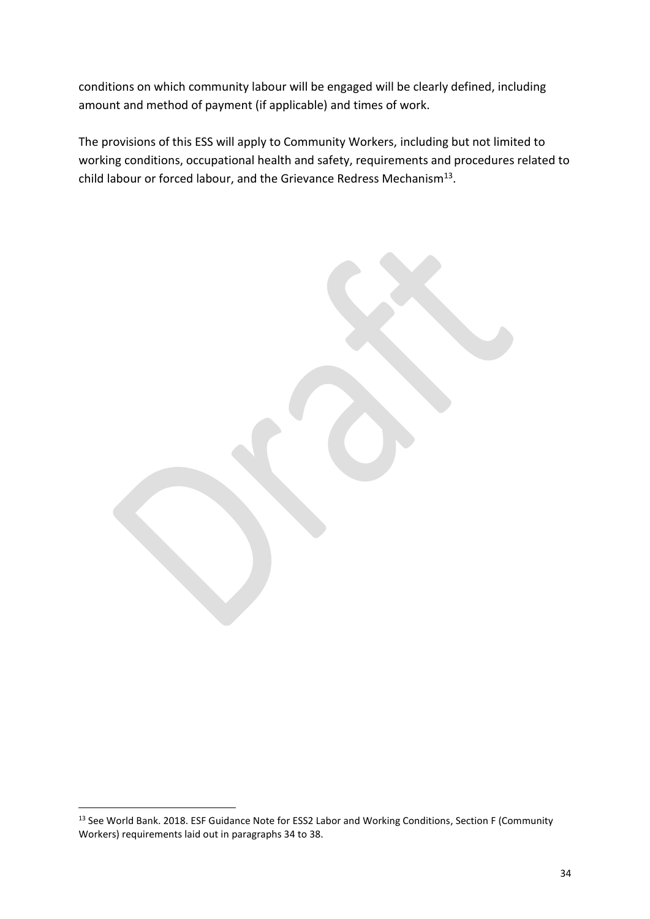conditions on which community labour will be engaged will be clearly defined, including amount and method of payment (if applicable) and times of work.

The provisions of this ESS will apply to Community Workers, including but not limited to working conditions, occupational health and safety, requirements and procedures related to child labour or forced labour, and the Grievance Redress Mechanism[13].

[13] See World Bank. 2018. ESF Guidance Note for ESS2 Labor and Working Conditions, Section F (Community Workers) requirements laid out in paragraphs 34 to 38.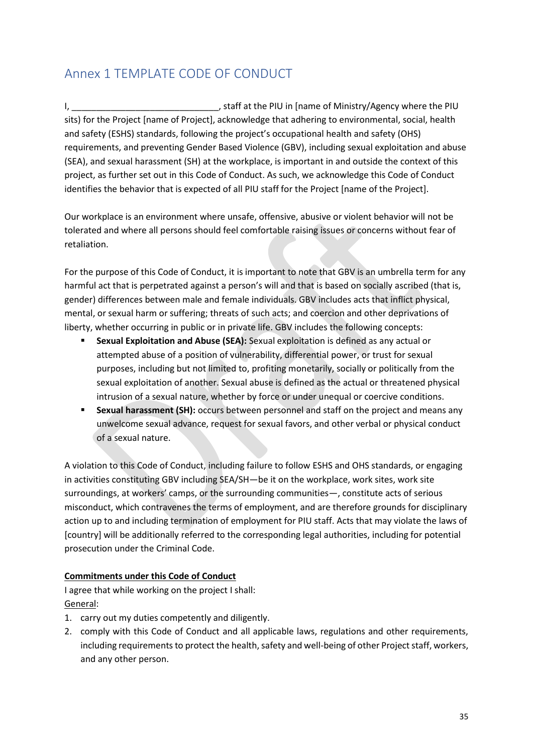## Annex 1 TEMPLATE CODE OF CONDUCT

I, ______________________________, staff at the PIU in [name of Ministry/Agency where the PIU sits) for the Project [name of Project], acknowledge that adhering to environmental, social, health and safety (ESHS) standards, following the project's occupational health and safety (OHS) requirements, and preventing Gender Based Violence (GBV), including sexual exploitation and abuse (SEA), and sexual harassment (SH) at the workplace, is important in and outside the context of this project, as further set out in this Code of Conduct. As such, we acknowledge this Code of Conduct identifies the behavior that is expected of all PIU staff for the Project [name of the Project].

Our workplace is an environment where unsafe, offensive, abusive or violent behavior will not be tolerated and where all persons should feel comfortable raising issues or concerns without fear of retaliation.

For the purpose of this Code of Conduct, it is important to note that GBV is an umbrella term for any harmful act that is perpetrated against a person's will and that is based on socially ascribed (that is, gender) differences between male and female individuals. GBV includes acts that inflict physical, mental, or sexual harm or suffering; threats of such acts; and coercion and other deprivations of liberty, whether occurring in public or in private life. GBV includes the following concepts:

- **Sexual Exploitation and Abuse (SEA):** Sexual exploitation is defined as any actual or attempted abuse of a position of vulnerability, differential power, or trust for sexual purposes, including but not limited to, profiting monetarily, socially or politically from the sexual exploitation of another. Sexual abuse is defined as the actual or threatened physical intrusion of a sexual nature, whether by force or under unequal or coercive conditions.
- **Sexual harassment (SH):** occurs between personnel and staff on the project and means any unwelcome sexual advance, request for sexual favors, and other verbal or physical conduct of a sexual nature.

A violation to this Code of Conduct, including failure to follow ESHS and OHS standards, or engaging in activities constituting GBV including SEA/SH—be it on the workplace, work sites, work site surroundings, at workers' camps, or the surrounding communities—, constitute acts of serious misconduct, which contravenes the terms of employment, and are therefore grounds for disciplinary action up to and including termination of employment for PIU staff. Acts that may violate the laws of [country] will be additionally referred to the corresponding legal authorities, including for potential prosecution under the Criminal Code.

**Commitments under this Code of Conduct**

I agree that while working on the project I shall:

General:

1. carry out my duties competently and diligently.
2. comply with this Code of Conduct and all applicable laws, regulations and other requirements, including requirements to protect the health, safety and well-being of other Project staff, workers, and any other person.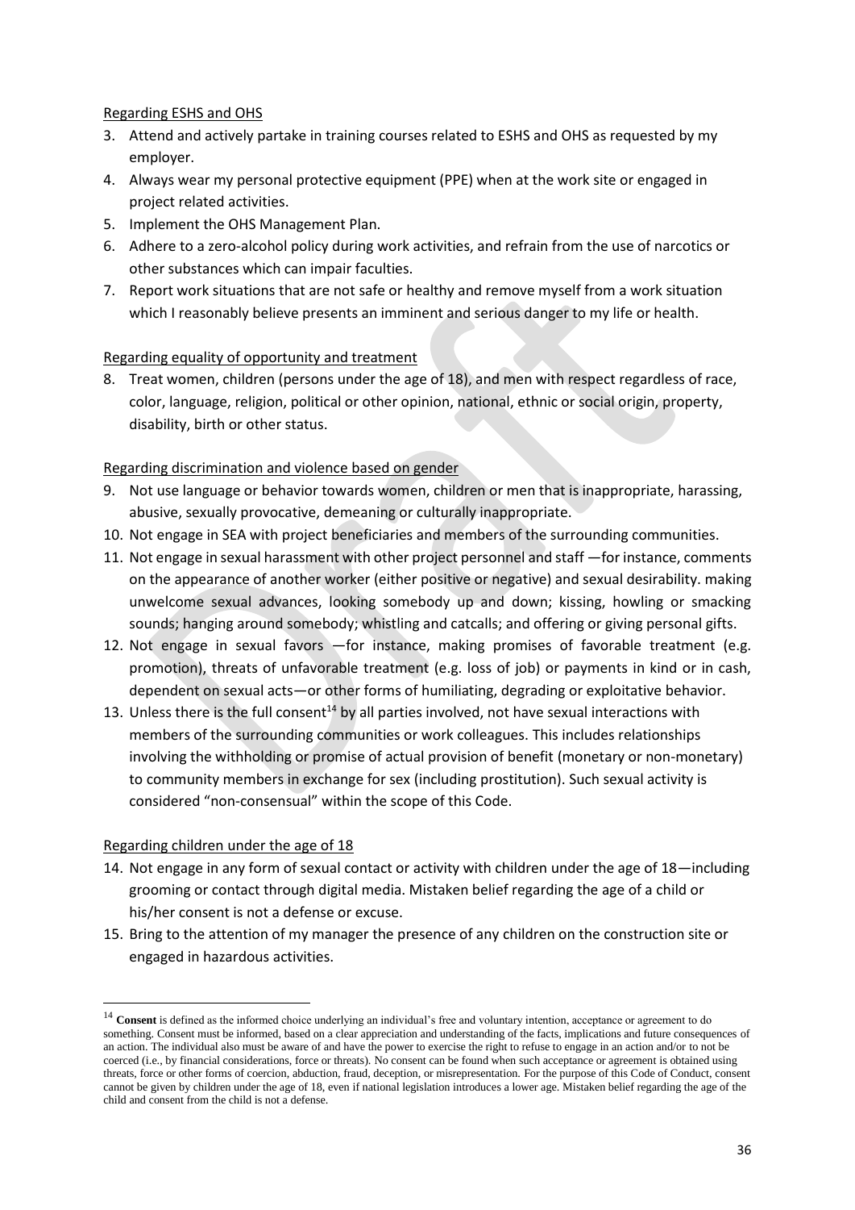Regarding ESHS and OHS

3. Attend and actively partake in training courses related to ESHS and OHS as requested by my employer.
4. Always wear my personal protective equipment (PPE) when at the work site or engaged in project related activities.
5. Implement the OHS Management Plan.
6. Adhere to a zero-alcohol policy during work activities, and refrain from the use of narcotics or other substances which can impair faculties.
7. Report work situations that are not safe or healthy and remove myself from a work situation which I reasonably believe presents an imminent and serious danger to my life or health.

Regarding equality of opportunity and treatment

8. Treat women, children (persons under the age of 18), and men with respect regardless of race, color, language, religion, political or other opinion, national, ethnic or social origin, property, disability, birth or other status.

Regarding discrimination and violence based on gender

9. Not use language or behavior towards women, children or men that is inappropriate, harassing, abusive, sexually provocative, demeaning or culturally inappropriate.
10. Not engage in SEA with project beneficiaries and members of the surrounding communities.
11. Not engage in sexual harassment with other project personnel and staff —for instance, comments on the appearance of another worker (either positive or negative) and sexual desirability. making unwelcome sexual advances, looking somebody up and down; kissing, howling or smacking sounds; hanging around somebody; whistling and catcalls; and offering or giving personal gifts.
12. Not engage in sexual favors —for instance, making promises of favorable treatment (e.g. promotion), threats of unfavorable treatment (e.g. loss of job) or payments in kind or in cash, dependent on sexual acts—or other forms of humiliating, degrading or exploitative behavior.
13. Unless there is the full consent[14] by all parties involved, not have sexual interactions with members of the surrounding communities or work colleagues. This includes relationships involving the withholding or promise of actual provision of benefit (monetary or non-monetary) to community members in exchange for sex (including prostitution). Such sexual activity is considered "non-consensual" within the scope of this Code.

Regarding children under the age of 18

14. Not engage in any form of sexual contact or activity with children under the age of 18—including grooming or contact through digital media. Mistaken belief regarding the age of a child or his/her consent is not a defense or excuse.
15. Bring to the attention of my manager the presence of any children on the construction site or engaged in hazardous activities.

[14] **Consent** is defined as the informed choice underlying an individual's free and voluntary intention, acceptance or agreement to do something. Consent must be informed, based on a clear appreciation and understanding of the facts, implications and future consequences of an action. The individual also must be aware of and have the power to exercise the right to refuse to engage in an action and/or to not be coerced (i.e., by financial considerations, force or threats). No consent can be found when such acceptance or agreement is obtained using threats, force or other forms of coercion, abduction, fraud, deception, or misrepresentation. For the purpose of this Code of Conduct, consent cannot be given by children under the age of 18, even if national legislation introduces a lower age. Mistaken belief regarding the age of the child and consent from the child is not a defense.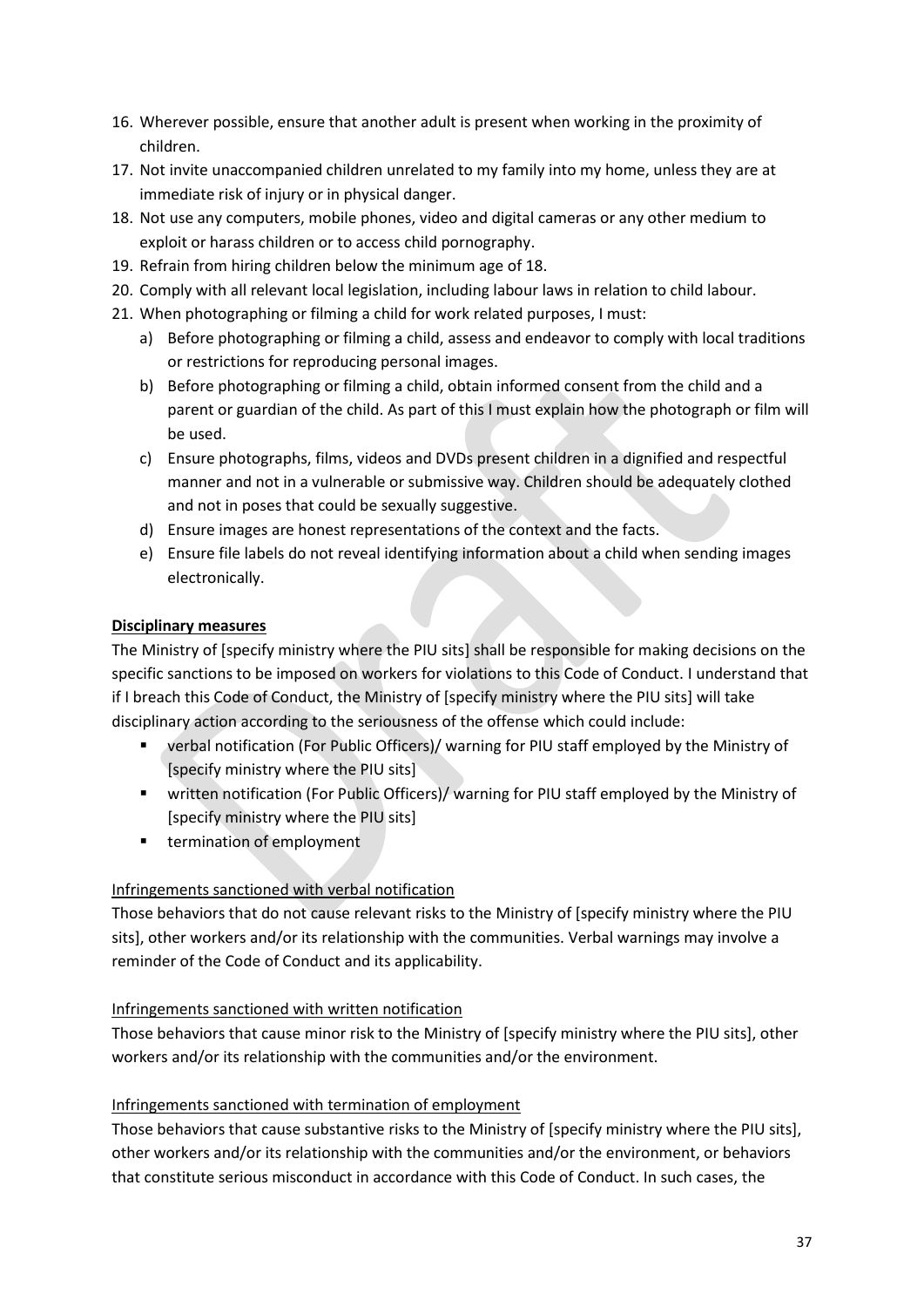16. Wherever possible, ensure that another adult is present when working in the proximity of children.
17. Not invite unaccompanied children unrelated to my family into my home, unless they are at immediate risk of injury or in physical danger.
18. Not use any computers, mobile phones, video and digital cameras or any other medium to exploit or harass children or to access child pornography.
19. Refrain from hiring children below the minimum age of 18.
20. Comply with all relevant local legislation, including labour laws in relation to child labour.
21. When photographing or filming a child for work related purposes, I must:
    a) Before photographing or filming a child, assess and endeavor to comply with local traditions or restrictions for reproducing personal images.
    b) Before photographing or filming a child, obtain informed consent from the child and a parent or guardian of the child. As part of this I must explain how the photograph or film will be used.
    c) Ensure photographs, films, videos and DVDs present children in a dignified and respectful manner and not in a vulnerable or submissive way. Children should be adequately clothed and not in poses that could be sexually suggestive.
    d) Ensure images are honest representations of the context and the facts.
    e) Ensure file labels do not reveal identifying information about a child when sending images electronically.

**Disciplinary measures**

The Ministry of [specify ministry where the PIU sits] shall be responsible for making decisions on the specific sanctions to be imposed on workers for violations to this Code of Conduct. I understand that if I breach this Code of Conduct, the Ministry of [specify ministry where the PIU sits] will take disciplinary action according to the seriousness of the offense which could include:

- verbal notification (For Public Officers)/ warning for PIU staff employed by the Ministry of [specify ministry where the PIU sits]
- written notification (For Public Officers)/ warning for PIU staff employed by the Ministry of [specify ministry where the PIU sits]
- termination of employment

Infringements sanctioned with verbal notification

Those behaviors that do not cause relevant risks to the Ministry of [specify ministry where the PIU sits], other workers and/or its relationship with the communities. Verbal warnings may involve a reminder of the Code of Conduct and its applicability.

Infringements sanctioned with written notification

Those behaviors that cause minor risk to the Ministry of [specify ministry where the PIU sits], other workers and/or its relationship with the communities and/or the environment.

Infringements sanctioned with termination of employment

Those behaviors that cause substantive risks to the Ministry of [specify ministry where the PIU sits], other workers and/or its relationship with the communities and/or the environment, or behaviors that constitute serious misconduct in accordance with this Code of Conduct. In such cases, the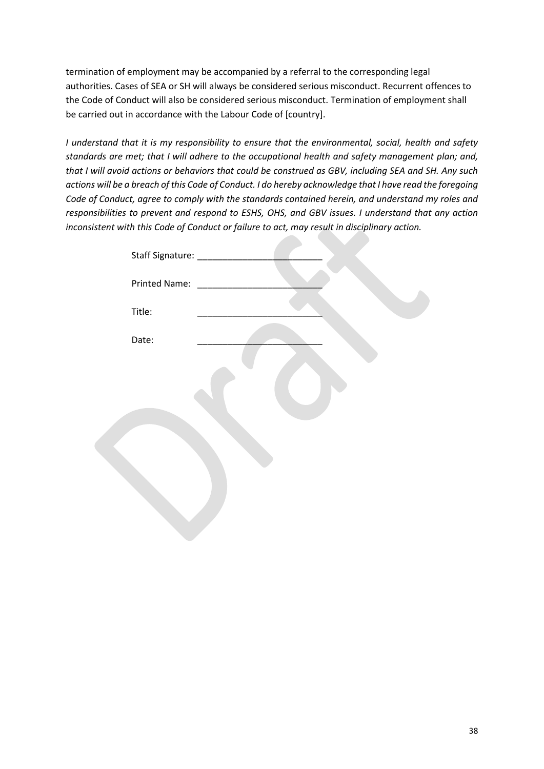termination of employment may be accompanied by a referral to the corresponding legal authorities. Cases of SEA or SH will always be considered serious misconduct. Recurrent offences to the Code of Conduct will also be considered serious misconduct. Termination of employment shall be carried out in accordance with the Labour Code of [country].

*I understand that it is my responsibility to ensure that the environmental, social, health and safety standards are met; that I will adhere to the occupational health and safety management plan; and, that I will avoid actions or behaviors that could be construed as GBV, including SEA and SH. Any such actions will be a breach of this Code of Conduct. I do hereby acknowledge that I have read the foregoing Code of Conduct, agree to comply with the standards contained herein, and understand my roles and responsibilities to prevent and respond to ESHS, OHS, and GBV issues. I understand that any action inconsistent with this Code of Conduct or failure to act, may result in disciplinary action.*

Staff Signature: _________________________

Printed Name: _________________________

Title: _________________________

Date: _________________________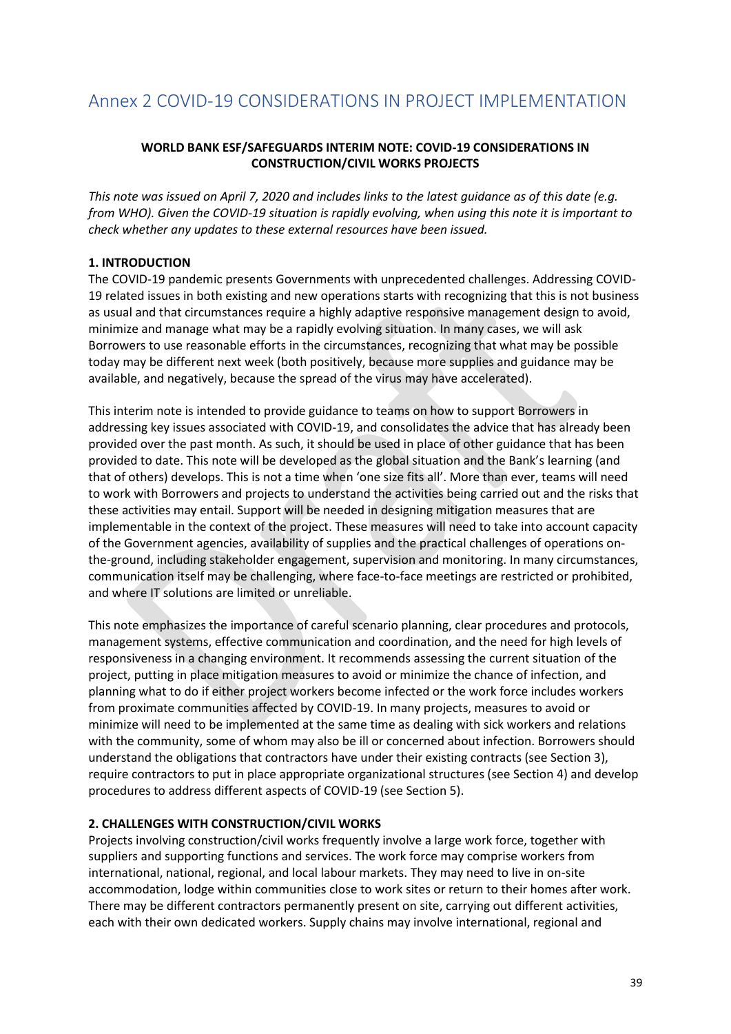# Annex 2 COVID-19 CONSIDERATIONS IN PROJECT IMPLEMENTATION

**WORLD BANK ESF/SAFEGUARDS INTERIM NOTE: COVID-19 CONSIDERATIONS IN CONSTRUCTION/CIVIL WORKS PROJECTS**

*This note was issued on April 7, 2020 and includes links to the latest guidance as of this date (e.g. from WHO). Given the COVID-19 situation is rapidly evolving, when using this note it is important to check whether any updates to these external resources have been issued.*

**1. INTRODUCTION**

The COVID-19 pandemic presents Governments with unprecedented challenges. Addressing COVID-19 related issues in both existing and new operations starts with recognizing that this is not business as usual and that circumstances require a highly adaptive responsive management design to avoid, minimize and manage what may be a rapidly evolving situation. In many cases, we will ask Borrowers to use reasonable efforts in the circumstances, recognizing that what may be possible today may be different next week (both positively, because more supplies and guidance may be available, and negatively, because the spread of the virus may have accelerated).

This interim note is intended to provide guidance to teams on how to support Borrowers in addressing key issues associated with COVID-19, and consolidates the advice that has already been provided over the past month. As such, it should be used in place of other guidance that has been provided to date. This note will be developed as the global situation and the Bank's learning (and that of others) develops. This is not a time when 'one size fits all'. More than ever, teams will need to work with Borrowers and projects to understand the activities being carried out and the risks that these activities may entail. Support will be needed in designing mitigation measures that are implementable in the context of the project. These measures will need to take into account capacity of the Government agencies, availability of supplies and the practical challenges of operations on-the-ground, including stakeholder engagement, supervision and monitoring. In many circumstances, communication itself may be challenging, where face-to-face meetings are restricted or prohibited, and where IT solutions are limited or unreliable.

This note emphasizes the importance of careful scenario planning, clear procedures and protocols, management systems, effective communication and coordination, and the need for high levels of responsiveness in a changing environment. It recommends assessing the current situation of the project, putting in place mitigation measures to avoid or minimize the chance of infection, and planning what to do if either project workers become infected or the work force includes workers from proximate communities affected by COVID-19. In many projects, measures to avoid or minimize will need to be implemented at the same time as dealing with sick workers and relations with the community, some of whom may also be ill or concerned about infection. Borrowers should understand the obligations that contractors have under their existing contracts (see Section 3), require contractors to put in place appropriate organizational structures (see Section 4) and develop procedures to address different aspects of COVID-19 (see Section 5).

**2. CHALLENGES WITH CONSTRUCTION/CIVIL WORKS**

Projects involving construction/civil works frequently involve a large work force, together with suppliers and supporting functions and services. The work force may comprise workers from international, national, regional, and local labour markets. They may need to live in on-site accommodation, lodge within communities close to work sites or return to their homes after work. There may be different contractors permanently present on site, carrying out different activities, each with their own dedicated workers. Supply chains may involve international, regional and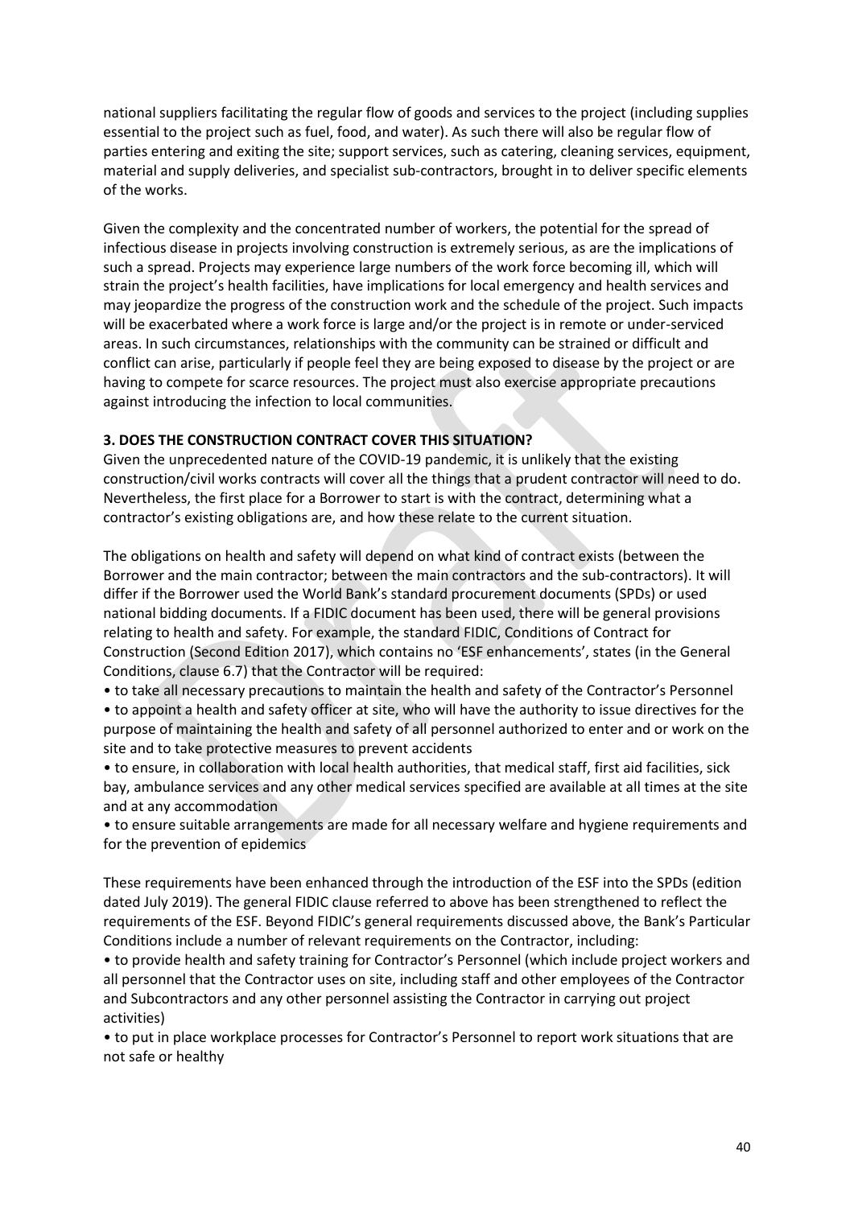national suppliers facilitating the regular flow of goods and services to the project (including supplies essential to the project such as fuel, food, and water). As such there will also be regular flow of parties entering and exiting the site; support services, such as catering, cleaning services, equipment, material and supply deliveries, and specialist sub-contractors, brought in to deliver specific elements of the works.

Given the complexity and the concentrated number of workers, the potential for the spread of infectious disease in projects involving construction is extremely serious, as are the implications of such a spread. Projects may experience large numbers of the work force becoming ill, which will strain the project's health facilities, have implications for local emergency and health services and may jeopardize the progress of the construction work and the schedule of the project. Such impacts will be exacerbated where a work force is large and/or the project is in remote or under-serviced areas. In such circumstances, relationships with the community can be strained or difficult and conflict can arise, particularly if people feel they are being exposed to disease by the project or are having to compete for scarce resources. The project must also exercise appropriate precautions against introducing the infection to local communities.

### 3. DOES THE CONSTRUCTION CONTRACT COVER THIS SITUATION?

Given the unprecedented nature of the COVID-19 pandemic, it is unlikely that the existing construction/civil works contracts will cover all the things that a prudent contractor will need to do. Nevertheless, the first place for a Borrower to start is with the contract, determining what a contractor's existing obligations are, and how these relate to the current situation.

The obligations on health and safety will depend on what kind of contract exists (between the Borrower and the main contractor; between the main contractors and the sub-contractors). It will differ if the Borrower used the World Bank's standard procurement documents (SPDs) or used national bidding documents. If a FIDIC document has been used, there will be general provisions relating to health and safety. For example, the standard FIDIC, Conditions of Contract for Construction (Second Edition 2017), which contains no 'ESF enhancements', states (in the General Conditions, clause 6.7) that the Contractor will be required:

- to take all necessary precautions to maintain the health and safety of the Contractor's Personnel
- to appoint a health and safety officer at site, who will have the authority to issue directives for the purpose of maintaining the health and safety of all personnel authorized to enter and or work on the site and to take protective measures to prevent accidents
- to ensure, in collaboration with local health authorities, that medical staff, first aid facilities, sick bay, ambulance services and any other medical services specified are available at all times at the site and at any accommodation
- to ensure suitable arrangements are made for all necessary welfare and hygiene requirements and for the prevention of epidemics

These requirements have been enhanced through the introduction of the ESF into the SPDs (edition dated July 2019). The general FIDIC clause referred to above has been strengthened to reflect the requirements of the ESF. Beyond FIDIC's general requirements discussed above, the Bank's Particular Conditions include a number of relevant requirements on the Contractor, including:

- to provide health and safety training for Contractor's Personnel (which include project workers and all personnel that the Contractor uses on site, including staff and other employees of the Contractor and Subcontractors and any other personnel assisting the Contractor in carrying out project activities)
- to put in place workplace processes for Contractor's Personnel to report work situations that are not safe or healthy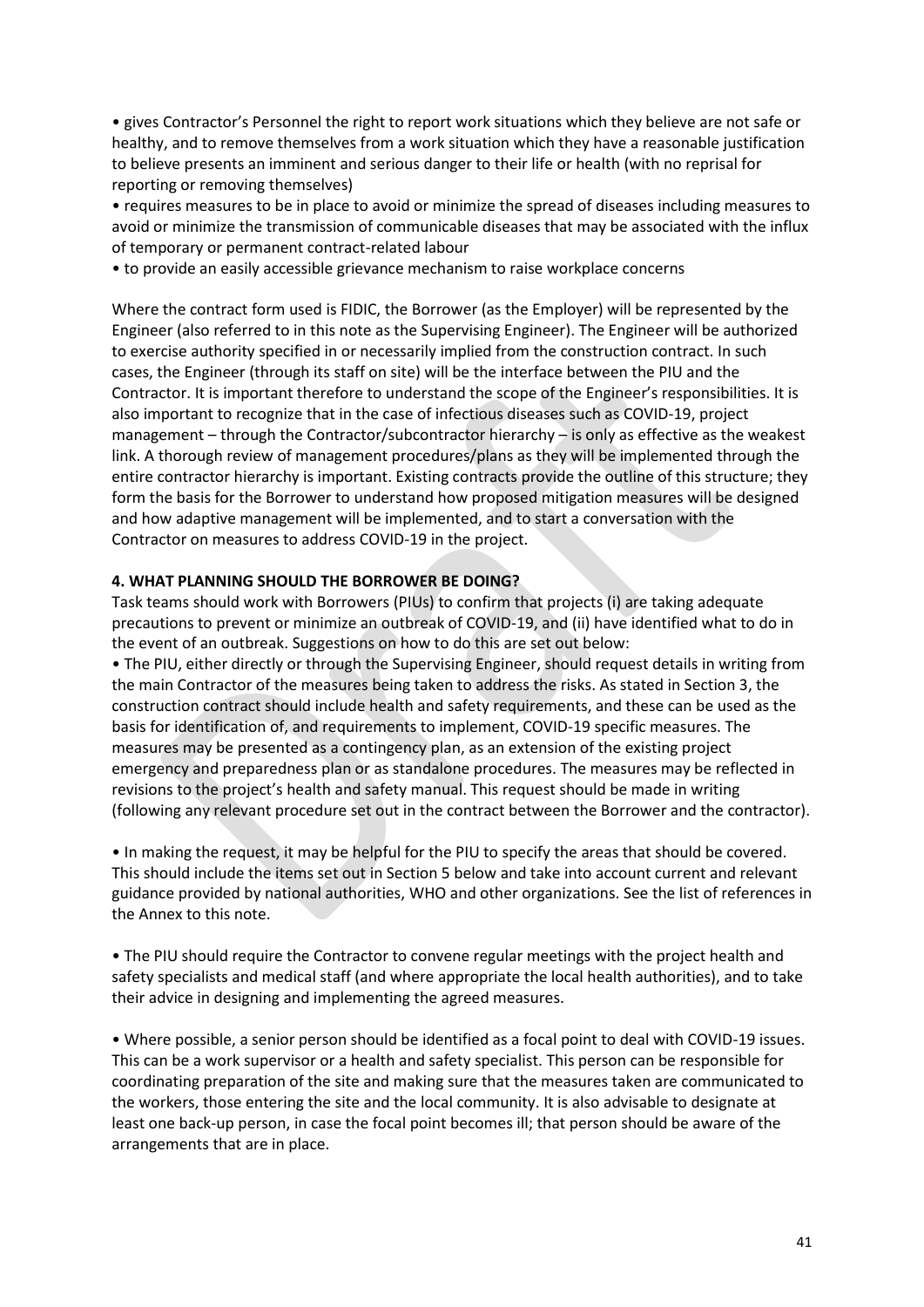- gives Contractor's Personnel the right to report work situations which they believe are not safe or healthy, and to remove themselves from a work situation which they have a reasonable justification to believe presents an imminent and serious danger to their life or health (with no reprisal for reporting or removing themselves)
- requires measures to be in place to avoid or minimize the spread of diseases including measures to avoid or minimize the transmission of communicable diseases that may be associated with the influx of temporary or permanent contract-related labour
- to provide an easily accessible grievance mechanism to raise workplace concerns

Where the contract form used is FIDIC, the Borrower (as the Employer) will be represented by the Engineer (also referred to in this note as the Supervising Engineer). The Engineer will be authorized to exercise authority specified in or necessarily implied from the construction contract. In such cases, the Engineer (through its staff on site) will be the interface between the PIU and the Contractor. It is important therefore to understand the scope of the Engineer's responsibilities. It is also important to recognize that in the case of infectious diseases such as COVID-19, project management – through the Contractor/subcontractor hierarchy – is only as effective as the weakest link. A thorough review of management procedures/plans as they will be implemented through the entire contractor hierarchy is important. Existing contracts provide the outline of this structure; they form the basis for the Borrower to understand how proposed mitigation measures will be designed and how adaptive management will be implemented, and to start a conversation with the Contractor on measures to address COVID-19 in the project.

## 4. WHAT PLANNING SHOULD THE BORROWER BE DOING?

Task teams should work with Borrowers (PIUs) to confirm that projects (i) are taking adequate precautions to prevent or minimize an outbreak of COVID-19, and (ii) have identified what to do in the event of an outbreak. Suggestions on how to do this are set out below:

- The PIU, either directly or through the Supervising Engineer, should request details in writing from the main Contractor of the measures being taken to address the risks. As stated in Section 3, the construction contract should include health and safety requirements, and these can be used as the basis for identification of, and requirements to implement, COVID-19 specific measures. The measures may be presented as a contingency plan, as an extension of the existing project emergency and preparedness plan or as standalone procedures. The measures may be reflected in revisions to the project's health and safety manual. This request should be made in writing (following any relevant procedure set out in the contract between the Borrower and the contractor).

- In making the request, it may be helpful for the PIU to specify the areas that should be covered. This should include the items set out in Section 5 below and take into account current and relevant guidance provided by national authorities, WHO and other organizations. See the list of references in the Annex to this note.

- The PIU should require the Contractor to convene regular meetings with the project health and safety specialists and medical staff (and where appropriate the local health authorities), and to take their advice in designing and implementing the agreed measures.

- Where possible, a senior person should be identified as a focal point to deal with COVID-19 issues. This can be a work supervisor or a health and safety specialist. This person can be responsible for coordinating preparation of the site and making sure that the measures taken are communicated to the workers, those entering the site and the local community. It is also advisable to designate at least one back-up person, in case the focal point becomes ill; that person should be aware of the arrangements that are in place.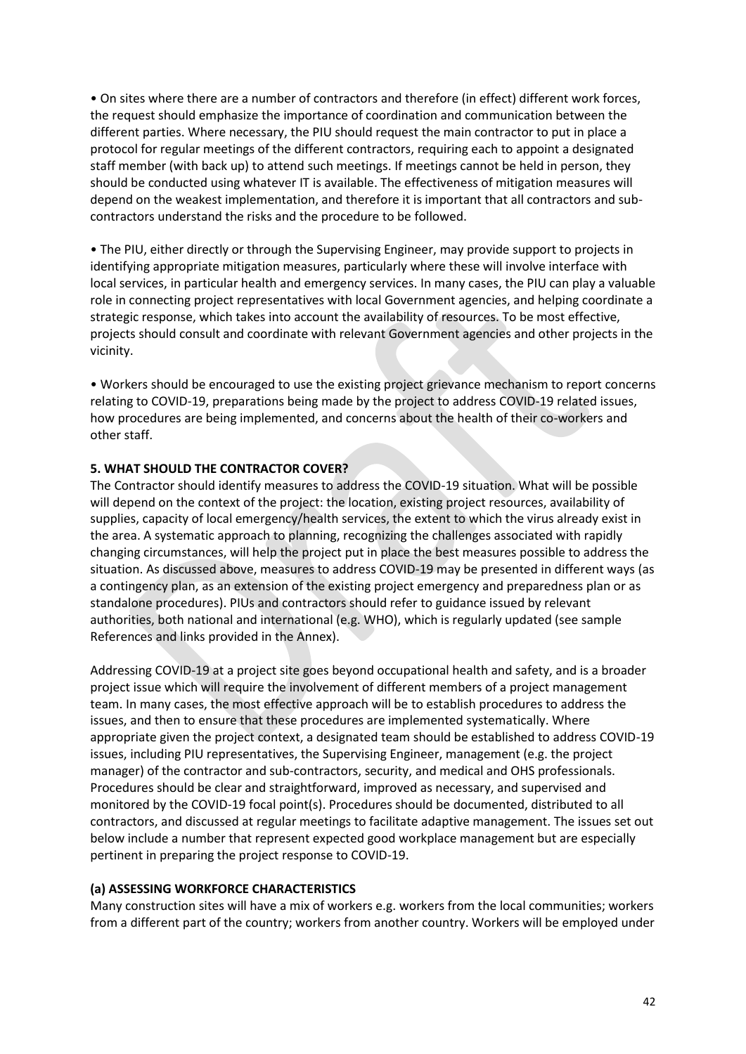- On sites where there are a number of contractors and therefore (in effect) different work forces, the request should emphasize the importance of coordination and communication between the different parties. Where necessary, the PIU should request the main contractor to put in place a protocol for regular meetings of the different contractors, requiring each to appoint a designated staff member (with back up) to attend such meetings. If meetings cannot be held in person, they should be conducted using whatever IT is available. The effectiveness of mitigation measures will depend on the weakest implementation, and therefore it is important that all contractors and sub-contractors understand the risks and the procedure to be followed.

- The PIU, either directly or through the Supervising Engineer, may provide support to projects in identifying appropriate mitigation measures, particularly where these will involve interface with local services, in particular health and emergency services. In many cases, the PIU can play a valuable role in connecting project representatives with local Government agencies, and helping coordinate a strategic response, which takes into account the availability of resources. To be most effective, projects should consult and coordinate with relevant Government agencies and other projects in the vicinity.

- Workers should be encouraged to use the existing project grievance mechanism to report concerns relating to COVID-19, preparations being made by the project to address COVID-19 related issues, how procedures are being implemented, and concerns about the health of their co-workers and other staff.

## 5. WHAT SHOULD THE CONTRACTOR COVER?

The Contractor should identify measures to address the COVID-19 situation. What will be possible will depend on the context of the project: the location, existing project resources, availability of supplies, capacity of local emergency/health services, the extent to which the virus already exist in the area. A systematic approach to planning, recognizing the challenges associated with rapidly changing circumstances, will help the project put in place the best measures possible to address the situation. As discussed above, measures to address COVID-19 may be presented in different ways (as a contingency plan, as an extension of the existing project emergency and preparedness plan or as standalone procedures). PIUs and contractors should refer to guidance issued by relevant authorities, both national and international (e.g. WHO), which is regularly updated (see sample References and links provided in the Annex).

Addressing COVID-19 at a project site goes beyond occupational health and safety, and is a broader project issue which will require the involvement of different members of a project management team. In many cases, the most effective approach will be to establish procedures to address the issues, and then to ensure that these procedures are implemented systematically. Where appropriate given the project context, a designated team should be established to address COVID-19 issues, including PIU representatives, the Supervising Engineer, management (e.g. the project manager) of the contractor and sub-contractors, security, and medical and OHS professionals. Procedures should be clear and straightforward, improved as necessary, and supervised and monitored by the COVID-19 focal point(s). Procedures should be documented, distributed to all contractors, and discussed at regular meetings to facilitate adaptive management. The issues set out below include a number that represent expected good workplace management but are especially pertinent in preparing the project response to COVID-19.

### (a) ASSESSING WORKFORCE CHARACTERISTICS

Many construction sites will have a mix of workers e.g. workers from the local communities; workers from a different part of the country; workers from another country. Workers will be employed under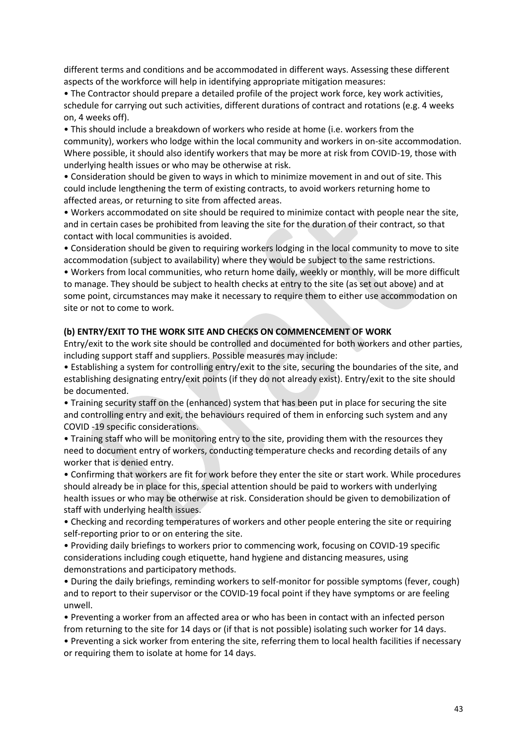different terms and conditions and be accommodated in different ways. Assessing these different aspects of the workforce will help in identifying appropriate mitigation measures:

- The Contractor should prepare a detailed profile of the project work force, key work activities, schedule for carrying out such activities, different durations of contract and rotations (e.g. 4 weeks on, 4 weeks off).
- This should include a breakdown of workers who reside at home (i.e. workers from the community), workers who lodge within the local community and workers in on-site accommodation. Where possible, it should also identify workers that may be more at risk from COVID-19, those with underlying health issues or who may be otherwise at risk.
- Consideration should be given to ways in which to minimize movement in and out of site. This could include lengthening the term of existing contracts, to avoid workers returning home to affected areas, or returning to site from affected areas.
- Workers accommodated on site should be required to minimize contact with people near the site, and in certain cases be prohibited from leaving the site for the duration of their contract, so that contact with local communities is avoided.
- Consideration should be given to requiring workers lodging in the local community to move to site accommodation (subject to availability) where they would be subject to the same restrictions.
- Workers from local communities, who return home daily, weekly or monthly, will be more difficult to manage. They should be subject to health checks at entry to the site (as set out above) and at some point, circumstances may make it necessary to require them to either use accommodation on site or not to come to work.

**(b) ENTRY/EXIT TO THE WORK SITE AND CHECKS ON COMMENCEMENT OF WORK**

Entry/exit to the work site should be controlled and documented for both workers and other parties, including support staff and suppliers. Possible measures may include:

- Establishing a system for controlling entry/exit to the site, securing the boundaries of the site, and establishing designating entry/exit points (if they do not already exist). Entry/exit to the site should be documented.
- Training security staff on the (enhanced) system that has been put in place for securing the site and controlling entry and exit, the behaviours required of them in enforcing such system and any COVID -19 specific considerations.
- Training staff who will be monitoring entry to the site, providing them with the resources they need to document entry of workers, conducting temperature checks and recording details of any worker that is denied entry.
- Confirming that workers are fit for work before they enter the site or start work. While procedures should already be in place for this, special attention should be paid to workers with underlying health issues or who may be otherwise at risk. Consideration should be given to demobilization of staff with underlying health issues.
- Checking and recording temperatures of workers and other people entering the site or requiring self-reporting prior to or on entering the site.
- Providing daily briefings to workers prior to commencing work, focusing on COVID-19 specific considerations including cough etiquette, hand hygiene and distancing measures, using demonstrations and participatory methods.
- During the daily briefings, reminding workers to self-monitor for possible symptoms (fever, cough) and to report to their supervisor or the COVID-19 focal point if they have symptoms or are feeling unwell.
- Preventing a worker from an affected area or who has been in contact with an infected person from returning to the site for 14 days or (if that is not possible) isolating such worker for 14 days.
- Preventing a sick worker from entering the site, referring them to local health facilities if necessary or requiring them to isolate at home for 14 days.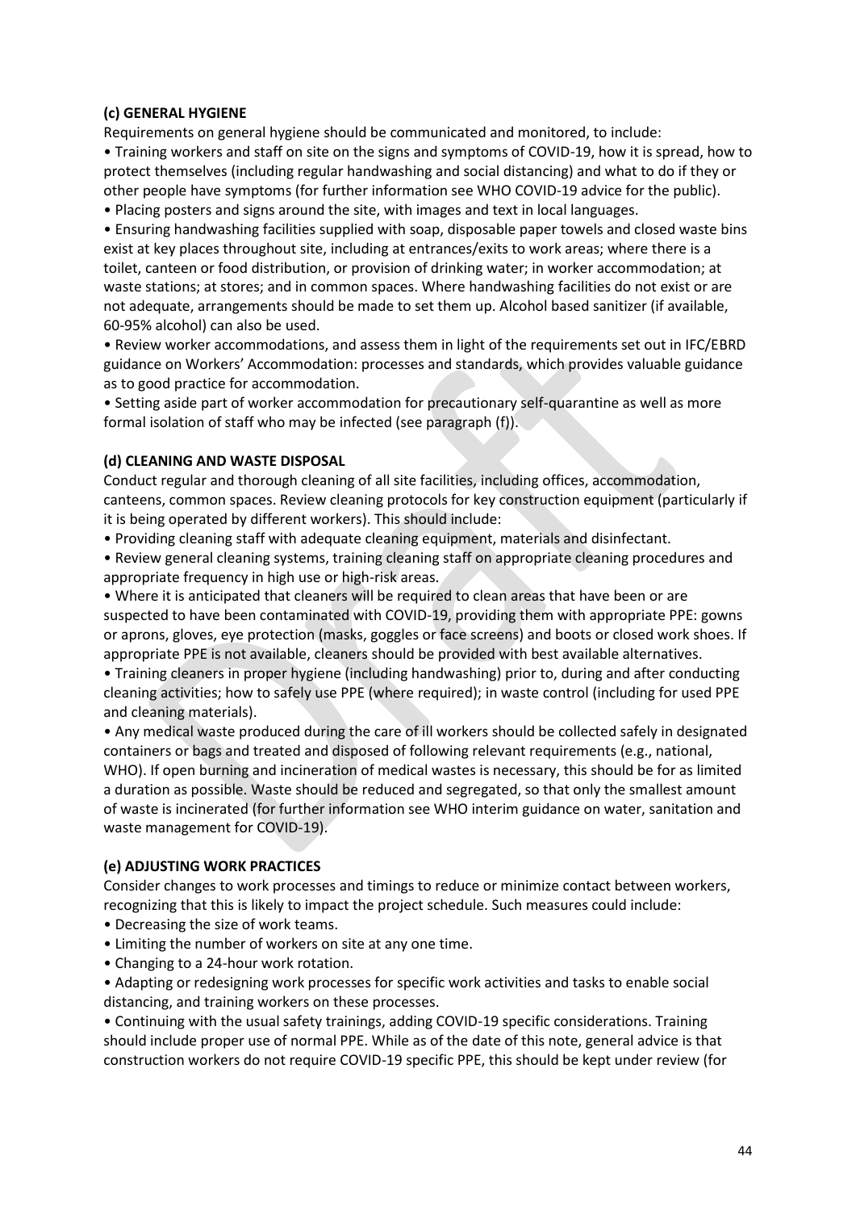**(c) GENERAL HYGIENE**

Requirements on general hygiene should be communicated and monitored, to include:

- Training workers and staff on site on the signs and symptoms of COVID-19, how it is spread, how to protect themselves (including regular handwashing and social distancing) and what to do if they or other people have symptoms (for further information see WHO COVID-19 advice for the public).
- Placing posters and signs around the site, with images and text in local languages.
- Ensuring handwashing facilities supplied with soap, disposable paper towels and closed waste bins exist at key places throughout site, including at entrances/exits to work areas; where there is a toilet, canteen or food distribution, or provision of drinking water; in worker accommodation; at waste stations; at stores; and in common spaces. Where handwashing facilities do not exist or are not adequate, arrangements should be made to set them up. Alcohol based sanitizer (if available, 60-95% alcohol) can also be used.
- Review worker accommodations, and assess them in light of the requirements set out in IFC/EBRD guidance on Workers' Accommodation: processes and standards, which provides valuable guidance as to good practice for accommodation.
- Setting aside part of worker accommodation for precautionary self-quarantine as well as more formal isolation of staff who may be infected (see paragraph (f)).

**(d) CLEANING AND WASTE DISPOSAL**

Conduct regular and thorough cleaning of all site facilities, including offices, accommodation, canteens, common spaces. Review cleaning protocols for key construction equipment (particularly if it is being operated by different workers). This should include:

- Providing cleaning staff with adequate cleaning equipment, materials and disinfectant.
- Review general cleaning systems, training cleaning staff on appropriate cleaning procedures and appropriate frequency in high use or high-risk areas.
- Where it is anticipated that cleaners will be required to clean areas that have been or are suspected to have been contaminated with COVID-19, providing them with appropriate PPE: gowns or aprons, gloves, eye protection (masks, goggles or face screens) and boots or closed work shoes. If appropriate PPE is not available, cleaners should be provided with best available alternatives.
- Training cleaners in proper hygiene (including handwashing) prior to, during and after conducting cleaning activities; how to safely use PPE (where required); in waste control (including for used PPE and cleaning materials).
- Any medical waste produced during the care of ill workers should be collected safely in designated containers or bags and treated and disposed of following relevant requirements (e.g., national, WHO). If open burning and incineration of medical wastes is necessary, this should be for as limited a duration as possible. Waste should be reduced and segregated, so that only the smallest amount of waste is incinerated (for further information see WHO interim guidance on water, sanitation and waste management for COVID-19).

**(e) ADJUSTING WORK PRACTICES**

Consider changes to work processes and timings to reduce or minimize contact between workers, recognizing that this is likely to impact the project schedule. Such measures could include:

- Decreasing the size of work teams.
- Limiting the number of workers on site at any one time.
- Changing to a 24-hour work rotation.
- Adapting or redesigning work processes for specific work activities and tasks to enable social distancing, and training workers on these processes.
- Continuing with the usual safety trainings, adding COVID-19 specific considerations. Training should include proper use of normal PPE. While as of the date of this note, general advice is that construction workers do not require COVID-19 specific PPE, this should be kept under review (for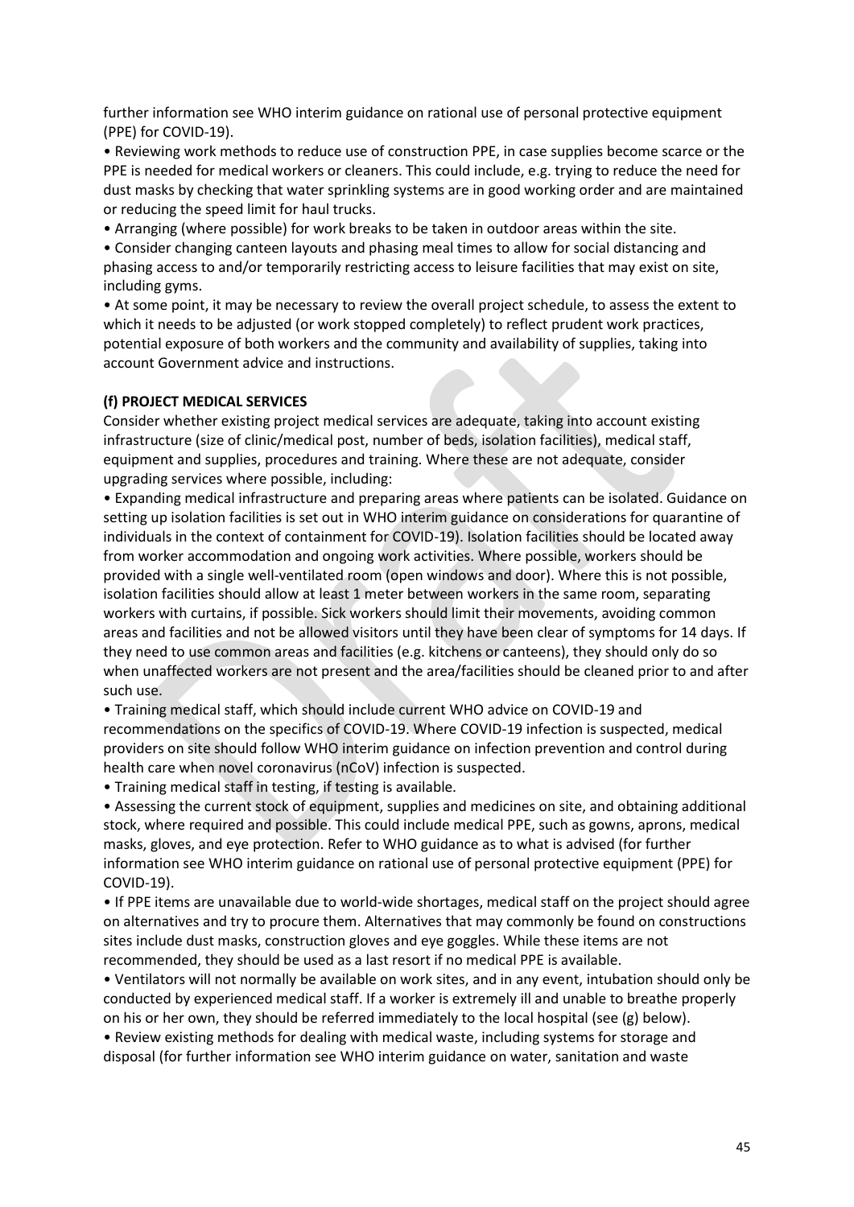further information see WHO interim guidance on rational use of personal protective equipment (PPE) for COVID-19).

- Reviewing work methods to reduce use of construction PPE, in case supplies become scarce or the PPE is needed for medical workers or cleaners. This could include, e.g. trying to reduce the need for dust masks by checking that water sprinkling systems are in good working order and are maintained or reducing the speed limit for haul trucks.
- Arranging (where possible) for work breaks to be taken in outdoor areas within the site.
- Consider changing canteen layouts and phasing meal times to allow for social distancing and phasing access to and/or temporarily restricting access to leisure facilities that may exist on site, including gyms.
- At some point, it may be necessary to review the overall project schedule, to assess the extent to which it needs to be adjusted (or work stopped completely) to reflect prudent work practices, potential exposure of both workers and the community and availability of supplies, taking into account Government advice and instructions.

**(f) PROJECT MEDICAL SERVICES**

Consider whether existing project medical services are adequate, taking into account existing infrastructure (size of clinic/medical post, number of beds, isolation facilities), medical staff, equipment and supplies, procedures and training. Where these are not adequate, consider upgrading services where possible, including:

- Expanding medical infrastructure and preparing areas where patients can be isolated. Guidance on setting up isolation facilities is set out in WHO interim guidance on considerations for quarantine of individuals in the context of containment for COVID-19). Isolation facilities should be located away from worker accommodation and ongoing work activities. Where possible, workers should be provided with a single well-ventilated room (open windows and door). Where this is not possible, isolation facilities should allow at least 1 meter between workers in the same room, separating workers with curtains, if possible. Sick workers should limit their movements, avoiding common areas and facilities and not be allowed visitors until they have been clear of symptoms for 14 days. If they need to use common areas and facilities (e.g. kitchens or canteens), they should only do so when unaffected workers are not present and the area/facilities should be cleaned prior to and after such use.
- Training medical staff, which should include current WHO advice on COVID-19 and recommendations on the specifics of COVID-19. Where COVID-19 infection is suspected, medical providers on site should follow WHO interim guidance on infection prevention and control during health care when novel coronavirus (nCoV) infection is suspected.
- Training medical staff in testing, if testing is available.
- Assessing the current stock of equipment, supplies and medicines on site, and obtaining additional stock, where required and possible. This could include medical PPE, such as gowns, aprons, medical masks, gloves, and eye protection. Refer to WHO guidance as to what is advised (for further information see WHO interim guidance on rational use of personal protective equipment (PPE) for COVID-19).
- If PPE items are unavailable due to world-wide shortages, medical staff on the project should agree on alternatives and try to procure them. Alternatives that may commonly be found on constructions sites include dust masks, construction gloves and eye goggles. While these items are not recommended, they should be used as a last resort if no medical PPE is available.
- Ventilators will not normally be available on work sites, and in any event, intubation should only be conducted by experienced medical staff. If a worker is extremely ill and unable to breathe properly on his or her own, they should be referred immediately to the local hospital (see (g) below).
- Review existing methods for dealing with medical waste, including systems for storage and disposal (for further information see WHO interim guidance on water, sanitation and waste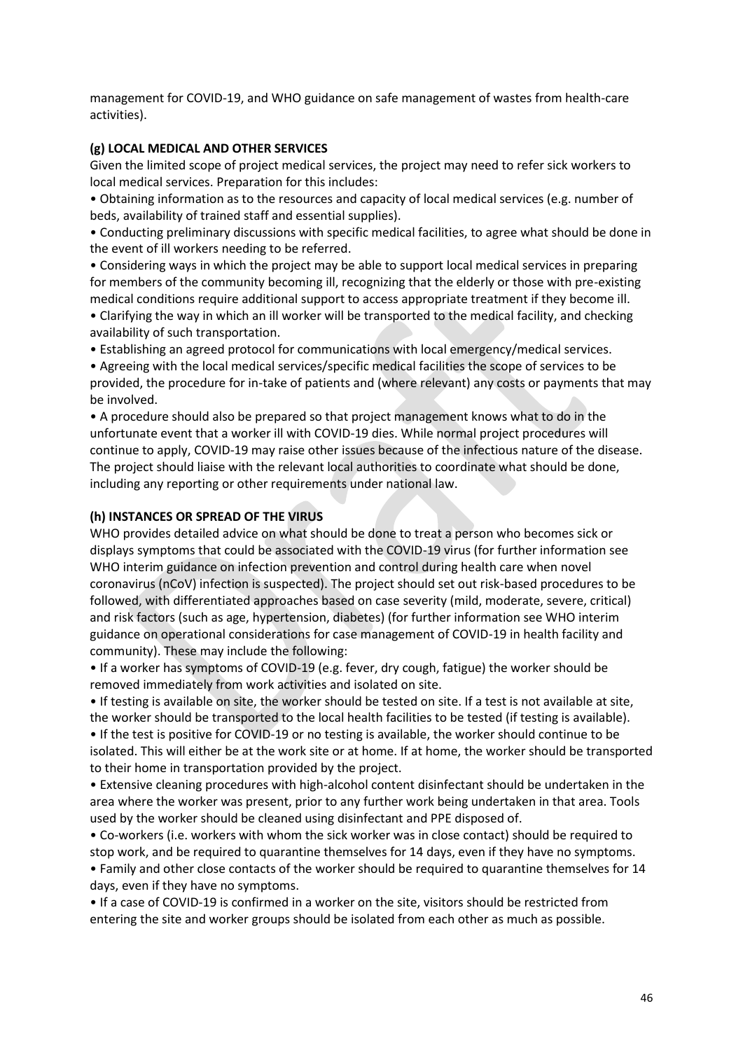management for COVID-19, and WHO guidance on safe management of wastes from health-care activities).

**(g) LOCAL MEDICAL AND OTHER SERVICES**

Given the limited scope of project medical services, the project may need to refer sick workers to local medical services. Preparation for this includes:

- Obtaining information as to the resources and capacity of local medical services (e.g. number of beds, availability of trained staff and essential supplies).
- Conducting preliminary discussions with specific medical facilities, to agree what should be done in the event of ill workers needing to be referred.
- Considering ways in which the project may be able to support local medical services in preparing for members of the community becoming ill, recognizing that the elderly or those with pre-existing medical conditions require additional support to access appropriate treatment if they become ill.
- Clarifying the way in which an ill worker will be transported to the medical facility, and checking availability of such transportation.
- Establishing an agreed protocol for communications with local emergency/medical services.
- Agreeing with the local medical services/specific medical facilities the scope of services to be provided, the procedure for in-take of patients and (where relevant) any costs or payments that may be involved.
- A procedure should also be prepared so that project management knows what to do in the unfortunate event that a worker ill with COVID-19 dies. While normal project procedures will continue to apply, COVID-19 may raise other issues because of the infectious nature of the disease. The project should liaise with the relevant local authorities to coordinate what should be done, including any reporting or other requirements under national law.

**(h) INSTANCES OR SPREAD OF THE VIRUS**

WHO provides detailed advice on what should be done to treat a person who becomes sick or displays symptoms that could be associated with the COVID-19 virus (for further information see WHO interim guidance on infection prevention and control during health care when novel coronavirus (nCoV) infection is suspected). The project should set out risk-based procedures to be followed, with differentiated approaches based on case severity (mild, moderate, severe, critical) and risk factors (such as age, hypertension, diabetes) (for further information see WHO interim guidance on operational considerations for case management of COVID-19 in health facility and community). These may include the following:

- If a worker has symptoms of COVID-19 (e.g. fever, dry cough, fatigue) the worker should be removed immediately from work activities and isolated on site.
- If testing is available on site, the worker should be tested on site. If a test is not available at site, the worker should be transported to the local health facilities to be tested (if testing is available).
- If the test is positive for COVID-19 or no testing is available, the worker should continue to be isolated. This will either be at the work site or at home. If at home, the worker should be transported to their home in transportation provided by the project.
- Extensive cleaning procedures with high-alcohol content disinfectant should be undertaken in the area where the worker was present, prior to any further work being undertaken in that area. Tools used by the worker should be cleaned using disinfectant and PPE disposed of.
- Co-workers (i.e. workers with whom the sick worker was in close contact) should be required to stop work, and be required to quarantine themselves for 14 days, even if they have no symptoms.
- Family and other close contacts of the worker should be required to quarantine themselves for 14 days, even if they have no symptoms.
- If a case of COVID-19 is confirmed in a worker on the site, visitors should be restricted from entering the site and worker groups should be isolated from each other as much as possible.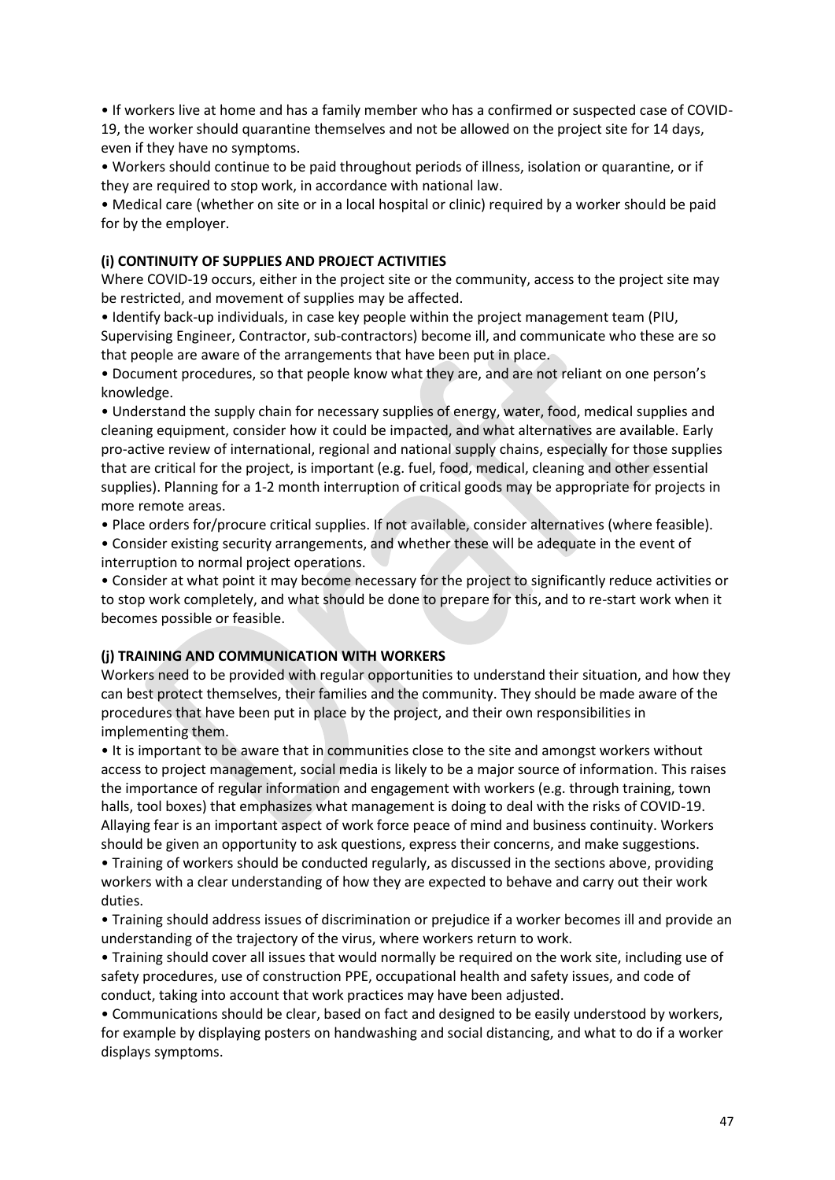- If workers live at home and has a family member who has a confirmed or suspected case of COVID-19, the worker should quarantine themselves and not be allowed on the project site for 14 days, even if they have no symptoms.
- Workers should continue to be paid throughout periods of illness, isolation or quarantine, or if they are required to stop work, in accordance with national law.
- Medical care (whether on site or in a local hospital or clinic) required by a worker should be paid for by the employer.

**(i) CONTINUITY OF SUPPLIES AND PROJECT ACTIVITIES**

Where COVID-19 occurs, either in the project site or the community, access to the project site may be restricted, and movement of supplies may be affected.

- Identify back-up individuals, in case key people within the project management team (PIU, Supervising Engineer, Contractor, sub-contractors) become ill, and communicate who these are so that people are aware of the arrangements that have been put in place.
- Document procedures, so that people know what they are, and are not reliant on one person's knowledge.
- Understand the supply chain for necessary supplies of energy, water, food, medical supplies and cleaning equipment, consider how it could be impacted, and what alternatives are available. Early pro-active review of international, regional and national supply chains, especially for those supplies that are critical for the project, is important (e.g. fuel, food, medical, cleaning and other essential supplies). Planning for a 1-2 month interruption of critical goods may be appropriate for projects in more remote areas.
- Place orders for/procure critical supplies. If not available, consider alternatives (where feasible).
- Consider existing security arrangements, and whether these will be adequate in the event of interruption to normal project operations.
- Consider at what point it may become necessary for the project to significantly reduce activities or to stop work completely, and what should be done to prepare for this, and to re-start work when it becomes possible or feasible.

**(j) TRAINING AND COMMUNICATION WITH WORKERS**

Workers need to be provided with regular opportunities to understand their situation, and how they can best protect themselves, their families and the community. They should be made aware of the procedures that have been put in place by the project, and their own responsibilities in implementing them.

- It is important to be aware that in communities close to the site and amongst workers without access to project management, social media is likely to be a major source of information. This raises the importance of regular information and engagement with workers (e.g. through training, town halls, tool boxes) that emphasizes what management is doing to deal with the risks of COVID-19. Allaying fear is an important aspect of work force peace of mind and business continuity. Workers should be given an opportunity to ask questions, express their concerns, and make suggestions.
- Training of workers should be conducted regularly, as discussed in the sections above, providing workers with a clear understanding of how they are expected to behave and carry out their work duties.
- Training should address issues of discrimination or prejudice if a worker becomes ill and provide an understanding of the trajectory of the virus, where workers return to work.
- Training should cover all issues that would normally be required on the work site, including use of safety procedures, use of construction PPE, occupational health and safety issues, and code of conduct, taking into account that work practices may have been adjusted.
- Communications should be clear, based on fact and designed to be easily understood by workers, for example by displaying posters on handwashing and social distancing, and what to do if a worker displays symptoms.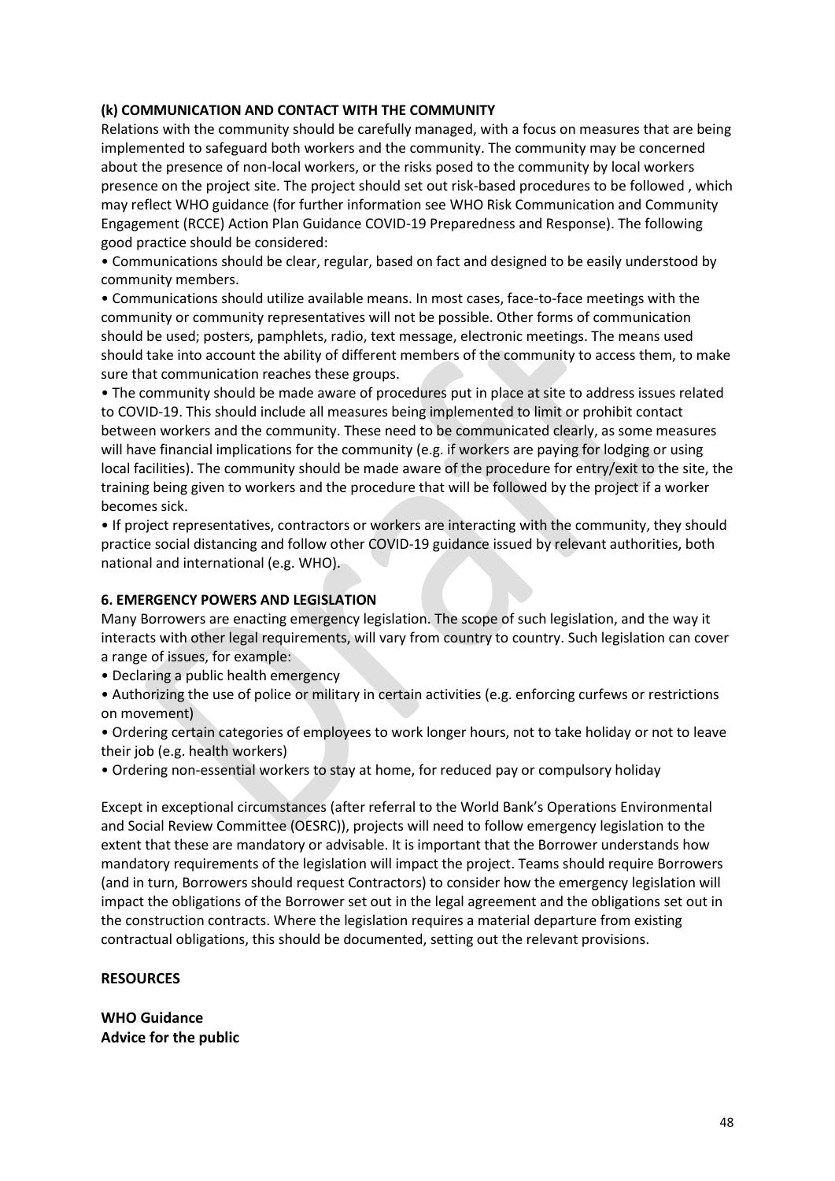### (k) COMMUNICATION AND CONTACT WITH THE COMMUNITY

Relations with the community should be carefully managed, with a focus on measures that are being implemented to safeguard both workers and the community. The community may be concerned about the presence of non-local workers, or the risks posed to the community by local workers presence on the project site. The project should set out risk-based procedures to be followed , which may reflect WHO guidance (for further information see WHO Risk Communication and Community Engagement (RCCE) Action Plan Guidance COVID-19 Preparedness and Response). The following good practice should be considered:

- Communications should be clear, regular, based on fact and designed to be easily understood by community members.
- Communications should utilize available means. In most cases, face-to-face meetings with the community or community representatives will not be possible. Other forms of communication should be used; posters, pamphlets, radio, text message, electronic meetings. The means used should take into account the ability of different members of the community to access them, to make sure that communication reaches these groups.
- The community should be made aware of procedures put in place at site to address issues related to COVID-19. This should include all measures being implemented to limit or prohibit contact between workers and the community. These need to be communicated clearly, as some measures will have financial implications for the community (e.g. if workers are paying for lodging or using local facilities). The community should be made aware of the procedure for entry/exit to the site, the training being given to workers and the procedure that will be followed by the project if a worker becomes sick.
- If project representatives, contractors or workers are interacting with the community, they should practice social distancing and follow other COVID-19 guidance issued by relevant authorities, both national and international (e.g. WHO).

## 6. EMERGENCY POWERS AND LEGISLATION

Many Borrowers are enacting emergency legislation. The scope of such legislation, and the way it interacts with other legal requirements, will vary from country to country. Such legislation can cover a range of issues, for example:

- Declaring a public health emergency
- Authorizing the use of police or military in certain activities (e.g. enforcing curfews or restrictions on movement)
- Ordering certain categories of employees to work longer hours, not to take holiday or not to leave their job (e.g. health workers)
- Ordering non-essential workers to stay at home, for reduced pay or compulsory holiday

Except in exceptional circumstances (after referral to the World Bank's Operations Environmental and Social Review Committee (OESRC)), projects will need to follow emergency legislation to the extent that these are mandatory or advisable. It is important that the Borrower understands how mandatory requirements of the legislation will impact the project. Teams should require Borrowers (and in turn, Borrowers should request Contractors) to consider how the emergency legislation will impact the obligations of the Borrower set out in the legal agreement and the obligations set out in the construction contracts. Where the legislation requires a material departure from existing contractual obligations, this should be documented, setting out the relevant provisions.

## RESOURCES

**WHO Guidance**

**Advice for the public**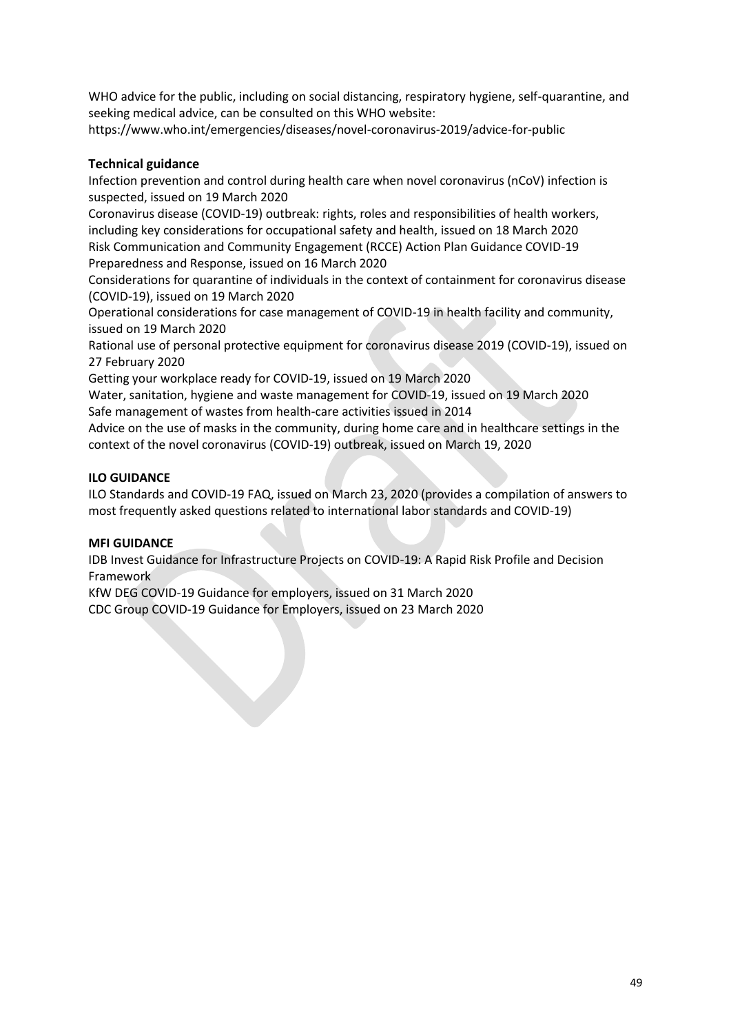WHO advice for the public, including on social distancing, respiratory hygiene, self-quarantine, and seeking medical advice, can be consulted on this WHO website: https://www.who.int/emergencies/diseases/novel-coronavirus-2019/advice-for-public

**Technical guidance**

Infection prevention and control during health care when novel coronavirus (nCoV) infection is suspected, issued on 19 March 2020

Coronavirus disease (COVID-19) outbreak: rights, roles and responsibilities of health workers, including key considerations for occupational safety and health, issued on 18 March 2020

Risk Communication and Community Engagement (RCCE) Action Plan Guidance COVID-19 Preparedness and Response, issued on 16 March 2020

Considerations for quarantine of individuals in the context of containment for coronavirus disease (COVID-19), issued on 19 March 2020

Operational considerations for case management of COVID-19 in health facility and community, issued on 19 March 2020

Rational use of personal protective equipment for coronavirus disease 2019 (COVID-19), issued on 27 February 2020

Getting your workplace ready for COVID-19, issued on 19 March 2020

Water, sanitation, hygiene and waste management for COVID-19, issued on 19 March 2020

Safe management of wastes from health-care activities issued in 2014

Advice on the use of masks in the community, during home care and in healthcare settings in the context of the novel coronavirus (COVID-19) outbreak, issued on March 19, 2020

**ILO GUIDANCE**

ILO Standards and COVID-19 FAQ, issued on March 23, 2020 (provides a compilation of answers to most frequently asked questions related to international labor standards and COVID-19)

**MFI GUIDANCE**

IDB Invest Guidance for Infrastructure Projects on COVID-19: A Rapid Risk Profile and Decision Framework

KfW DEG COVID-19 Guidance for employers, issued on 31 March 2020

CDC Group COVID-19 Guidance for Employers, issued on 23 March 2020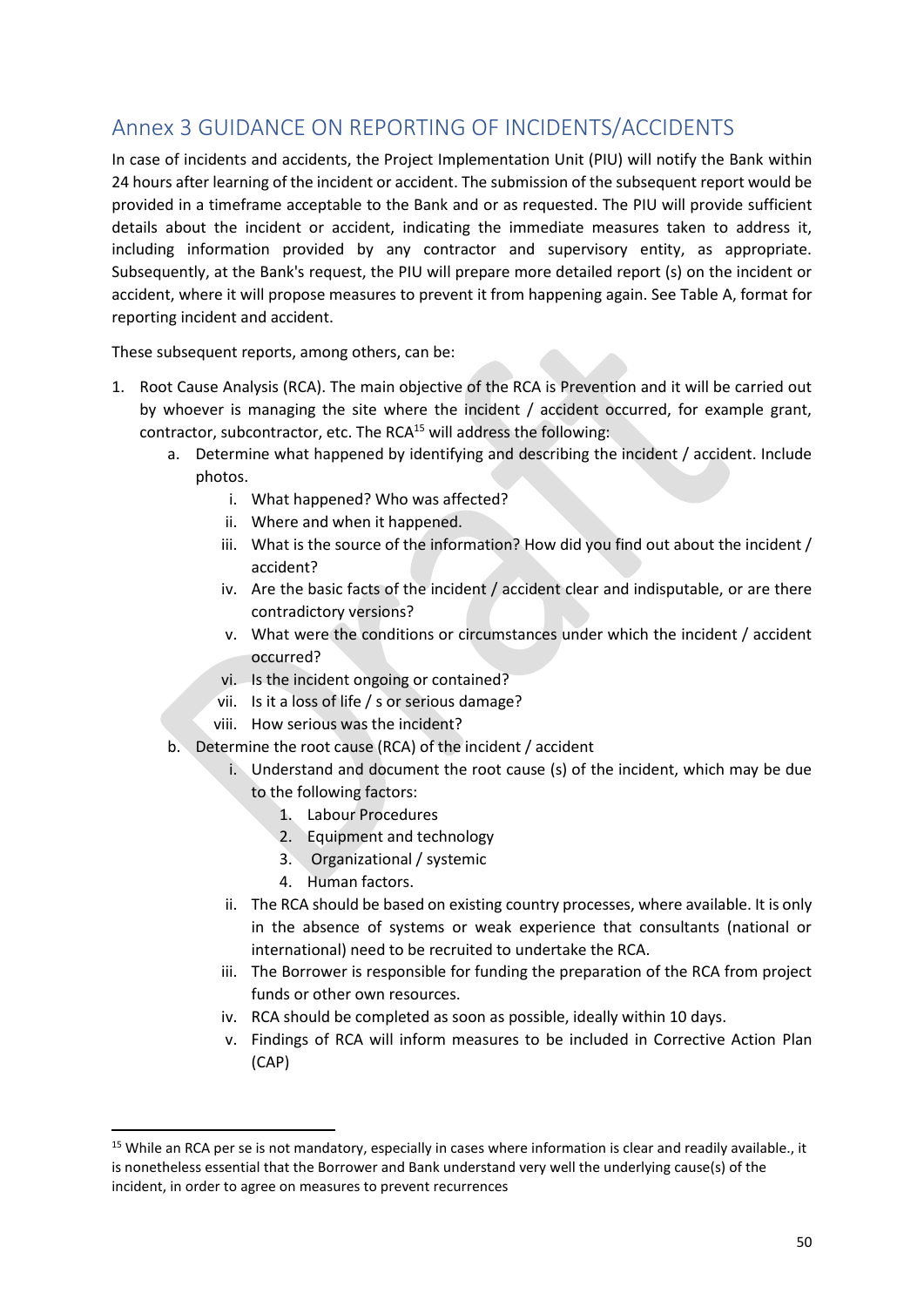## Annex 3 GUIDANCE ON REPORTING OF INCIDENTS/ACCIDENTS

In case of incidents and accidents, the Project Implementation Unit (PIU) will notify the Bank within 24 hours after learning of the incident or accident. The submission of the subsequent report would be provided in a timeframe acceptable to the Bank and or as requested. The PIU will provide sufficient details about the incident or accident, indicating the immediate measures taken to address it, including information provided by any contractor and supervisory entity, as appropriate. Subsequently, at the Bank's request, the PIU will prepare more detailed report (s) on the incident or accident, where it will propose measures to prevent it from happening again. See Table A, format for reporting incident and accident.

These subsequent reports, among others, can be:

1. Root Cause Analysis (RCA). The main objective of the RCA is Prevention and it will be carried out by whoever is managing the site where the incident / accident occurred, for example grant, contractor, subcontractor, etc. The RCA[15] will address the following:
   a. Determine what happened by identifying and describing the incident / accident. Include photos.
      i. What happened? Who was affected?
      ii. Where and when it happened.
      iii. What is the source of the information? How did you find out about the incident / accident?
      iv. Are the basic facts of the incident / accident clear and indisputable, or are there contradictory versions?
      v. What were the conditions or circumstances under which the incident / accident occurred?
      vi. Is the incident ongoing or contained?
      vii. Is it a loss of life / s or serious damage?
      viii. How serious was the incident?
   b. Determine the root cause (RCA) of the incident / accident
      i. Understand and document the root cause (s) of the incident, which may be due to the following factors:
         1. Labour Procedures
         2. Equipment and technology
         3. Organizational / systemic
         4. Human factors.
      ii. The RCA should be based on existing country processes, where available. It is only in the absence of systems or weak experience that consultants (national or international) need to be recruited to undertake the RCA.
      iii. The Borrower is responsible for funding the preparation of the RCA from project funds or other own resources.
      iv. RCA should be completed as soon as possible, ideally within 10 days.
      v. Findings of RCA will inform measures to be included in Corrective Action Plan (CAP)

[15] While an RCA per se is not mandatory, especially in cases where information is clear and readily available., it is nonetheless essential that the Borrower and Bank understand very well the underlying cause(s) of the incident, in order to agree on measures to prevent recurrences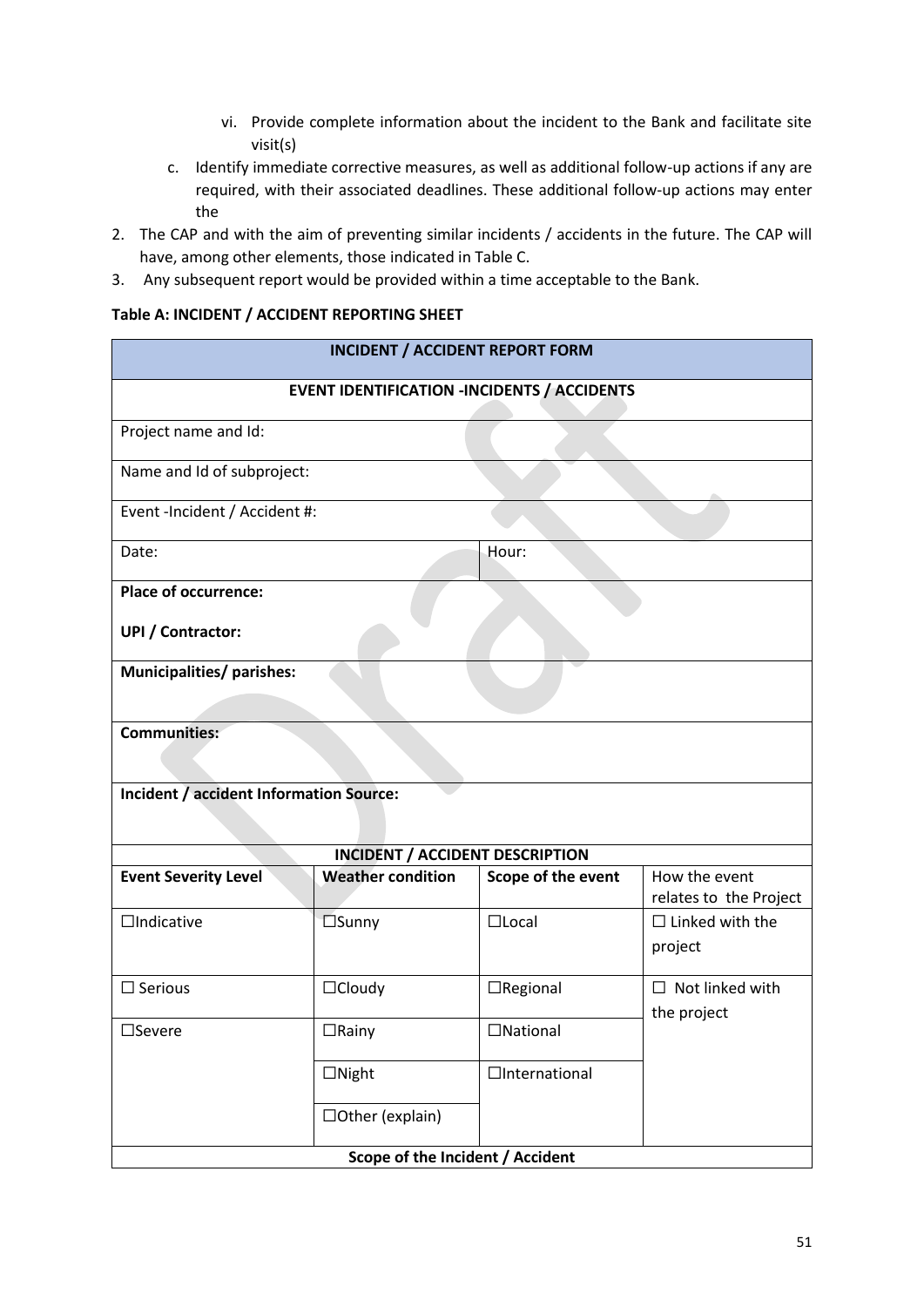vi. Provide complete information about the incident to the Bank and facilitate site visit(s)

c. Identify immediate corrective measures, as well as additional follow-up actions if any are required, with their associated deadlines. These additional follow-up actions may enter the

2. The CAP and with the aim of preventing similar incidents / accidents in the future. The CAP will have, among other elements, those indicated in Table C.
3. Any subsequent report would be provided within a time acceptable to the Bank.

**Table A: INCIDENT / ACCIDENT REPORTING SHEET**

| **INCIDENT / ACCIDENT REPORT FORM** | | | |
|---|---|---|---|
| **EVENT IDENTIFICATION -INCIDENTS / ACCIDENTS** | | | |
| Project name and Id: | | | |
| Name and Id of subproject: | | | |
| Event -Incident / Accident #: | | | |
| Date: | | Hour: | |
| **Place of occurrence:**<br>**UPI / Contractor:** | | | |
| **Municipalities/ parishes:** | | | |
| **Communities:** | | | |
| **Incident / accident Information Source:** | | | |
| **INCIDENT / ACCIDENT DESCRIPTION** | | | |
| **Event Severity Level** | **Weather condition** | **Scope of the event** | How the event relates to the Project |
| ☐Indicative | ☐Sunny | ☐Local | ☐ Linked with the project |
| ☐ Serious | ☐Cloudy | ☐Regional | ☐ Not linked with the project |
| ☐Severe | ☐Rainy | ☐National | |
| | ☐Night | ☐International | |
| | ☐Other (explain) | | |
| **Scope of the Incident / Accident** | | | |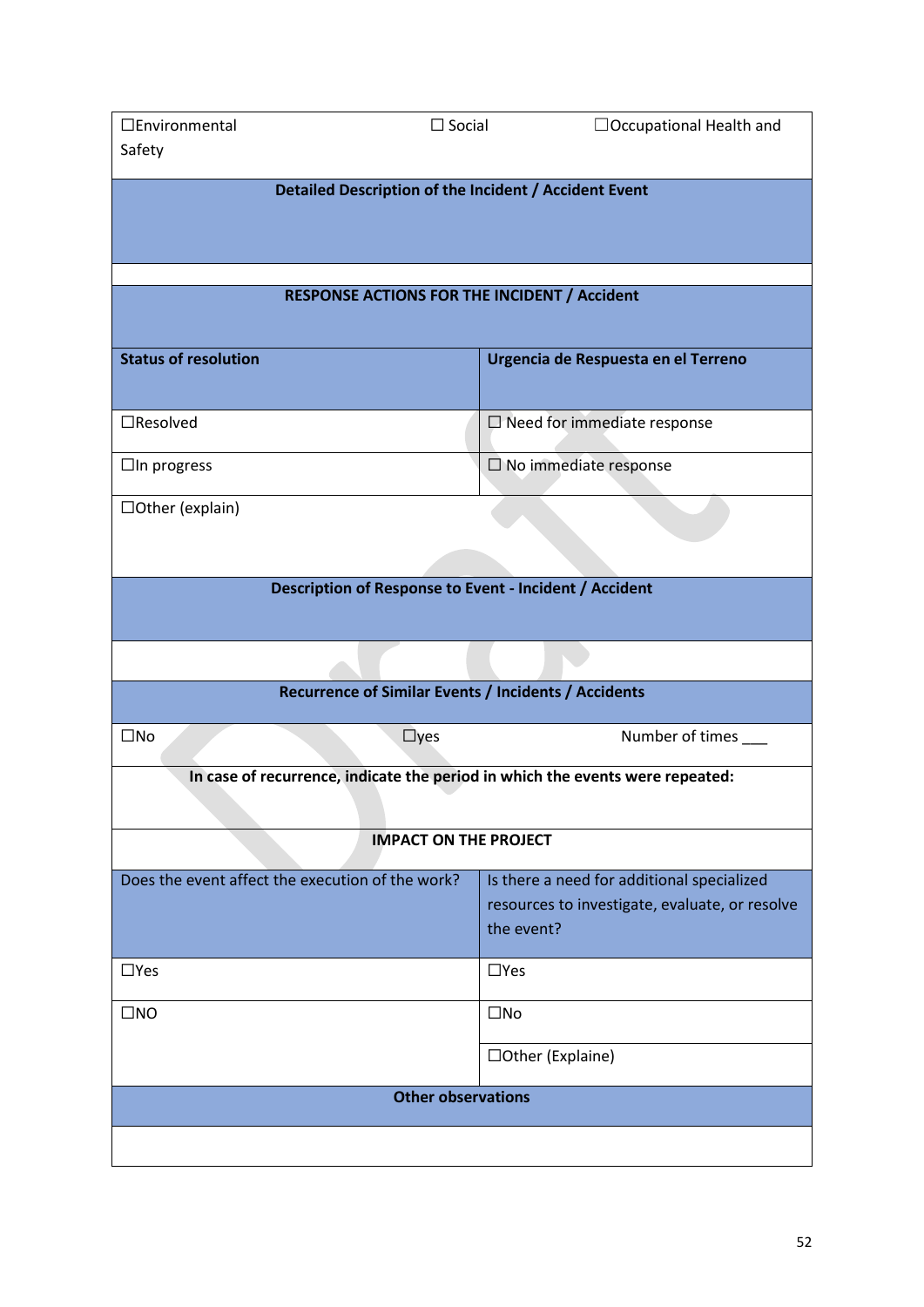| ☐Environmental | ☐ Social | ☐Occupational Health and Safety |
|---|---|---|
| **Detailed Description of the Incident / Accident Event** | | |
| | | |
| **RESPONSE ACTIONS FOR THE INCIDENT / Accident** | | |

| **Status of resolution** | **Urgencia de Respuesta en el Terreno** |
|---|---|
| ☐Resolved | ☐ Need for immediate response |
| ☐In progress | ☐ No immediate response |
| ☐Other (explain) | |

| **Description of Response to Event - Incident / Accident** | | |
|---|---|---|
| | | |
| **Recurrence of Similar Events / Incidents / Accidents** | | |
| ☐No | ☐yes | Number of times ___ |
| **In case of recurrence, indicate the period in which the events were repeated:** | | |
| **IMPACT ON THE PROJECT** | | |

| Does the event affect the execution of the work? | Is there a need for additional specialized resources to investigate, evaluate, or resolve the event? |
|---|---|
| ☐Yes | ☐Yes |
| ☐NO | ☐No |
| | ☐Other (Explaine) |

| **Other observations** |
|---|
| |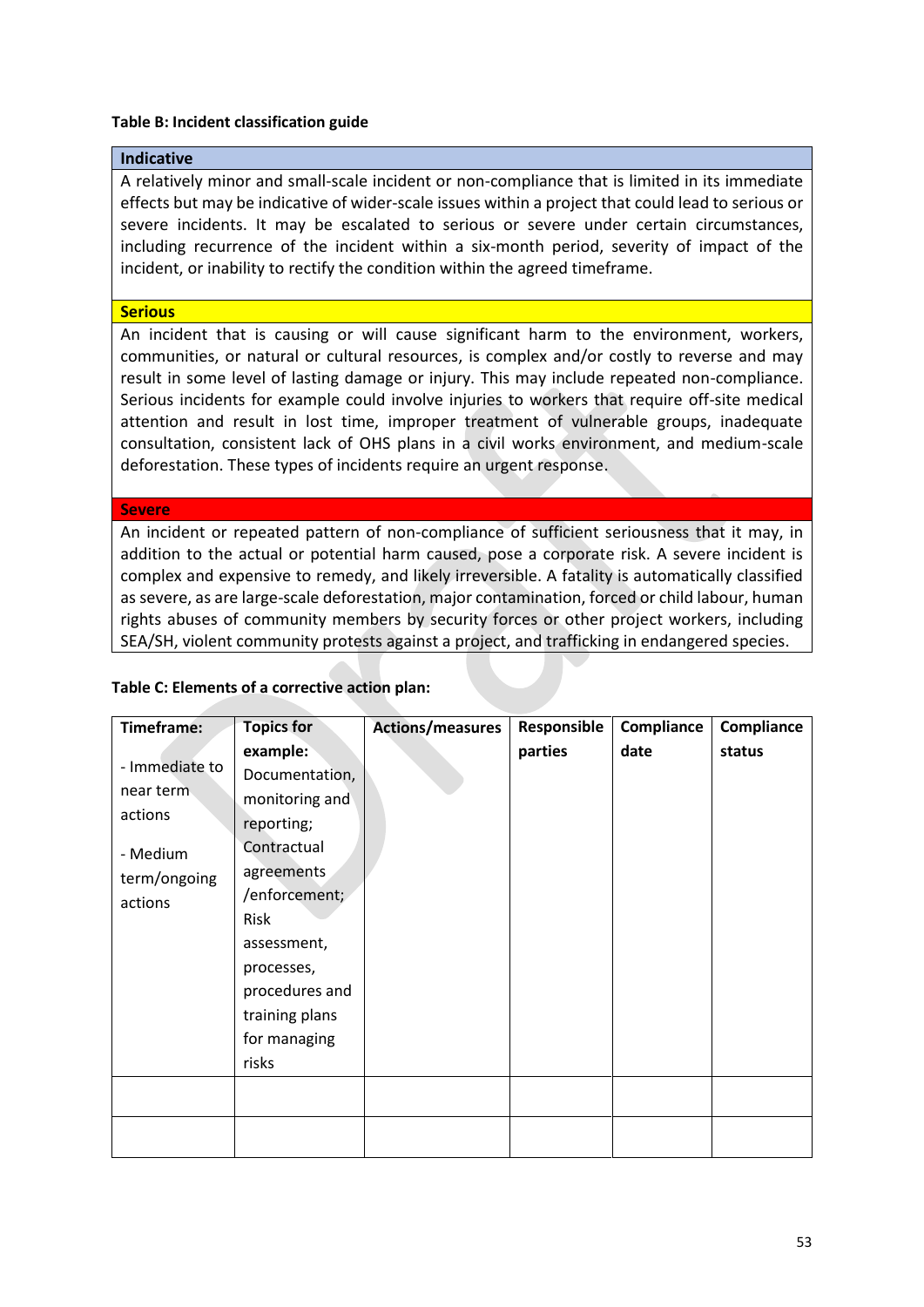**Table B: Incident classification guide**

| **Indicative** |
|---|
| A relatively minor and small-scale incident or non-compliance that is limited in its immediate effects but may be indicative of wider-scale issues within a project that could lead to serious or severe incidents. It may be escalated to serious or severe under certain circumstances, including recurrence of the incident within a six-month period, severity of impact of the incident, or inability to rectify the condition within the agreed timeframe. |
| **Serious** |
| An incident that is causing or will cause significant harm to the environment, workers, communities, or natural or cultural resources, is complex and/or costly to reverse and may result in some level of lasting damage or injury. This may include repeated non-compliance. Serious incidents for example could involve injuries to workers that require off-site medical attention and result in lost time, improper treatment of vulnerable groups, inadequate consultation, consistent lack of OHS plans in a civil works environment, and medium-scale deforestation. These types of incidents require an urgent response. |
| **Severe** |
| An incident or repeated pattern of non-compliance of sufficient seriousness that it may, in addition to the actual or potential harm caused, pose a corporate risk. A severe incident is complex and expensive to remedy, and likely irreversible. A fatality is automatically classified as severe, as are large-scale deforestation, major contamination, forced or child labour, human rights abuses of community members by security forces or other project workers, including SEA/SH, violent community protests against a project, and trafficking in endangered species. |

**Table C: Elements of a corrective action plan:**

| **Timeframe:**<br><br>- Immediate to near term actions<br><br>- Medium term/ongoing actions | **Topics for example:** Documentation, monitoring and reporting; Contractual agreements /enforcement; Risk assessment, processes, procedures and training plans for managing risks | **Actions/measures** | **Responsible parties** | **Compliance date** | **Compliance status** |
|---|---|---|---|---|---|
| | | | | | |
| | | | | | |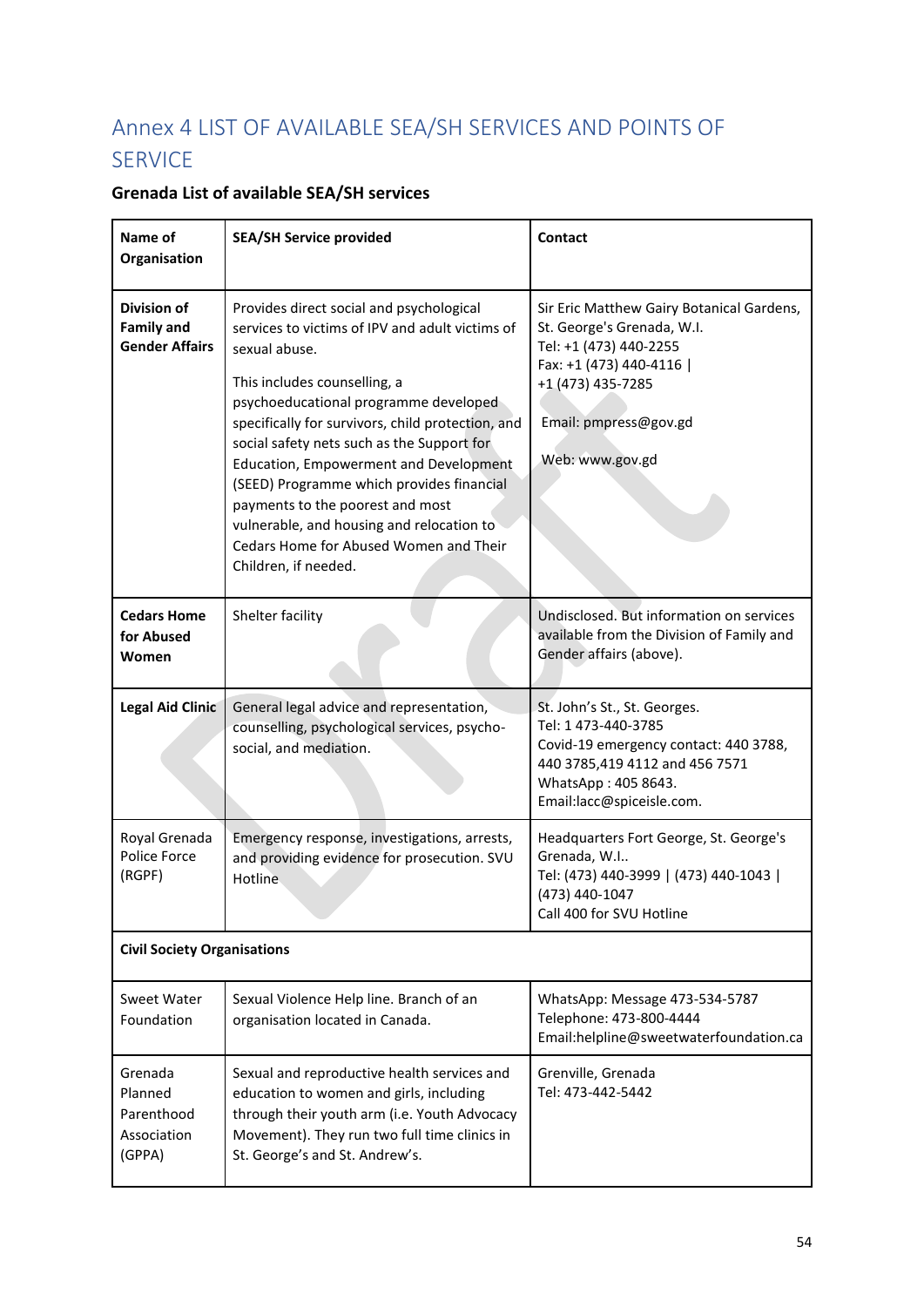# Annex 4 LIST OF AVAILABLE SEA/SH SERVICES AND POINTS OF SERVICE

**Grenada List of available SEA/SH services**

| **Name of Organisation** | **SEA/SH Service provided** | **Contact** |
|---|---|---|
| **Division of Family and Gender Affairs** | Provides direct social and psychological services to victims of IPV and adult victims of sexual abuse.<br><br>This includes counselling, a psychoeducational programme developed specifically for survivors, child protection, and social safety nets such as the Support for Education, Empowerment and Development (SEED) Programme which provides financial payments to the poorest and most vulnerable, and housing and relocation to Cedars Home for Abused Women and Their Children, if needed. | Sir Eric Matthew Gairy Botanical Gardens, St. George's Grenada, W.I.<br>Tel: +1 (473) 440-2255<br>Fax: +1 (473) 440-4116 \|<br>+1 (473) 435-7285<br><br>Email: pmpress@gov.gd<br><br>Web: www.gov.gd |
| **Cedars Home for Abused Women** | Shelter facility | Undisclosed. But information on services available from the Division of Family and Gender affairs (above). |
| **Legal Aid Clinic** | General legal advice and representation, counselling, psychological services, psycho-social, and mediation. | St. John's St., St. Georges.<br>Tel: 1 473-440-3785<br>Covid-19 emergency contact: 440 3788, 440 3785,419 4112 and 456 7571<br>WhatsApp : 405 8643.<br>Email:lacc@spiceisle.com. |
| Royal Grenada Police Force (RGPF) | Emergency response, investigations, arrests, and providing evidence for prosecution. SVU Hotline | Headquarters Fort George, St. George's Grenada, W.I..<br>Tel: (473) 440-3999 \| (473) 440-1043 \| (473) 440-1047<br>Call 400 for SVU Hotline |
| **Civil Society Organisations** | | |
| Sweet Water Foundation | Sexual Violence Help line. Branch of an organisation located in Canada. | WhatsApp: Message 473-534-5787<br>Telephone: 473-800-4444<br>Email:helpline@sweetwaterfoundation.ca |
| Grenada Planned Parenthood Association (GPPA) | Sexual and reproductive health services and education to women and girls, including through their youth arm (i.e. Youth Advocacy Movement). They run two full time clinics in St. George's and St. Andrew's. | Grenville, Grenada<br>Tel: 473-442-5442 |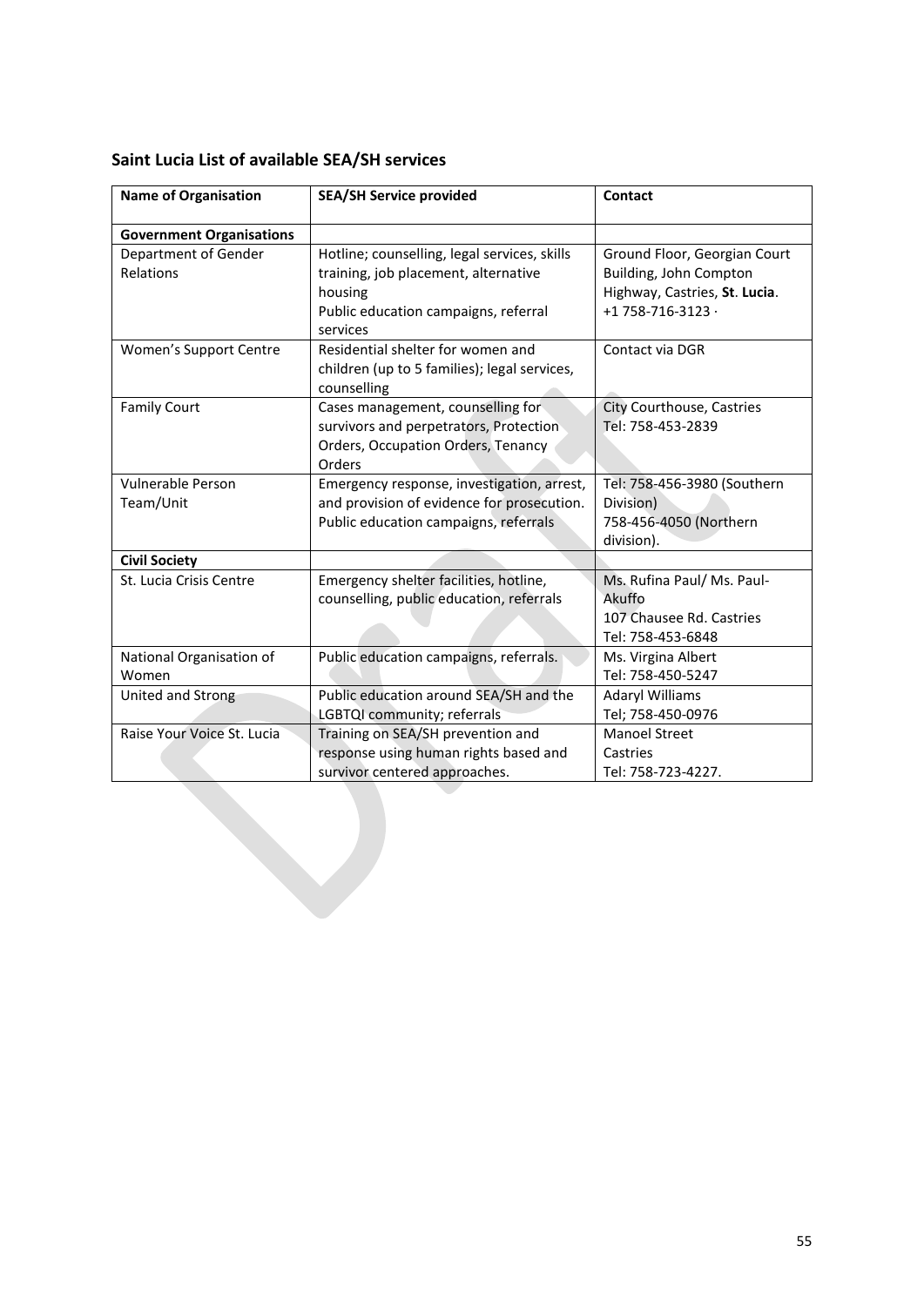## Saint Lucia List of available SEA/SH services

| Name of Organisation | SEA/SH Service provided | Contact |
|---|---|---|
| **Government Organisations** | | |
| Department of Gender Relations | Hotline; counselling, legal services, skills training, job placement, alternative housing<br>Public education campaigns, referral services | Ground Floor, Georgian Court Building, John Compton Highway, Castries, **St**. **Lucia**.<br>+1 758-716-3123 · |
| Women's Support Centre | Residential shelter for women and children (up to 5 families); legal services, counselling | Contact via DGR |
| Family Court | Cases management, counselling for survivors and perpetrators, Protection Orders, Occupation Orders, Tenancy Orders | City Courthouse, Castries<br>Tel: 758-453-2839 |
| Vulnerable Person Team/Unit | Emergency response, investigation, arrest, and provision of evidence for prosecution. Public education campaigns, referrals | Tel: 758-456-3980 (Southern Division)<br>758-456-4050 (Northern division). |
| **Civil Society** | | |
| St. Lucia Crisis Centre | Emergency shelter facilities, hotline, counselling, public education, referrals | Ms. Rufina Paul/ Ms. Paul-Akuffo<br>107 Chausee Rd. Castries<br>Tel: 758-453-6848 |
| National Organisation of Women | Public education campaigns, referrals. | Ms. Virgina Albert<br>Tel: 758-450-5247 |
| United and Strong | Public education around SEA/SH and the LGBTQI community; referrals | Adaryl Williams<br>Tel; 758-450-0976 |
| Raise Your Voice St. Lucia | Training on SEA/SH prevention and response using human rights based and survivor centered approaches. | Manoel Street<br>Castries<br>Tel: 758-723-4227. |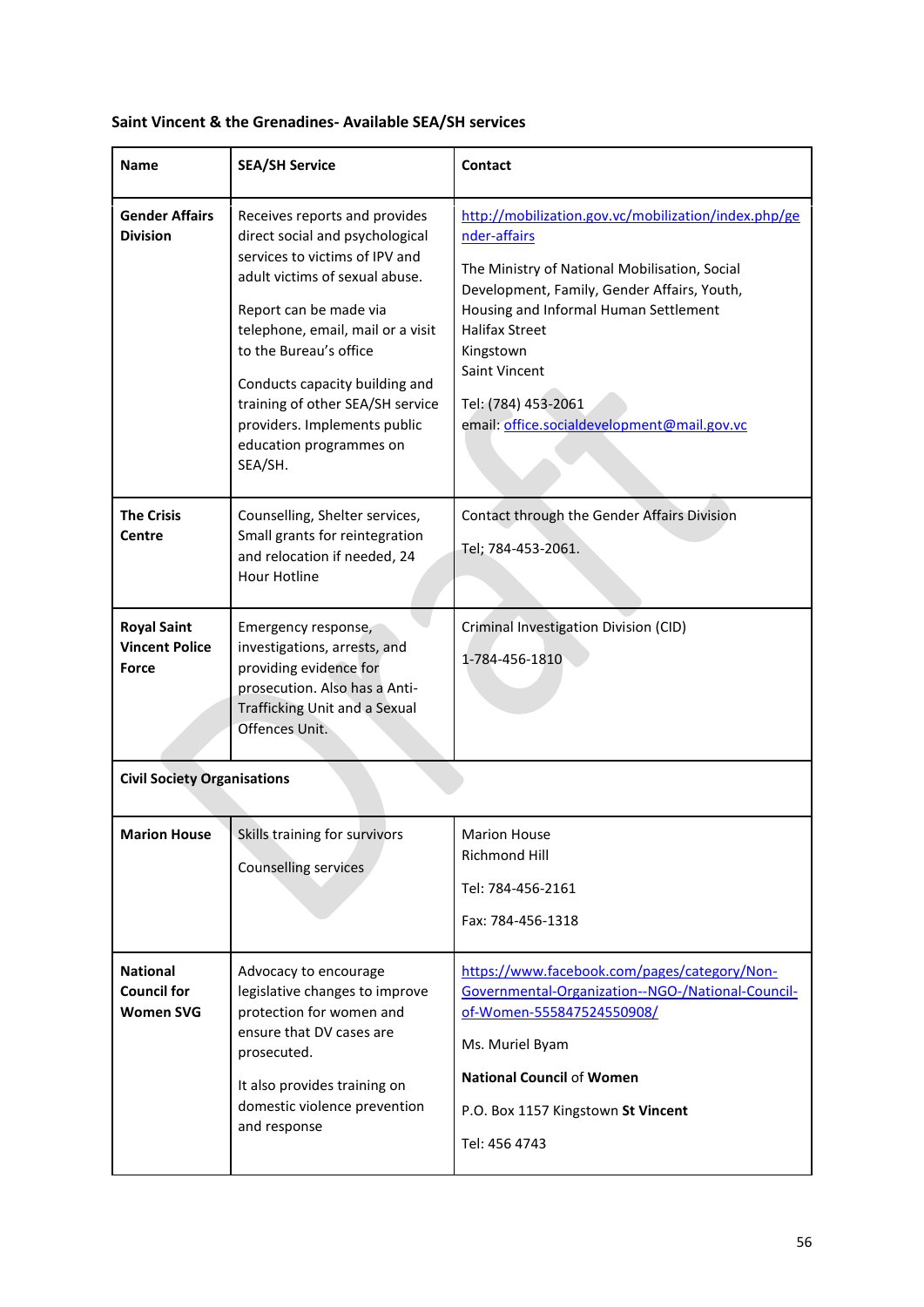**Saint Vincent & the Grenadines- Available SEA/SH services**

| Name | SEA/SH Service | Contact |
|---|---|---|
| **Gender Affairs Division** | Receives reports and provides direct social and psychological services to victims of IPV and adult victims of sexual abuse.<br><br>Report can be made via telephone, email, mail or a visit to the Bureau's office<br><br>Conducts capacity building and training of other SEA/SH service providers. Implements public education programmes on SEA/SH. | http://mobilization.gov.vc/mobilization/index.php/gender-affairs<br><br>The Ministry of National Mobilisation, Social Development, Family, Gender Affairs, Youth, Housing and Informal Human Settlement<br>Halifax Street<br>Kingstown<br>Saint Vincent<br><br>Tel: (784) 453-2061<br>email: office.socialdevelopment@mail.gov.vc |
| **The Crisis Centre** | Counselling, Shelter services, Small grants for reintegration and relocation if needed, 24 Hour Hotline | Contact through the Gender Affairs Division<br><br>Tel; 784-453-2061. |
| **Royal Saint Vincent Police Force** | Emergency response, investigations, arrests, and providing evidence for prosecution. Also has a Anti-Trafficking Unit and a Sexual Offences Unit. | Criminal Investigation Division (CID)<br><br>1-784-456-1810 |
| **Civil Society Organisations** | | |
| **Marion House** | Skills training for survivors<br><br>Counselling services | Marion House<br>Richmond Hill<br><br>Tel: 784-456-2161<br><br>Fax: 784-456-1318 |
| **National Council for Women SVG** | Advocacy to encourage legislative changes to improve protection for women and ensure that DV cases are prosecuted.<br><br>It also provides training on domestic violence prevention and response | https://www.facebook.com/pages/category/Non-Governmental-Organization--NGO-/National-Council-of-Women-555847524550908/<br><br>Ms. Muriel Byam<br><br>**National Council** of **Women**<br><br>P.O. Box 1157 Kingstown **St Vincent**<br><br>Tel: 456 4743 |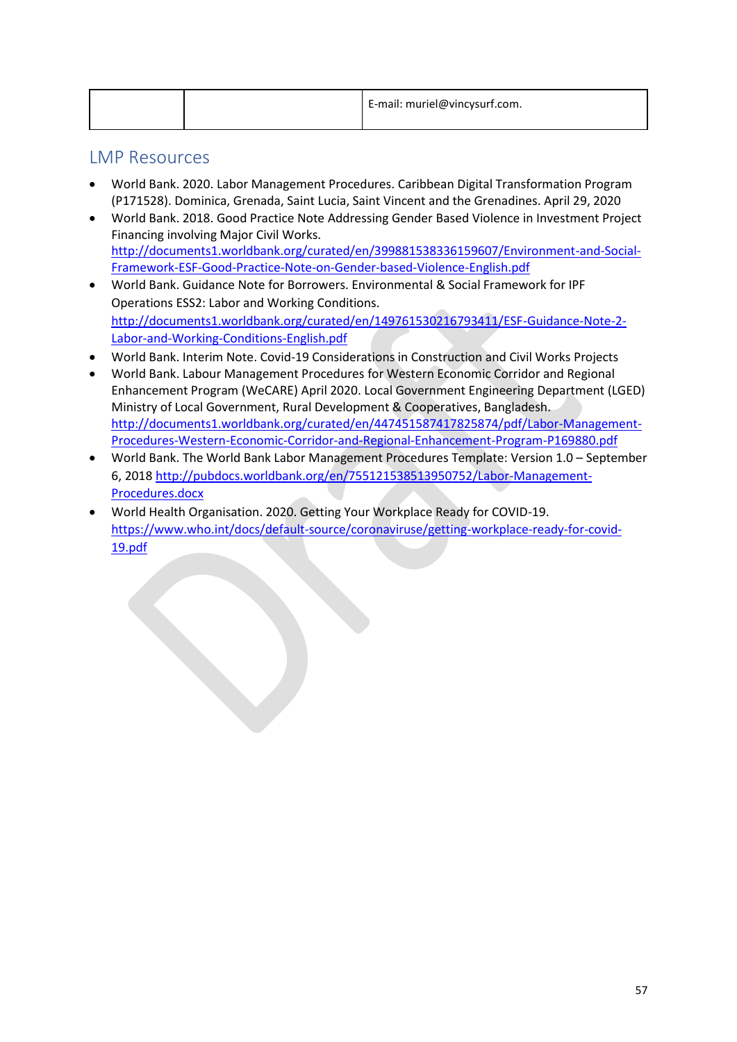| | | |
|---|---|---|
| | | E-mail: muriel@vincysurf.com. |

## LMP Resources

- World Bank. 2020. Labor Management Procedures. Caribbean Digital Transformation Program (P171528). Dominica, Grenada, Saint Lucia, Saint Vincent and the Grenadines. April 29, 2020
- World Bank. 2018. Good Practice Note Addressing Gender Based Violence in Investment Project Financing involving Major Civil Works. http://documents1.worldbank.org/curated/en/399881538336159607/Environment-and-Social-Framework-ESF-Good-Practice-Note-on-Gender-based-Violence-English.pdf
- World Bank. Guidance Note for Borrowers. Environmental & Social Framework for IPF Operations ESS2: Labor and Working Conditions. http://documents1.worldbank.org/curated/en/149761530216793411/ESF-Guidance-Note-2-Labor-and-Working-Conditions-English.pdf
- World Bank. Interim Note. Covid-19 Considerations in Construction and Civil Works Projects
- World Bank. Labour Management Procedures for Western Economic Corridor and Regional Enhancement Program (WeCARE) April 2020. Local Government Engineering Department (LGED) Ministry of Local Government, Rural Development & Cooperatives, Bangladesh. http://documents1.worldbank.org/curated/en/447451587417825874/pdf/Labor-Management-Procedures-Western-Economic-Corridor-and-Regional-Enhancement-Program-P169880.pdf
- World Bank. The World Bank Labor Management Procedures Template: Version 1.0 – September 6, 2018 http://pubdocs.worldbank.org/en/755121538513950752/Labor-Management-Procedures.docx
- World Health Organisation. 2020. Getting Your Workplace Ready for COVID-19. https://www.who.int/docs/default-source/coronaviruse/getting-workplace-ready-for-covid-19.pdf